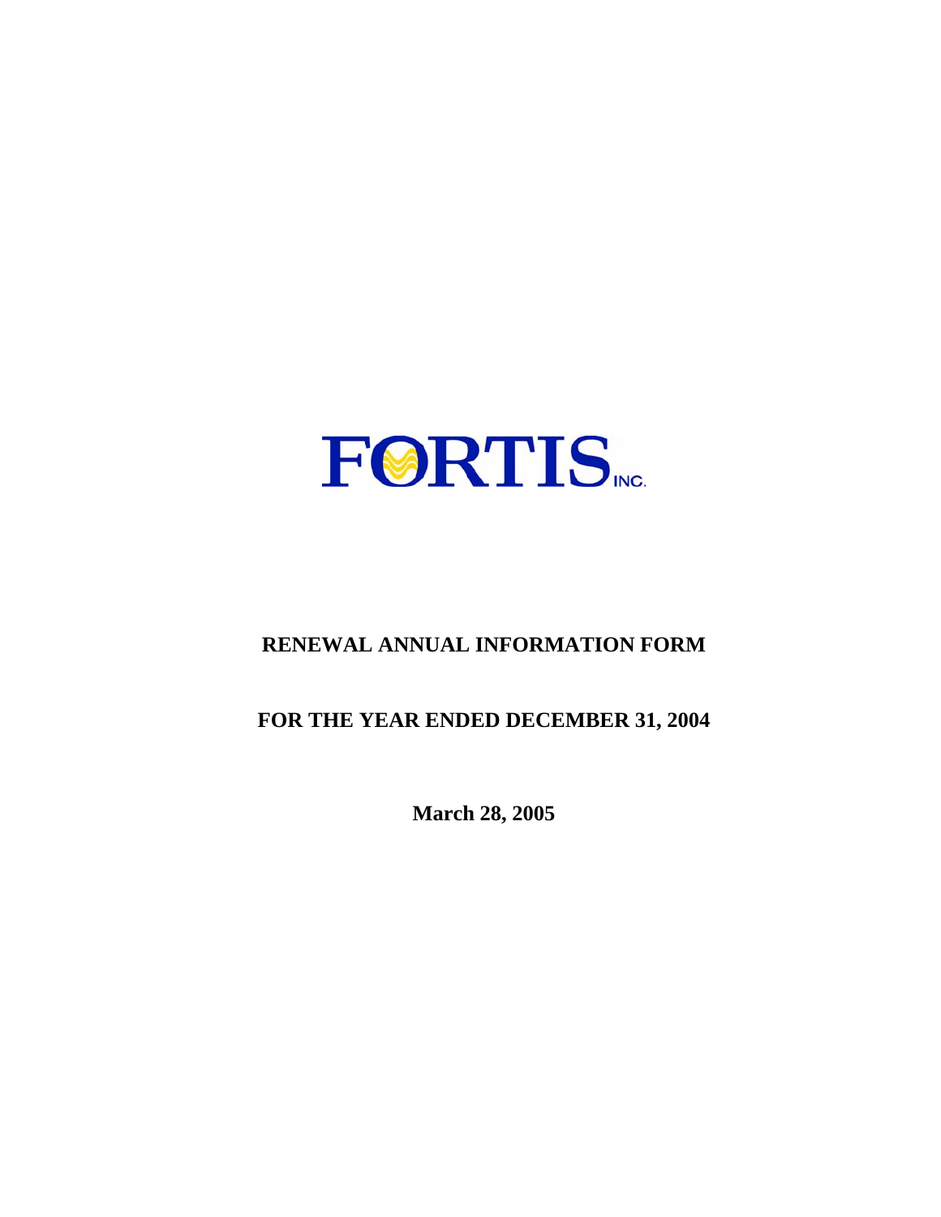FORTIS INC.

# RENEWAL ANNUAL INFORMATION FORM

## FOR THE YEAR ENDED DECEMBER 31, 2004

**March 28, 2005**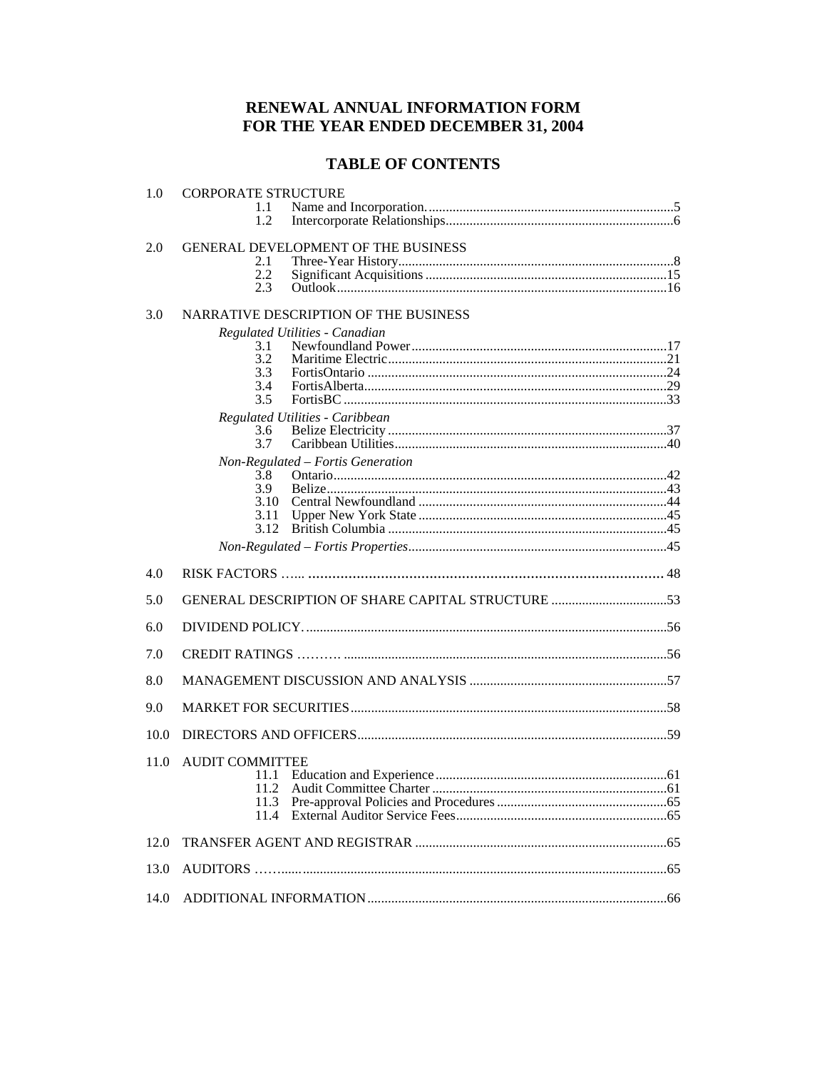# RENEWAL ANNUAL INFORMATION FORM FOR THE YEAR ENDED DECEMBER 31, 2004

## TABLE OF CONTENTS

1.0 CORPORATE STRUCTURE
- 1.1 Name and Incorporation........ 5
- 1.2 Intercorporate Relationships........ 6

2.0 GENERAL DEVELOPMENT OF THE BUSINESS
- 2.1 Three-Year History........ 8
- 2.2 Significant Acquisitions........ 15
- 2.3 Outlook........ 16

3.0 NARRATIVE DESCRIPTION OF THE BUSINESS

*Regulated Utilities - Canadian*
- 3.1 Newfoundland Power........ 17
- 3.2 Maritime Electric........ 21
- 3.3 FortisOntario........ 24
- 3.4 FortisAlberta........ 29
- 3.5 FortisBC........ 33

*Regulated Utilities - Caribbean*
- 3.6 Belize Electricity........ 37
- 3.7 Caribbean Utilities........ 40

*Non-Regulated – Fortis Generation*
- 3.8 Ontario........ 42
- 3.9 Belize........ 43
- 3.10 Central Newfoundland........ 44
- 3.11 Upper New York State........ 45
- 3.12 British Columbia........ 45

*Non-Regulated – Fortis Properties*........ 45

4.0 RISK FACTORS........ 48

5.0 GENERAL DESCRIPTION OF SHARE CAPITAL STRUCTURE........ 53

6.0 DIVIDEND POLICY........ 56

7.0 CREDIT RATINGS........ 56

8.0 MANAGEMENT DISCUSSION AND ANALYSIS........ 57

9.0 MARKET FOR SECURITIES........ 58

10.0 DIRECTORS AND OFFICERS........ 59

11.0 AUDIT COMMITTEE
- 11.1 Education and Experience........ 61
- 11.2 Audit Committee Charter........ 61
- 11.3 Pre-approval Policies and Procedures........ 65
- 11.4 External Auditor Service Fees........ 65

12.0 TRANSFER AGENT AND REGISTRAR........ 65

13.0 AUDITORS........ 65

14.0 ADDITIONAL INFORMATION........ 66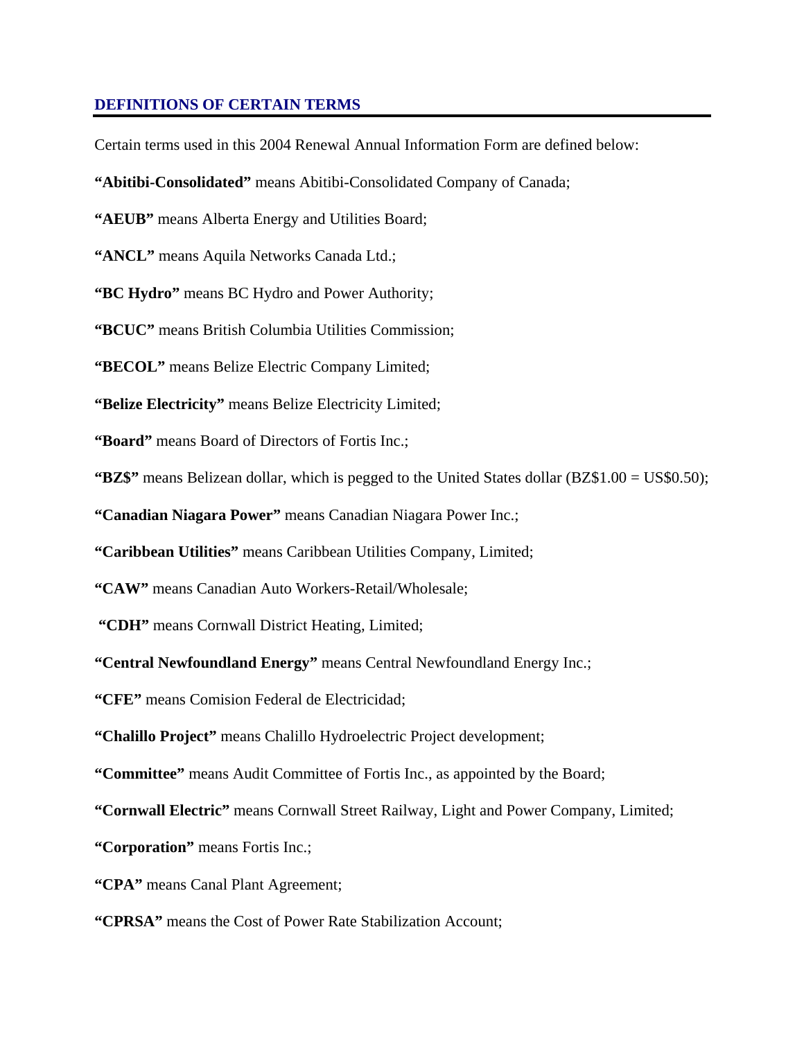## DEFINITIONS OF CERTAIN TERMS

Certain terms used in this 2004 Renewal Annual Information Form are defined below:

**"Abitibi-Consolidated"** means Abitibi-Consolidated Company of Canada;

**"AEUB"** means Alberta Energy and Utilities Board;

**"ANCL"** means Aquila Networks Canada Ltd.;

**"BC Hydro"** means BC Hydro and Power Authority;

**"BCUC"** means British Columbia Utilities Commission;

**"BECOL"** means Belize Electric Company Limited;

**"Belize Electricity"** means Belize Electricity Limited;

**"Board"** means Board of Directors of Fortis Inc.;

**"BZ$"** means Belizean dollar, which is pegged to the United States dollar (BZ$1.00 = US$0.50);

**"Canadian Niagara Power"** means Canadian Niagara Power Inc.;

**"Caribbean Utilities"** means Caribbean Utilities Company, Limited;

**"CAW"** means Canadian Auto Workers-Retail/Wholesale;

**"CDH"** means Cornwall District Heating, Limited;

**"Central Newfoundland Energy"** means Central Newfoundland Energy Inc.;

**"CFE"** means Comision Federal de Electricidad;

**"Chalillo Project"** means Chalillo Hydroelectric Project development;

**"Committee"** means Audit Committee of Fortis Inc., as appointed by the Board;

**"Cornwall Electric"** means Cornwall Street Railway, Light and Power Company, Limited;

**"Corporation"** means Fortis Inc.;

**"CPA"** means Canal Plant Agreement;

**"CPRSA"** means the Cost of Power Rate Stabilization Account;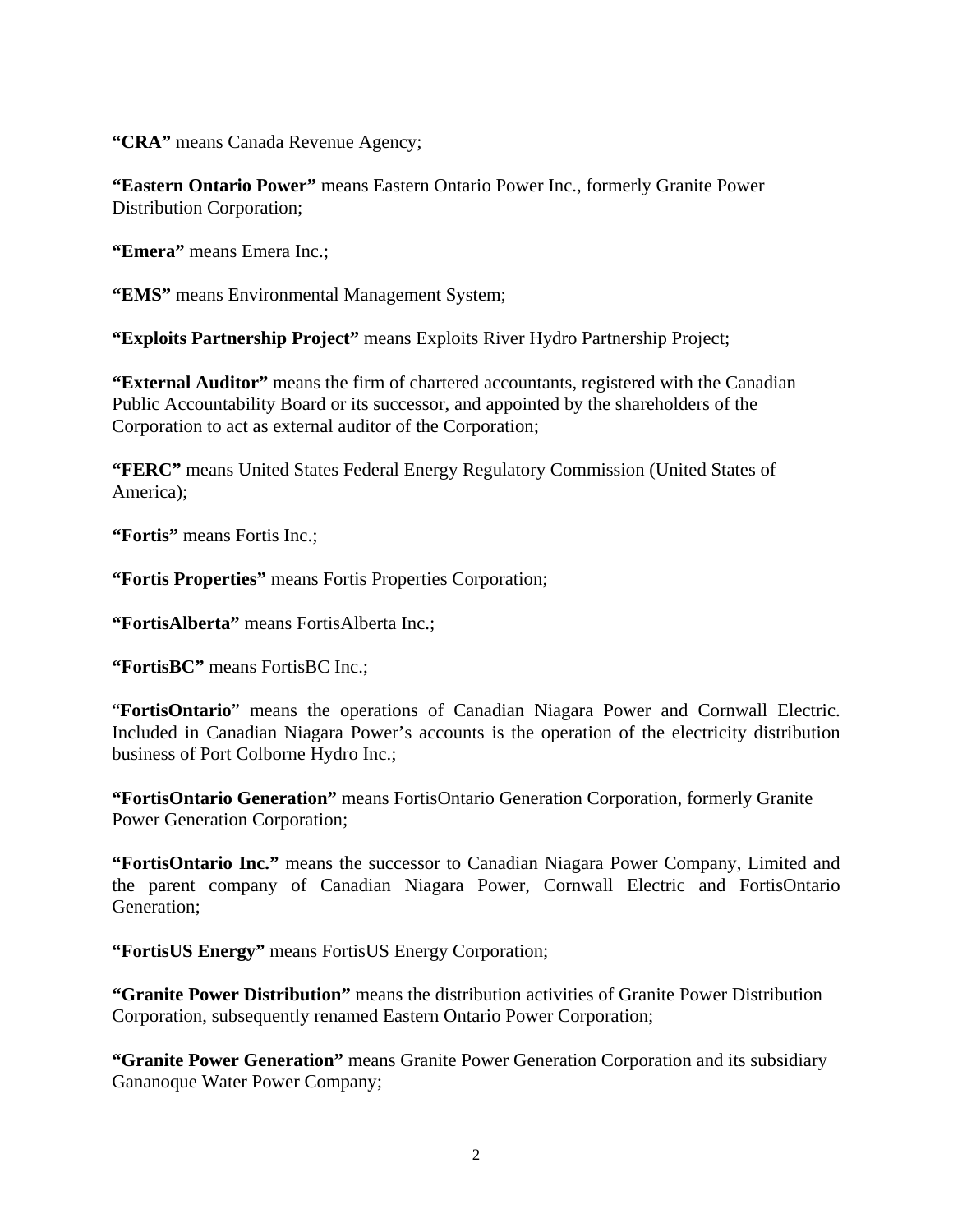**"CRA"** means Canada Revenue Agency;

**"Eastern Ontario Power"** means Eastern Ontario Power Inc., formerly Granite Power Distribution Corporation;

**"Emera"** means Emera Inc.;

**"EMS"** means Environmental Management System;

**"Exploits Partnership Project"** means Exploits River Hydro Partnership Project;

**"External Auditor"** means the firm of chartered accountants, registered with the Canadian Public Accountability Board or its successor, and appointed by the shareholders of the Corporation to act as external auditor of the Corporation;

**"FERC"** means United States Federal Energy Regulatory Commission (United States of America);

**"Fortis"** means Fortis Inc.;

**"Fortis Properties"** means Fortis Properties Corporation;

**"FortisAlberta"** means FortisAlberta Inc.;

**"FortisBC"** means FortisBC Inc.;

"**FortisOntario**" means the operations of Canadian Niagara Power and Cornwall Electric. Included in Canadian Niagara Power's accounts is the operation of the electricity distribution business of Port Colborne Hydro Inc.;

**"FortisOntario Generation"** means FortisOntario Generation Corporation, formerly Granite Power Generation Corporation;

**"FortisOntario Inc."** means the successor to Canadian Niagara Power Company, Limited and the parent company of Canadian Niagara Power, Cornwall Electric and FortisOntario Generation;

**"FortisUS Energy"** means FortisUS Energy Corporation;

**"Granite Power Distribution"** means the distribution activities of Granite Power Distribution Corporation, subsequently renamed Eastern Ontario Power Corporation;

**"Granite Power Generation"** means Granite Power Generation Corporation and its subsidiary Gananoque Water Power Company;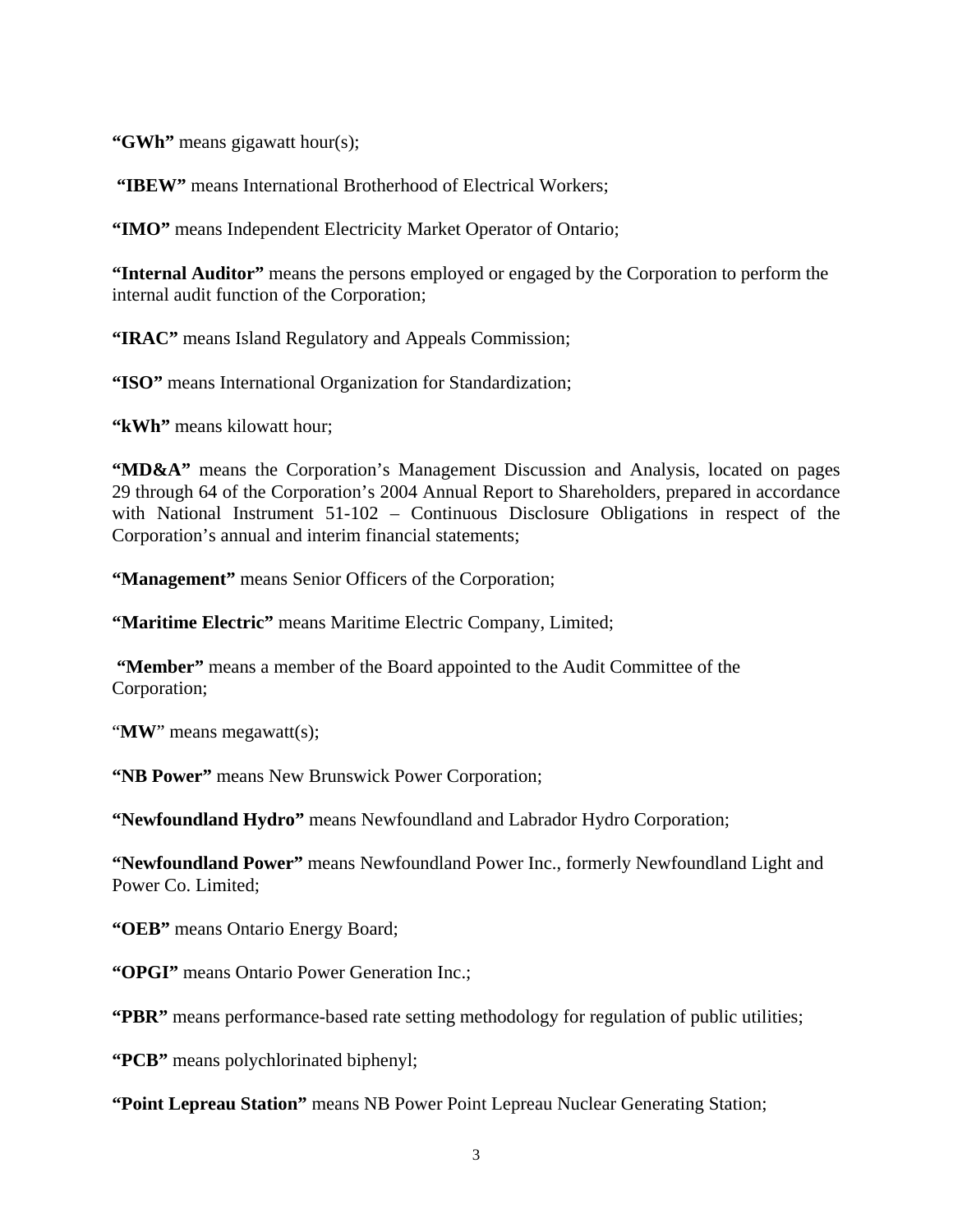**"GWh"** means gigawatt hour(s);

**"IBEW"** means International Brotherhood of Electrical Workers;

**"IMO"** means Independent Electricity Market Operator of Ontario;

**"Internal Auditor"** means the persons employed or engaged by the Corporation to perform the internal audit function of the Corporation;

**"IRAC"** means Island Regulatory and Appeals Commission;

**"ISO"** means International Organization for Standardization;

**"kWh"** means kilowatt hour;

**"MD&A"** means the Corporation's Management Discussion and Analysis, located on pages 29 through 64 of the Corporation's 2004 Annual Report to Shareholders, prepared in accordance with National Instrument 51-102 – Continuous Disclosure Obligations in respect of the Corporation's annual and interim financial statements;

**"Management"** means Senior Officers of the Corporation;

**"Maritime Electric"** means Maritime Electric Company, Limited;

**"Member"** means a member of the Board appointed to the Audit Committee of the Corporation;

"**MW**" means megawatt(s);

**"NB Power"** means New Brunswick Power Corporation;

**"Newfoundland Hydro"** means Newfoundland and Labrador Hydro Corporation;

**"Newfoundland Power"** means Newfoundland Power Inc., formerly Newfoundland Light and Power Co. Limited;

**"OEB"** means Ontario Energy Board;

**"OPGI"** means Ontario Power Generation Inc.;

**"PBR"** means performance-based rate setting methodology for regulation of public utilities;

**"PCB"** means polychlorinated biphenyl;

**"Point Lepreau Station"** means NB Power Point Lepreau Nuclear Generating Station;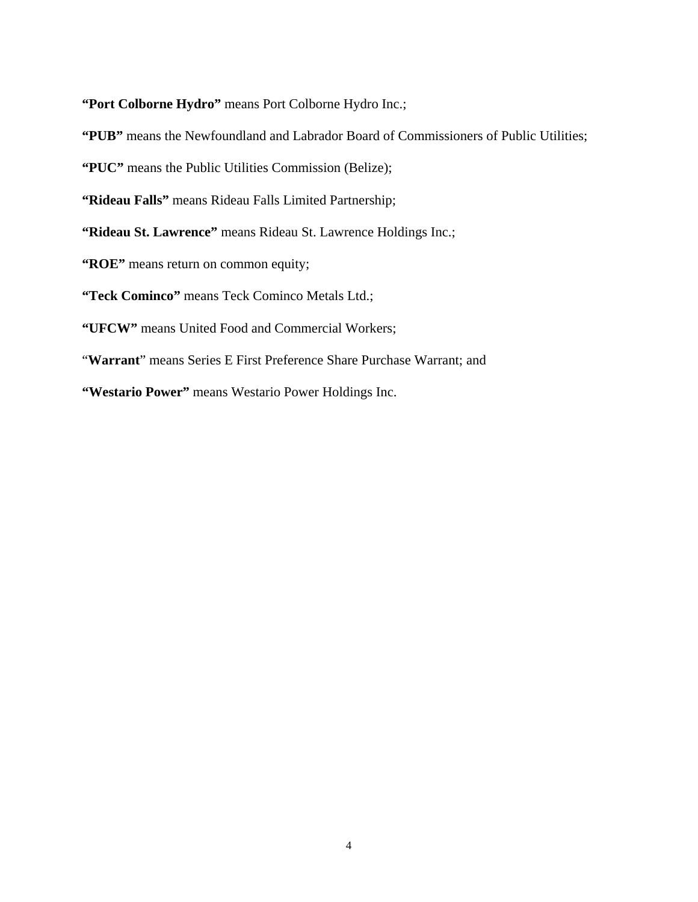**"Port Colborne Hydro"** means Port Colborne Hydro Inc.;

**"PUB"** means the Newfoundland and Labrador Board of Commissioners of Public Utilities;

**"PUC"** means the Public Utilities Commission (Belize);

**"Rideau Falls"** means Rideau Falls Limited Partnership;

**"Rideau St. Lawrence"** means Rideau St. Lawrence Holdings Inc.;

**"ROE"** means return on common equity;

**"Teck Cominco"** means Teck Cominco Metals Ltd.;

**"UFCW"** means United Food and Commercial Workers;

"**Warrant**" means Series E First Preference Share Purchase Warrant; and

**"Westario Power"** means Westario Power Holdings Inc.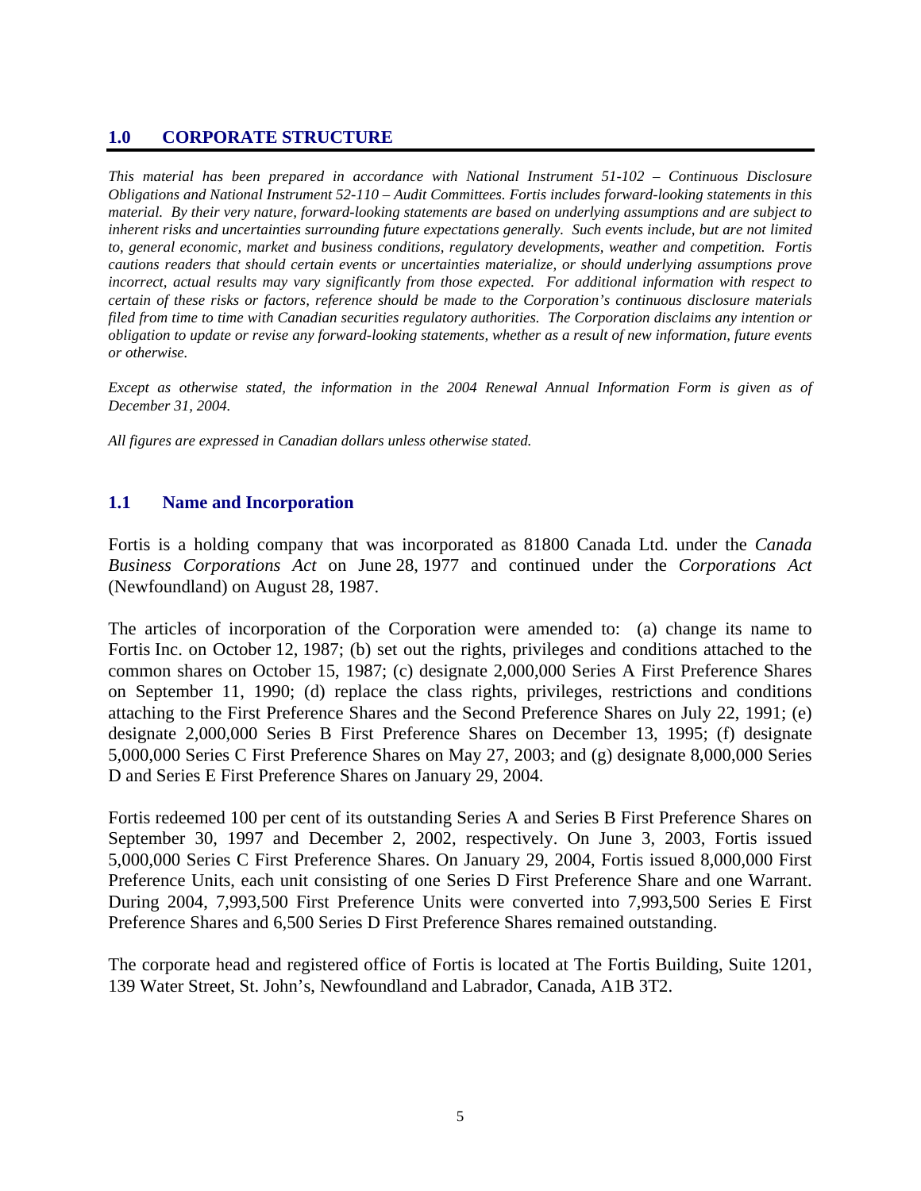## 1.0 CORPORATE STRUCTURE

*This material has been prepared in accordance with National Instrument 51-102 – Continuous Disclosure Obligations and National Instrument 52-110 – Audit Committees. Fortis includes forward-looking statements in this material. By their very nature, forward-looking statements are based on underlying assumptions and are subject to inherent risks and uncertainties surrounding future expectations generally. Such events include, but are not limited to, general economic, market and business conditions, regulatory developments, weather and competition. Fortis cautions readers that should certain events or uncertainties materialize, or should underlying assumptions prove incorrect, actual results may vary significantly from those expected. For additional information with respect to certain of these risks or factors, reference should be made to the Corporation's continuous disclosure materials filed from time to time with Canadian securities regulatory authorities. The Corporation disclaims any intention or obligation to update or revise any forward-looking statements, whether as a result of new information, future events or otherwise.*

*Except as otherwise stated, the information in the 2004 Renewal Annual Information Form is given as of December 31, 2004.*

*All figures are expressed in Canadian dollars unless otherwise stated.*

### 1.1 Name and Incorporation

Fortis is a holding company that was incorporated as 81800 Canada Ltd. under the *Canada Business Corporations Act* on June 28, 1977 and continued under the *Corporations Act* (Newfoundland) on August 28, 1987.

The articles of incorporation of the Corporation were amended to: (a) change its name to Fortis Inc. on October 12, 1987; (b) set out the rights, privileges and conditions attached to the common shares on October 15, 1987; (c) designate 2,000,000 Series A First Preference Shares on September 11, 1990; (d) replace the class rights, privileges, restrictions and conditions attaching to the First Preference Shares and the Second Preference Shares on July 22, 1991; (e) designate 2,000,000 Series B First Preference Shares on December 13, 1995; (f) designate 5,000,000 Series C First Preference Shares on May 27, 2003; and (g) designate 8,000,000 Series D and Series E First Preference Shares on January 29, 2004.

Fortis redeemed 100 per cent of its outstanding Series A and Series B First Preference Shares on September 30, 1997 and December 2, 2002, respectively. On June 3, 2003, Fortis issued 5,000,000 Series C First Preference Shares. On January 29, 2004, Fortis issued 8,000,000 First Preference Units, each unit consisting of one Series D First Preference Share and one Warrant. During 2004, 7,993,500 First Preference Units were converted into 7,993,500 Series E First Preference Shares and 6,500 Series D First Preference Shares remained outstanding.

The corporate head and registered office of Fortis is located at The Fortis Building, Suite 1201, 139 Water Street, St. John's, Newfoundland and Labrador, Canada, A1B 3T2.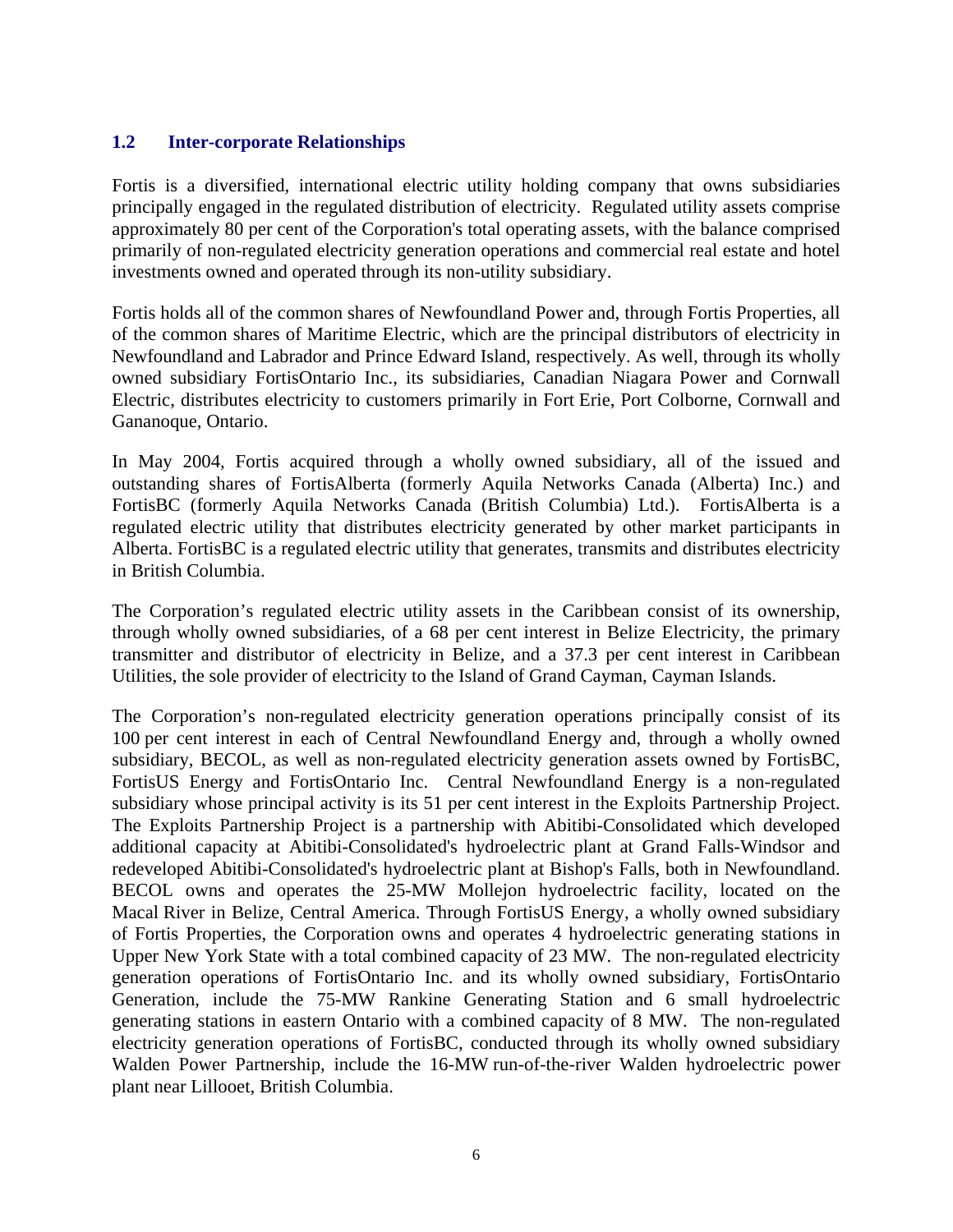## 1.2 Inter-corporate Relationships

Fortis is a diversified, international electric utility holding company that owns subsidiaries principally engaged in the regulated distribution of electricity. Regulated utility assets comprise approximately 80 per cent of the Corporation's total operating assets, with the balance comprised primarily of non-regulated electricity generation operations and commercial real estate and hotel investments owned and operated through its non-utility subsidiary.

Fortis holds all of the common shares of Newfoundland Power and, through Fortis Properties, all of the common shares of Maritime Electric, which are the principal distributors of electricity in Newfoundland and Labrador and Prince Edward Island, respectively. As well, through its wholly owned subsidiary FortisOntario Inc., its subsidiaries, Canadian Niagara Power and Cornwall Electric, distributes electricity to customers primarily in Fort Erie, Port Colborne, Cornwall and Gananoque, Ontario.

In May 2004, Fortis acquired through a wholly owned subsidiary, all of the issued and outstanding shares of FortisAlberta (formerly Aquila Networks Canada (Alberta) Inc.) and FortisBC (formerly Aquila Networks Canada (British Columbia) Ltd.). FortisAlberta is a regulated electric utility that distributes electricity generated by other market participants in Alberta. FortisBC is a regulated electric utility that generates, transmits and distributes electricity in British Columbia.

The Corporation's regulated electric utility assets in the Caribbean consist of its ownership, through wholly owned subsidiaries, of a 68 per cent interest in Belize Electricity, the primary transmitter and distributor of electricity in Belize, and a 37.3 per cent interest in Caribbean Utilities, the sole provider of electricity to the Island of Grand Cayman, Cayman Islands.

The Corporation's non-regulated electricity generation operations principally consist of its 100 per cent interest in each of Central Newfoundland Energy and, through a wholly owned subsidiary, BECOL, as well as non-regulated electricity generation assets owned by FortisBC, FortisUS Energy and FortisOntario Inc. Central Newfoundland Energy is a non-regulated subsidiary whose principal activity is its 51 per cent interest in the Exploits Partnership Project. The Exploits Partnership Project is a partnership with Abitibi-Consolidated which developed additional capacity at Abitibi-Consolidated's hydroelectric plant at Grand Falls-Windsor and redeveloped Abitibi-Consolidated's hydroelectric plant at Bishop's Falls, both in Newfoundland. BECOL owns and operates the 25-MW Mollejon hydroelectric facility, located on the Macal River in Belize, Central America. Through FortisUS Energy, a wholly owned subsidiary of Fortis Properties, the Corporation owns and operates 4 hydroelectric generating stations in Upper New York State with a total combined capacity of 23 MW. The non-regulated electricity generation operations of FortisOntario Inc. and its wholly owned subsidiary, FortisOntario Generation, include the 75-MW Rankine Generating Station and 6 small hydroelectric generating stations in eastern Ontario with a combined capacity of 8 MW. The non-regulated electricity generation operations of FortisBC, conducted through its wholly owned subsidiary Walden Power Partnership, include the 16-MW run-of-the-river Walden hydroelectric power plant near Lillooet, British Columbia.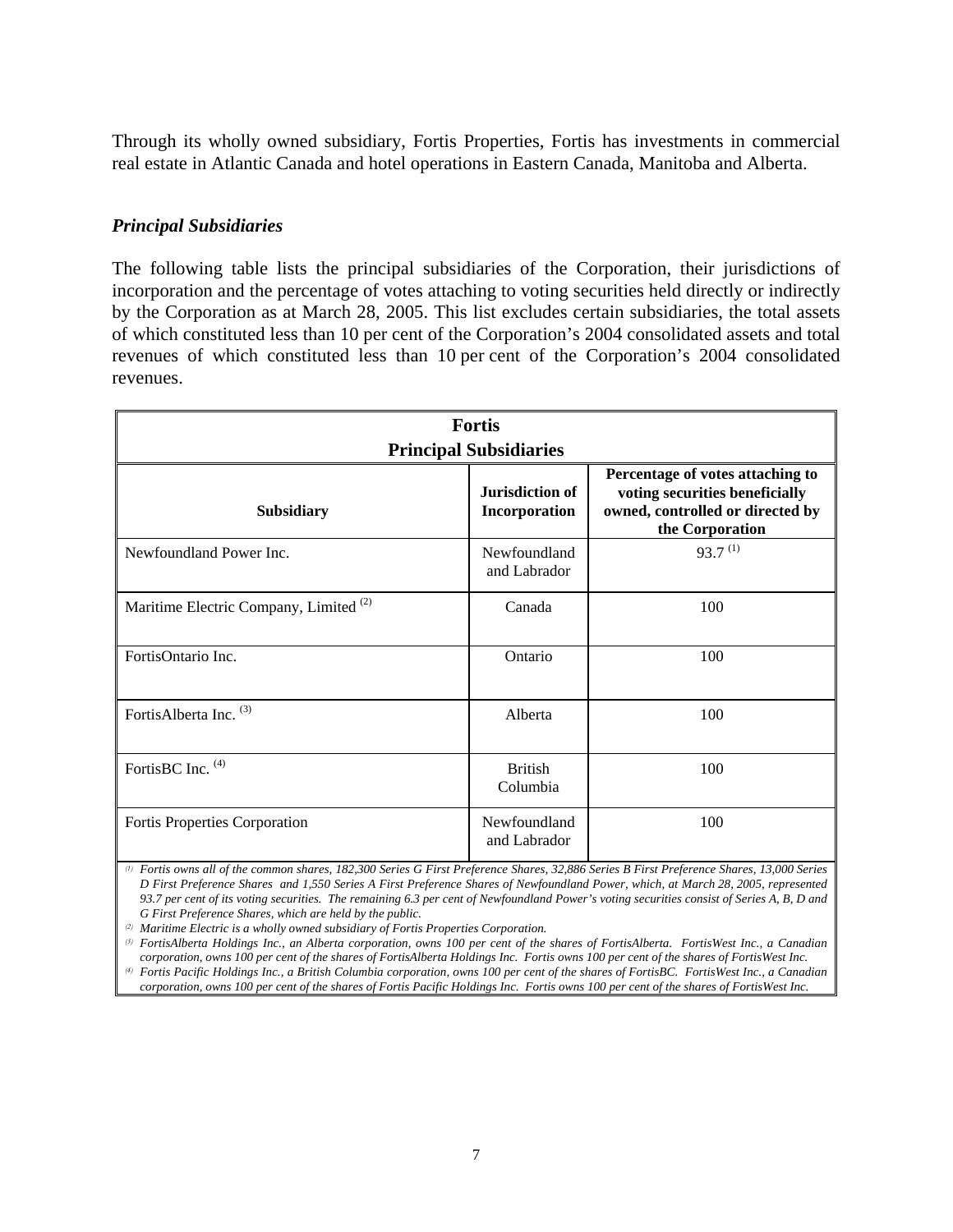Through its wholly owned subsidiary, Fortis Properties, Fortis has investments in commercial real estate in Atlantic Canada and hotel operations in Eastern Canada, Manitoba and Alberta.

***Principal Subsidiaries***

The following table lists the principal subsidiaries of the Corporation, their jurisdictions of incorporation and the percentage of votes attaching to voting securities held directly or indirectly by the Corporation as at March 28, 2005. This list excludes certain subsidiaries, the total assets of which constituted less than 10 per cent of the Corporation's 2004 consolidated assets and total revenues of which constituted less than 10 per cent of the Corporation's 2004 consolidated revenues.

**Fortis**
**Principal Subsidiaries**

| Subsidiary | Jurisdiction of Incorporation | Percentage of votes attaching to voting securities beneficially owned, controlled or directed by the Corporation |
|---|---|---|
| Newfoundland Power Inc. | Newfoundland and Labrador | 93.7 (1) |
| Maritime Electric Company, Limited (2) | Canada | 100 |
| FortisOntario Inc. | Ontario | 100 |
| FortisAlberta Inc. (3) | Alberta | 100 |
| FortisBC Inc. (4) | British Columbia | 100 |
| Fortis Properties Corporation | Newfoundland and Labrador | 100 |

*(1) Fortis owns all of the common shares, 182,300 Series G First Preference Shares, 32,886 Series B First Preference Shares, 13,000 Series D First Preference Shares and 1,550 Series A First Preference Shares of Newfoundland Power, which, at March 28, 2005, represented 93.7 per cent of its voting securities. The remaining 6.3 per cent of Newfoundland Power's voting securities consist of Series A, B, D and G First Preference Shares, which are held by the public.*

*(2) Maritime Electric is a wholly owned subsidiary of Fortis Properties Corporation.*

*(3) FortisAlberta Holdings Inc., an Alberta corporation, owns 100 per cent of the shares of FortisAlberta. FortisWest Inc., a Canadian corporation, owns 100 per cent of the shares of FortisAlberta Holdings Inc. Fortis owns 100 per cent of the shares of FortisWest Inc.*

*(4) Fortis Pacific Holdings Inc., a British Columbia corporation, owns 100 per cent of the shares of FortisBC. FortisWest Inc., a Canadian corporation, owns 100 per cent of the shares of Fortis Pacific Holdings Inc. Fortis owns 100 per cent of the shares of FortisWest Inc.*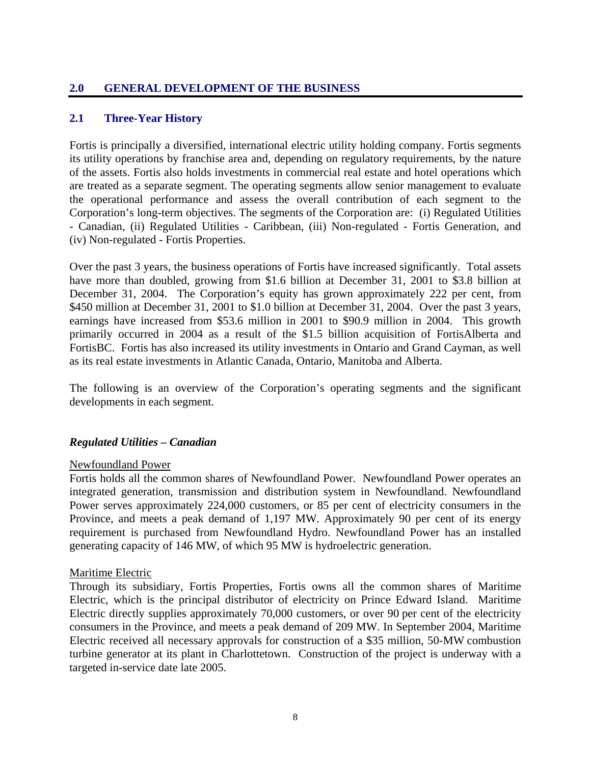## 2.0 GENERAL DEVELOPMENT OF THE BUSINESS

### 2.1 Three-Year History

Fortis is principally a diversified, international electric utility holding company. Fortis segments its utility operations by franchise area and, depending on regulatory requirements, by the nature of the assets. Fortis also holds investments in commercial real estate and hotel operations which are treated as a separate segment. The operating segments allow senior management to evaluate the operational performance and assess the overall contribution of each segment to the Corporation's long-term objectives. The segments of the Corporation are: (i) Regulated Utilities - Canadian, (ii) Regulated Utilities - Caribbean, (iii) Non-regulated - Fortis Generation, and (iv) Non-regulated - Fortis Properties.

Over the past 3 years, the business operations of Fortis have increased significantly. Total assets have more than doubled, growing from $1.6 billion at December 31, 2001 to $3.8 billion at December 31, 2004. The Corporation's equity has grown approximately 222 per cent, from $450 million at December 31, 2001 to $1.0 billion at December 31, 2004. Over the past 3 years, earnings have increased from $53.6 million in 2001 to $90.9 million in 2004. This growth primarily occurred in 2004 as a result of the $1.5 billion acquisition of FortisAlberta and FortisBC. Fortis has also increased its utility investments in Ontario and Grand Cayman, as well as its real estate investments in Atlantic Canada, Ontario, Manitoba and Alberta.

The following is an overview of the Corporation's operating segments and the significant developments in each segment.

***Regulated Utilities – Canadian***

Newfoundland Power

Fortis holds all the common shares of Newfoundland Power. Newfoundland Power operates an integrated generation, transmission and distribution system in Newfoundland. Newfoundland Power serves approximately 224,000 customers, or 85 per cent of electricity consumers in the Province, and meets a peak demand of 1,197 MW. Approximately 90 per cent of its energy requirement is purchased from Newfoundland Hydro. Newfoundland Power has an installed generating capacity of 146 MW, of which 95 MW is hydroelectric generation.

Maritime Electric

Through its subsidiary, Fortis Properties, Fortis owns all the common shares of Maritime Electric, which is the principal distributor of electricity on Prince Edward Island. Maritime Electric directly supplies approximately 70,000 customers, or over 90 per cent of the electricity consumers in the Province, and meets a peak demand of 209 MW. In September 2004, Maritime Electric received all necessary approvals for construction of a $35 million, 50-MW combustion turbine generator at its plant in Charlottetown. Construction of the project is underway with a targeted in-service date late 2005.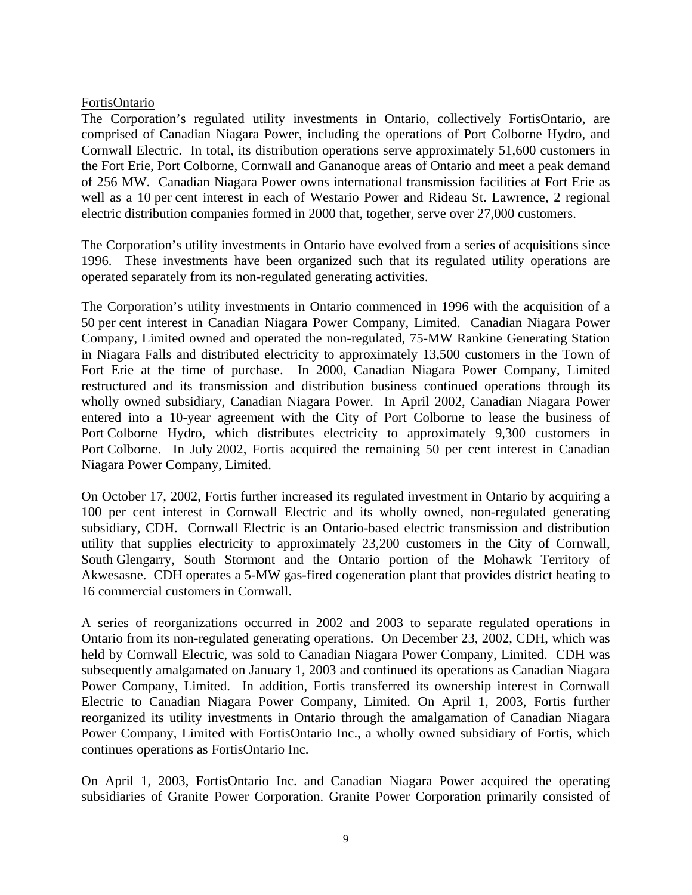FortisOntario

The Corporation's regulated utility investments in Ontario, collectively FortisOntario, are comprised of Canadian Niagara Power, including the operations of Port Colborne Hydro, and Cornwall Electric. In total, its distribution operations serve approximately 51,600 customers in the Fort Erie, Port Colborne, Cornwall and Gananoque areas of Ontario and meet a peak demand of 256 MW. Canadian Niagara Power owns international transmission facilities at Fort Erie as well as a 10 per cent interest in each of Westario Power and Rideau St. Lawrence, 2 regional electric distribution companies formed in 2000 that, together, serve over 27,000 customers.

The Corporation's utility investments in Ontario have evolved from a series of acquisitions since 1996. These investments have been organized such that its regulated utility operations are operated separately from its non-regulated generating activities.

The Corporation's utility investments in Ontario commenced in 1996 with the acquisition of a 50 per cent interest in Canadian Niagara Power Company, Limited. Canadian Niagara Power Company, Limited owned and operated the non-regulated, 75-MW Rankine Generating Station in Niagara Falls and distributed electricity to approximately 13,500 customers in the Town of Fort Erie at the time of purchase. In 2000, Canadian Niagara Power Company, Limited restructured and its transmission and distribution business continued operations through its wholly owned subsidiary, Canadian Niagara Power. In April 2002, Canadian Niagara Power entered into a 10-year agreement with the City of Port Colborne to lease the business of Port Colborne Hydro, which distributes electricity to approximately 9,300 customers in Port Colborne. In July 2002, Fortis acquired the remaining 50 per cent interest in Canadian Niagara Power Company, Limited.

On October 17, 2002, Fortis further increased its regulated investment in Ontario by acquiring a 100 per cent interest in Cornwall Electric and its wholly owned, non-regulated generating subsidiary, CDH. Cornwall Electric is an Ontario-based electric transmission and distribution utility that supplies electricity to approximately 23,200 customers in the City of Cornwall, South Glengarry, South Stormont and the Ontario portion of the Mohawk Territory of Akwesasne. CDH operates a 5-MW gas-fired cogeneration plant that provides district heating to 16 commercial customers in Cornwall.

A series of reorganizations occurred in 2002 and 2003 to separate regulated operations in Ontario from its non-regulated generating operations. On December 23, 2002, CDH, which was held by Cornwall Electric, was sold to Canadian Niagara Power Company, Limited. CDH was subsequently amalgamated on January 1, 2003 and continued its operations as Canadian Niagara Power Company, Limited. In addition, Fortis transferred its ownership interest in Cornwall Electric to Canadian Niagara Power Company, Limited. On April 1, 2003, Fortis further reorganized its utility investments in Ontario through the amalgamation of Canadian Niagara Power Company, Limited with FortisOntario Inc., a wholly owned subsidiary of Fortis, which continues operations as FortisOntario Inc.

On April 1, 2003, FortisOntario Inc. and Canadian Niagara Power acquired the operating subsidiaries of Granite Power Corporation. Granite Power Corporation primarily consisted of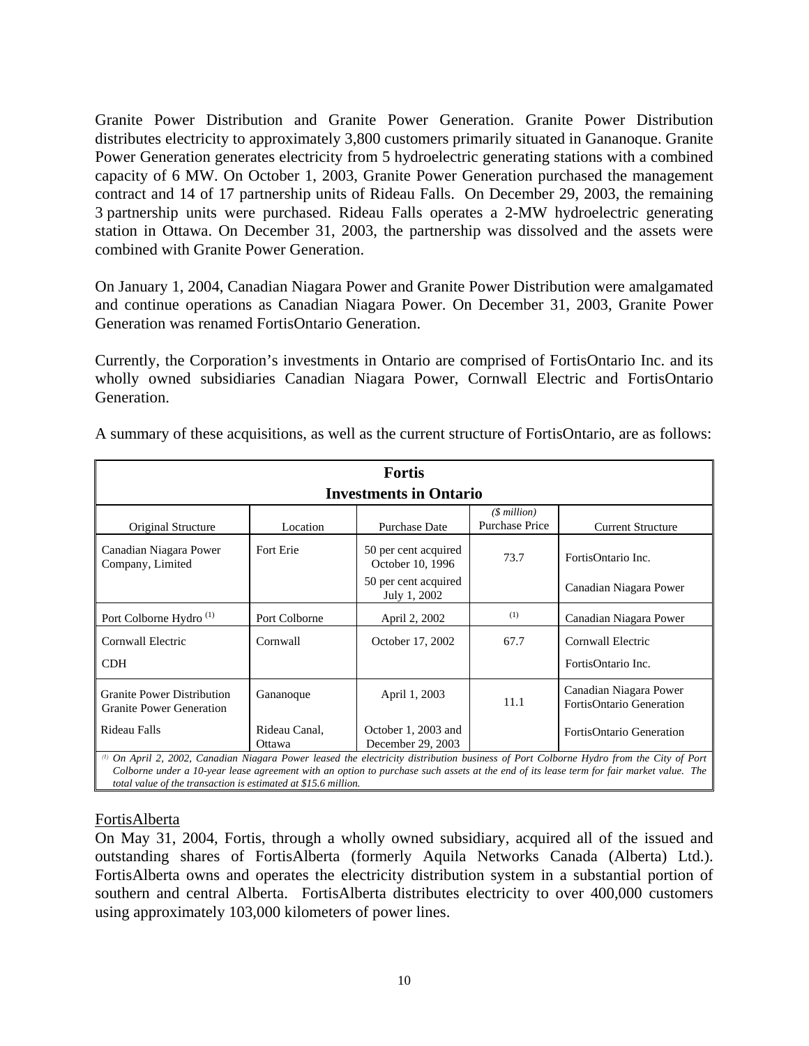Granite Power Distribution and Granite Power Generation. Granite Power Distribution distributes electricity to approximately 3,800 customers primarily situated in Gananoque. Granite Power Generation generates electricity from 5 hydroelectric generating stations with a combined capacity of 6 MW. On October 1, 2003, Granite Power Generation purchased the management contract and 14 of 17 partnership units of Rideau Falls. On December 29, 2003, the remaining 3 partnership units were purchased. Rideau Falls operates a 2-MW hydroelectric generating station in Ottawa. On December 31, 2003, the partnership was dissolved and the assets were combined with Granite Power Generation.

On January 1, 2004, Canadian Niagara Power and Granite Power Distribution were amalgamated and continue operations as Canadian Niagara Power. On December 31, 2003, Granite Power Generation was renamed FortisOntario Generation.

Currently, the Corporation's investments in Ontario are comprised of FortisOntario Inc. and its wholly owned subsidiaries Canadian Niagara Power, Cornwall Electric and FortisOntario Generation.

A summary of these acquisitions, as well as the current structure of FortisOntario, are as follows:

**Fortis**
**Investments in Ontario**

| Original Structure | Location | Purchase Date | *($ million)* Purchase Price | Current Structure |
|---|---|---|---|---|
| Canadian Niagara Power Company, Limited | Fort Erie | 50 per cent acquired October 10, 1996 | 73.7 | FortisOntario Inc. |
| | | 50 per cent acquired July 1, 2002 | | Canadian Niagara Power |
| Port Colborne Hydro [1] | Port Colborne | April 2, 2002 | [1] | Canadian Niagara Power |
| Cornwall Electric | Cornwall | October 17, 2002 | 67.7 | Cornwall Electric |
| CDH | | | | FortisOntario Inc. |
| Granite Power Distribution<br>Granite Power Generation | Gananoque | April 1, 2003 | 11.1 | Canadian Niagara Power<br>FortisOntario Generation |
| Rideau Falls | Rideau Canal, Ottawa | October 1, 2003 and December 29, 2003 | | FortisOntario Generation |

*[1] On April 2, 2002, Canadian Niagara Power leased the electricity distribution business of Port Colborne Hydro from the City of Port Colborne under a 10-year lease agreement with an option to purchase such assets at the end of its lease term for fair market value. The total value of the transaction is estimated at $15.6 million.*

FortisAlberta

On May 31, 2004, Fortis, through a wholly owned subsidiary, acquired all of the issued and outstanding shares of FortisAlberta (formerly Aquila Networks Canada (Alberta) Ltd.). FortisAlberta owns and operates the electricity distribution system in a substantial portion of southern and central Alberta. FortisAlberta distributes electricity to over 400,000 customers using approximately 103,000 kilometers of power lines.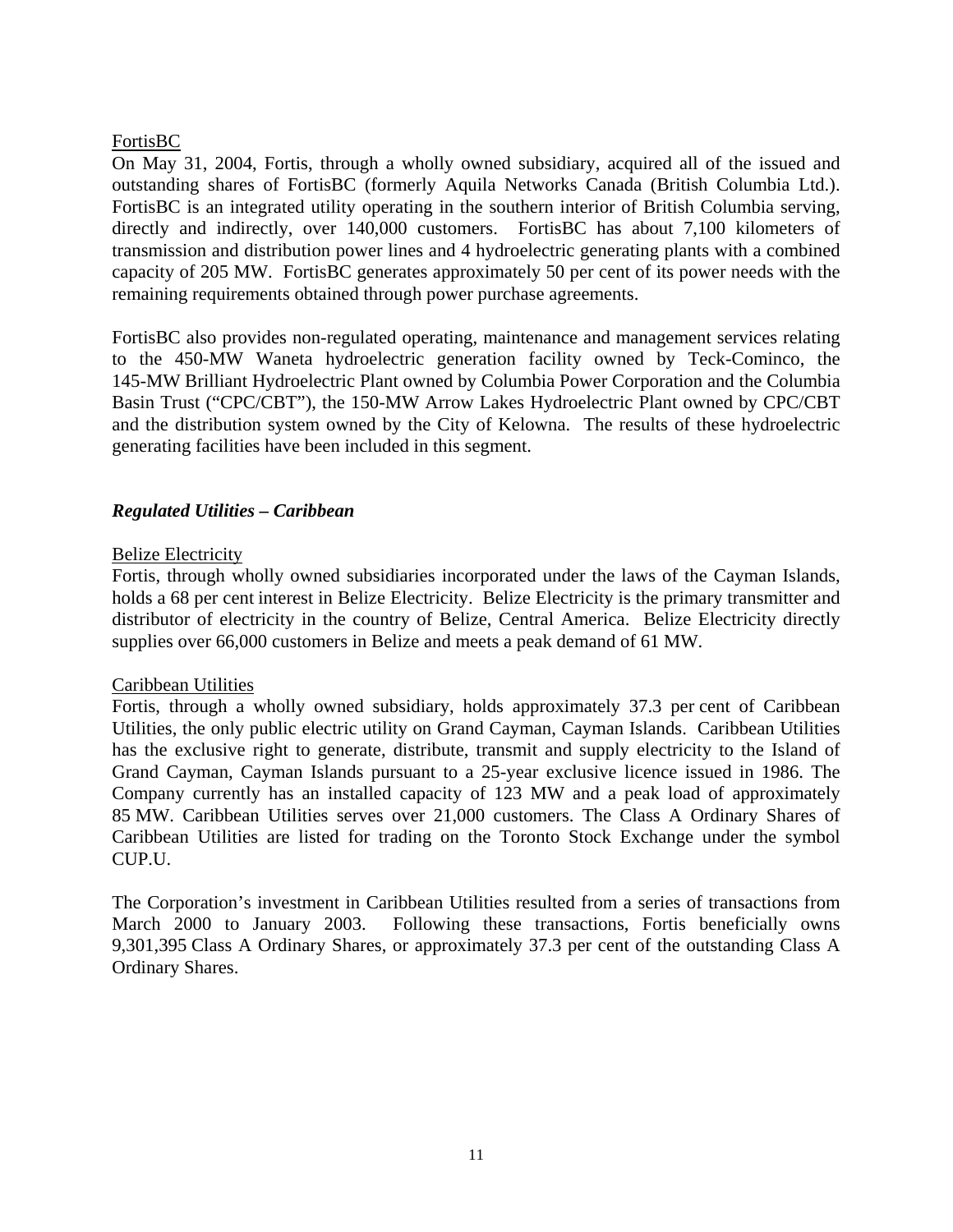FortisBC

On May 31, 2004, Fortis, through a wholly owned subsidiary, acquired all of the issued and outstanding shares of FortisBC (formerly Aquila Networks Canada (British Columbia Ltd.). FortisBC is an integrated utility operating in the southern interior of British Columbia serving, directly and indirectly, over 140,000 customers. FortisBC has about 7,100 kilometers of transmission and distribution power lines and 4 hydroelectric generating plants with a combined capacity of 205 MW. FortisBC generates approximately 50 per cent of its power needs with the remaining requirements obtained through power purchase agreements.

FortisBC also provides non-regulated operating, maintenance and management services relating to the 450-MW Waneta hydroelectric generation facility owned by Teck-Cominco, the 145-MW Brilliant Hydroelectric Plant owned by Columbia Power Corporation and the Columbia Basin Trust ("CPC/CBT"), the 150-MW Arrow Lakes Hydroelectric Plant owned by CPC/CBT and the distribution system owned by the City of Kelowna. The results of these hydroelectric generating facilities have been included in this segment.

***Regulated Utilities – Caribbean***

Belize Electricity

Fortis, through wholly owned subsidiaries incorporated under the laws of the Cayman Islands, holds a 68 per cent interest in Belize Electricity. Belize Electricity is the primary transmitter and distributor of electricity in the country of Belize, Central America. Belize Electricity directly supplies over 66,000 customers in Belize and meets a peak demand of 61 MW.

Caribbean Utilities

Fortis, through a wholly owned subsidiary, holds approximately 37.3 per cent of Caribbean Utilities, the only public electric utility on Grand Cayman, Cayman Islands. Caribbean Utilities has the exclusive right to generate, distribute, transmit and supply electricity to the Island of Grand Cayman, Cayman Islands pursuant to a 25-year exclusive licence issued in 1986. The Company currently has an installed capacity of 123 MW and a peak load of approximately 85 MW. Caribbean Utilities serves over 21,000 customers. The Class A Ordinary Shares of Caribbean Utilities are listed for trading on the Toronto Stock Exchange under the symbol CUP.U.

The Corporation's investment in Caribbean Utilities resulted from a series of transactions from March 2000 to January 2003. Following these transactions, Fortis beneficially owns 9,301,395 Class A Ordinary Shares, or approximately 37.3 per cent of the outstanding Class A Ordinary Shares.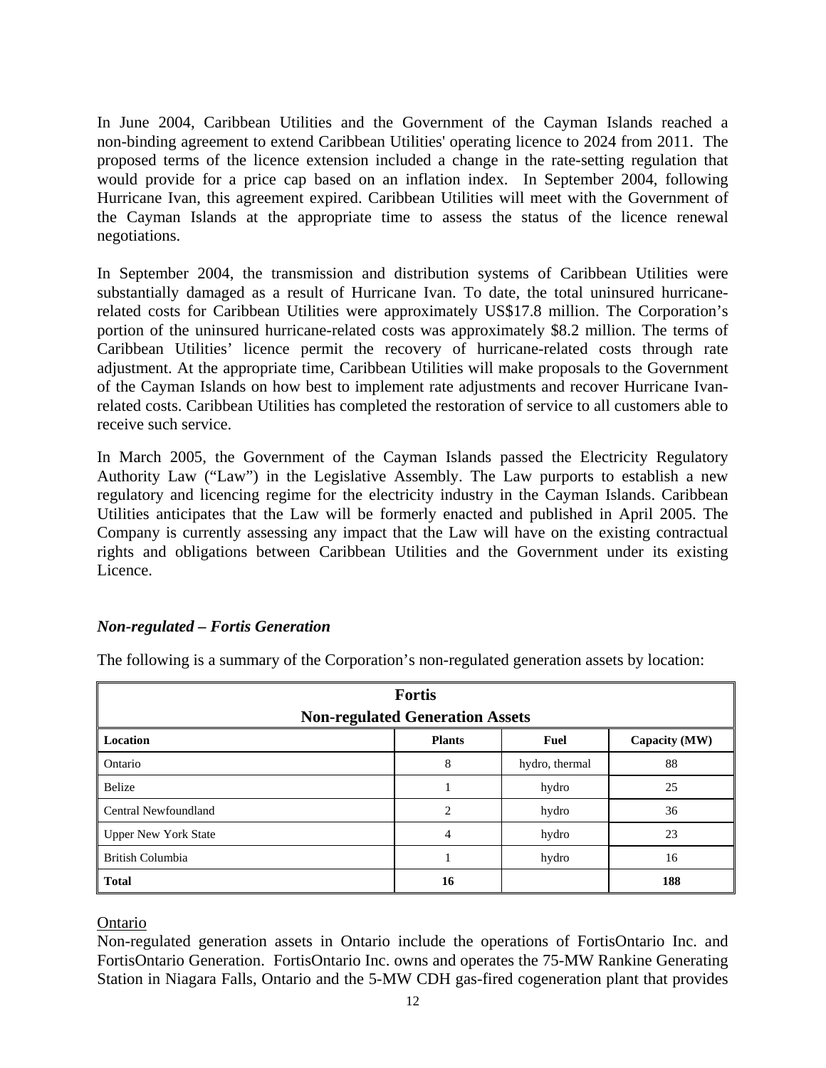In June 2004, Caribbean Utilities and the Government of the Cayman Islands reached a non-binding agreement to extend Caribbean Utilities' operating licence to 2024 from 2011. The proposed terms of the licence extension included a change in the rate-setting regulation that would provide for a price cap based on an inflation index. In September 2004, following Hurricane Ivan, this agreement expired. Caribbean Utilities will meet with the Government of the Cayman Islands at the appropriate time to assess the status of the licence renewal negotiations.

In September 2004, the transmission and distribution systems of Caribbean Utilities were substantially damaged as a result of Hurricane Ivan. To date, the total uninsured hurricane-related costs for Caribbean Utilities were approximately US$17.8 million. The Corporation's portion of the uninsured hurricane-related costs was approximately $8.2 million. The terms of Caribbean Utilities' licence permit the recovery of hurricane-related costs through rate adjustment. At the appropriate time, Caribbean Utilities will make proposals to the Government of the Cayman Islands on how best to implement rate adjustments and recover Hurricane Ivan-related costs. Caribbean Utilities has completed the restoration of service to all customers able to receive such service.

In March 2005, the Government of the Cayman Islands passed the Electricity Regulatory Authority Law ("Law") in the Legislative Assembly. The Law purports to establish a new regulatory and licencing regime for the electricity industry in the Cayman Islands. Caribbean Utilities anticipates that the Law will be formerly enacted and published in April 2005. The Company is currently assessing any impact that the Law will have on the existing contractual rights and obligations between Caribbean Utilities and the Government under its existing Licence.

### *Non-regulated – Fortis Generation*

The following is a summary of the Corporation's non-regulated generation assets by location:

| **Fortis Non-regulated Generation Assets** | | | |
|---|---|---|---|
| **Location** | **Plants** | **Fuel** | **Capacity (MW)** |
| Ontario | 8 | hydro, thermal | 88 |
| Belize | 1 | hydro | 25 |
| Central Newfoundland | 2 | hydro | 36 |
| Upper New York State | 4 | hydro | 23 |
| British Columbia | 1 | hydro | 16 |
| **Total** | **16** | | **188** |

Ontario

Non-regulated generation assets in Ontario include the operations of FortisOntario Inc. and FortisOntario Generation. FortisOntario Inc. owns and operates the 75-MW Rankine Generating Station in Niagara Falls, Ontario and the 5-MW CDH gas-fired cogeneration plant that provides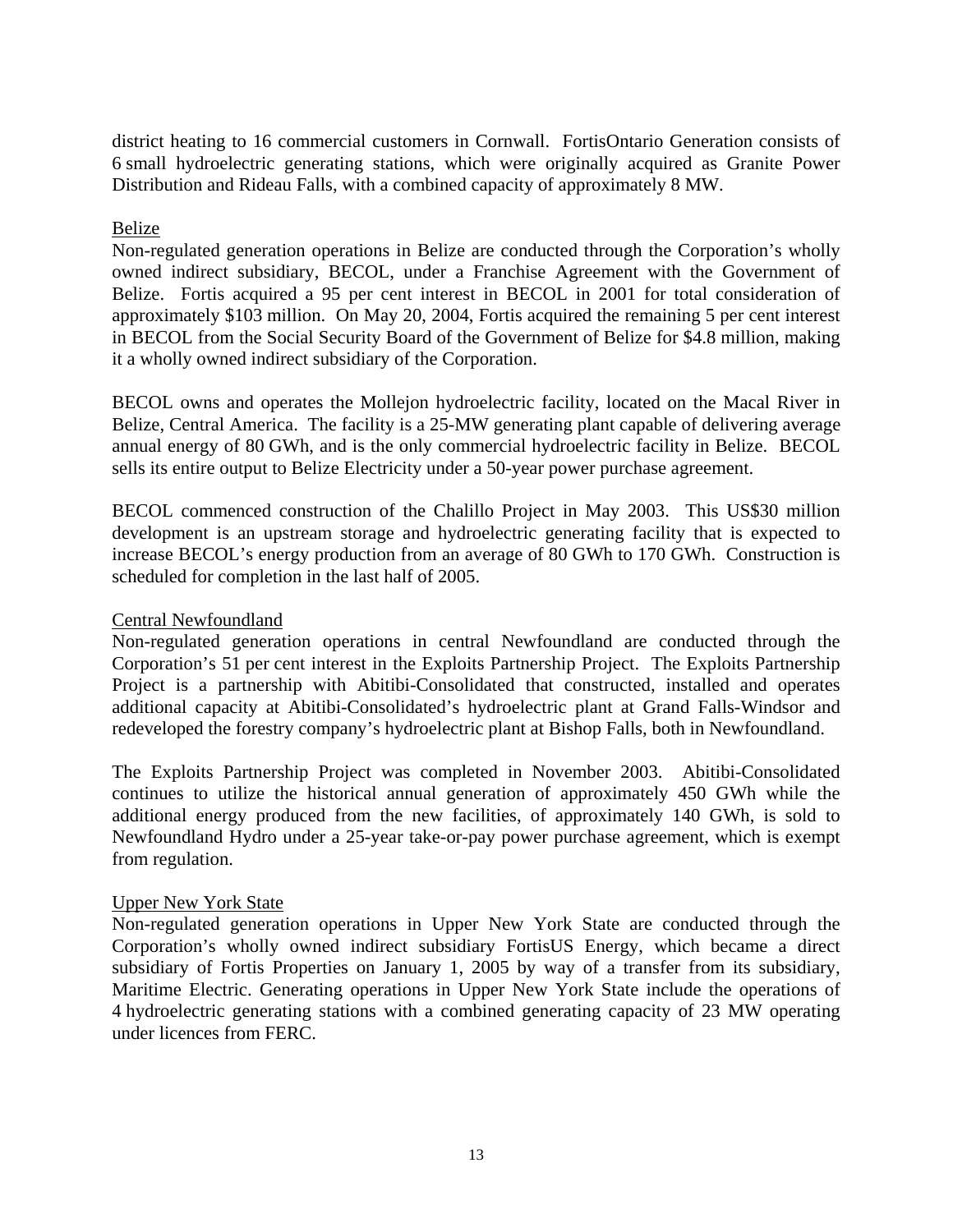district heating to 16 commercial customers in Cornwall. FortisOntario Generation consists of 6 small hydroelectric generating stations, which were originally acquired as Granite Power Distribution and Rideau Falls, with a combined capacity of approximately 8 MW.

Belize

Non-regulated generation operations in Belize are conducted through the Corporation's wholly owned indirect subsidiary, BECOL, under a Franchise Agreement with the Government of Belize. Fortis acquired a 95 per cent interest in BECOL in 2001 for total consideration of approximately $103 million. On May 20, 2004, Fortis acquired the remaining 5 per cent interest in BECOL from the Social Security Board of the Government of Belize for $4.8 million, making it a wholly owned indirect subsidiary of the Corporation.

BECOL owns and operates the Mollejon hydroelectric facility, located on the Macal River in Belize, Central America. The facility is a 25-MW generating plant capable of delivering average annual energy of 80 GWh, and is the only commercial hydroelectric facility in Belize. BECOL sells its entire output to Belize Electricity under a 50-year power purchase agreement.

BECOL commenced construction of the Chalillo Project in May 2003. This US$30 million development is an upstream storage and hydroelectric generating facility that is expected to increase BECOL's energy production from an average of 80 GWh to 170 GWh. Construction is scheduled for completion in the last half of 2005.

Central Newfoundland

Non-regulated generation operations in central Newfoundland are conducted through the Corporation's 51 per cent interest in the Exploits Partnership Project. The Exploits Partnership Project is a partnership with Abitibi-Consolidated that constructed, installed and operates additional capacity at Abitibi-Consolidated's hydroelectric plant at Grand Falls-Windsor and redeveloped the forestry company's hydroelectric plant at Bishop Falls, both in Newfoundland.

The Exploits Partnership Project was completed in November 2003. Abitibi-Consolidated continues to utilize the historical annual generation of approximately 450 GWh while the additional energy produced from the new facilities, of approximately 140 GWh, is sold to Newfoundland Hydro under a 25-year take-or-pay power purchase agreement, which is exempt from regulation.

Upper New York State

Non-regulated generation operations in Upper New York State are conducted through the Corporation's wholly owned indirect subsidiary FortisUS Energy, which became a direct subsidiary of Fortis Properties on January 1, 2005 by way of a transfer from its subsidiary, Maritime Electric. Generating operations in Upper New York State include the operations of 4 hydroelectric generating stations with a combined generating capacity of 23 MW operating under licences from FERC.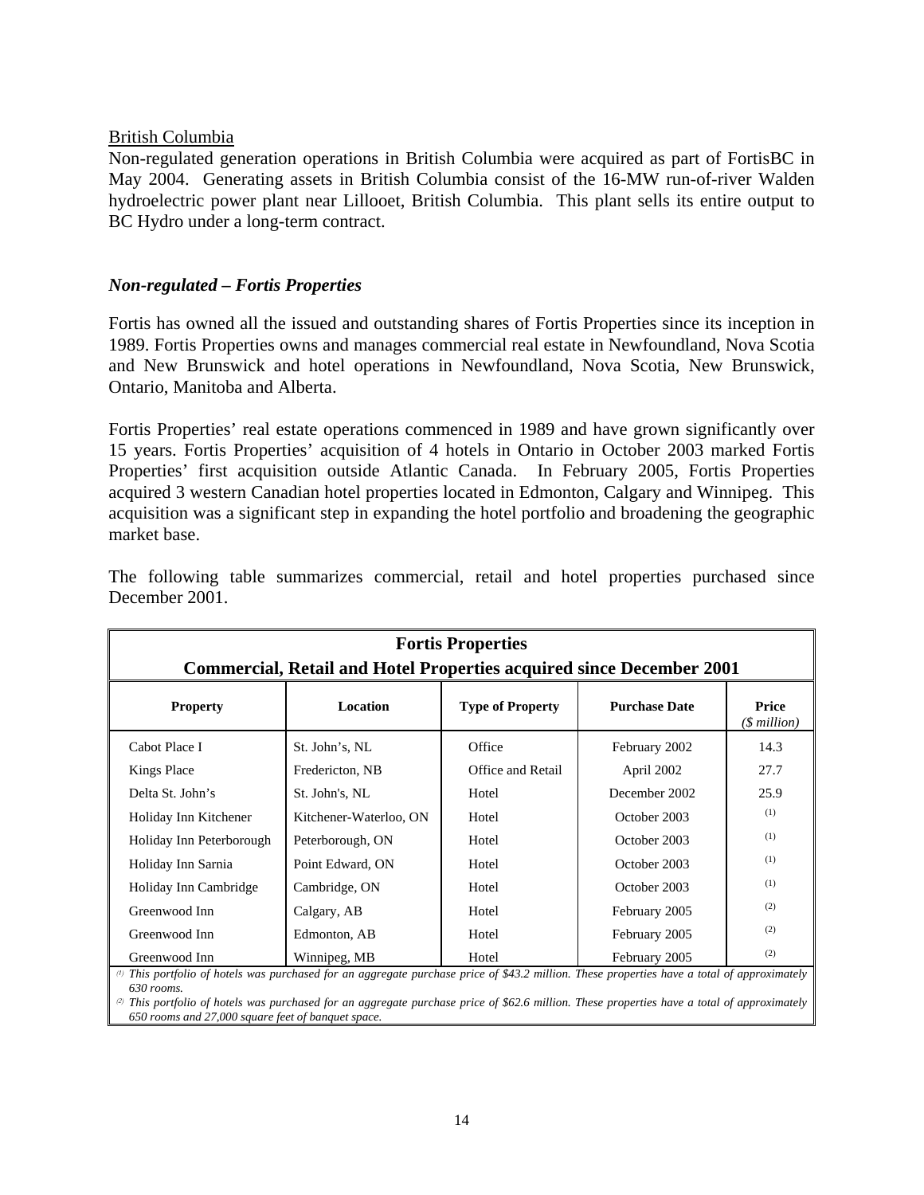British Columbia

Non-regulated generation operations in British Columbia were acquired as part of FortisBC in May 2004. Generating assets in British Columbia consist of the 16-MW run-of-river Walden hydroelectric power plant near Lillooet, British Columbia. This plant sells its entire output to BC Hydro under a long-term contract.

### *Non-regulated – Fortis Properties*

Fortis has owned all the issued and outstanding shares of Fortis Properties since its inception in 1989. Fortis Properties owns and manages commercial real estate in Newfoundland, Nova Scotia and New Brunswick and hotel operations in Newfoundland, Nova Scotia, New Brunswick, Ontario, Manitoba and Alberta.

Fortis Properties' real estate operations commenced in 1989 and have grown significantly over 15 years. Fortis Properties' acquisition of 4 hotels in Ontario in October 2003 marked Fortis Properties' first acquisition outside Atlantic Canada. In February 2005, Fortis Properties acquired 3 western Canadian hotel properties located in Edmonton, Calgary and Winnipeg. This acquisition was a significant step in expanding the hotel portfolio and broadening the geographic market base.

The following table summarizes commercial, retail and hotel properties purchased since December 2001.

**Fortis Properties**
**Commercial, Retail and Hotel Properties acquired since December 2001**

| Property | Location | Type of Property | Purchase Date | Price *($ million)* |
|---|---|---|---|---|
| Cabot Place I | St. John's, NL | Office | February 2002 | 14.3 |
| Kings Place | Fredericton, NB | Office and Retail | April 2002 | 27.7 |
| Delta St. John's | St. John's, NL | Hotel | December 2002 | 25.9 |
| Holiday Inn Kitchener | Kitchener-Waterloo, ON | Hotel | October 2003 | (1) |
| Holiday Inn Peterborough | Peterborough, ON | Hotel | October 2003 | (1) |
| Holiday Inn Sarnia | Point Edward, ON | Hotel | October 2003 | (1) |
| Holiday Inn Cambridge | Cambridge, ON | Hotel | October 2003 | (1) |
| Greenwood Inn | Calgary, AB | Hotel | February 2005 | (2) |
| Greenwood Inn | Edmonton, AB | Hotel | February 2005 | (2) |
| Greenwood Inn | Winnipeg, MB | Hotel | February 2005 | (2) |

*(1) This portfolio of hotels was purchased for an aggregate purchase price of $43.2 million. These properties have a total of approximately 630 rooms.*

*(2) This portfolio of hotels was purchased for an aggregate purchase price of $62.6 million. These properties have a total of approximately 650 rooms and 27,000 square feet of banquet space.*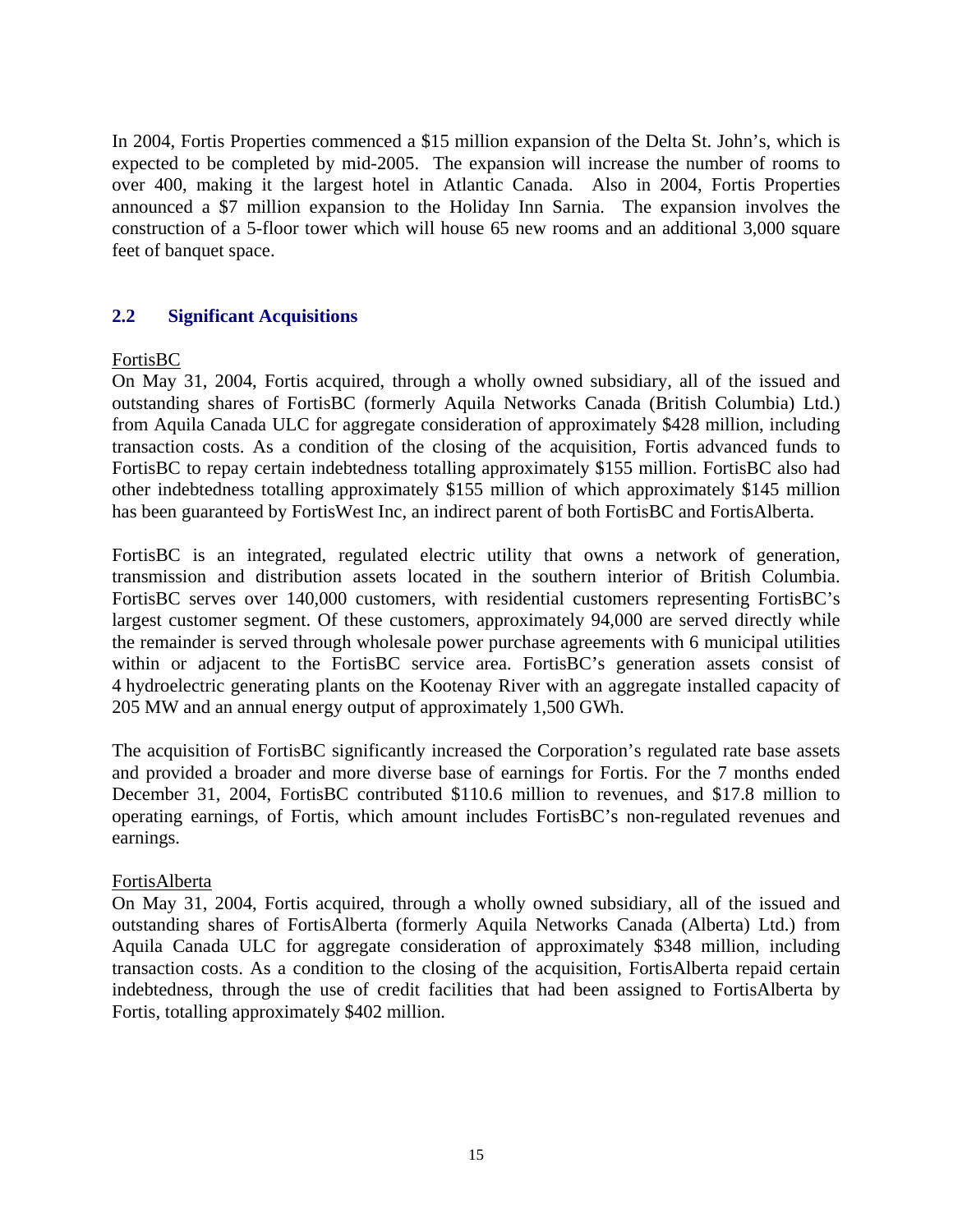In 2004, Fortis Properties commenced a $15 million expansion of the Delta St. John's, which is expected to be completed by mid-2005. The expansion will increase the number of rooms to over 400, making it the largest hotel in Atlantic Canada. Also in 2004, Fortis Properties announced a $7 million expansion to the Holiday Inn Sarnia. The expansion involves the construction of a 5-floor tower which will house 65 new rooms and an additional 3,000 square feet of banquet space.

## 2.2 Significant Acquisitions

FortisBC

On May 31, 2004, Fortis acquired, through a wholly owned subsidiary, all of the issued and outstanding shares of FortisBC (formerly Aquila Networks Canada (British Columbia) Ltd.) from Aquila Canada ULC for aggregate consideration of approximately $428 million, including transaction costs. As a condition of the closing of the acquisition, Fortis advanced funds to FortisBC to repay certain indebtedness totalling approximately $155 million. FortisBC also had other indebtedness totalling approximately $155 million of which approximately $145 million has been guaranteed by FortisWest Inc, an indirect parent of both FortisBC and FortisAlberta.

FortisBC is an integrated, regulated electric utility that owns a network of generation, transmission and distribution assets located in the southern interior of British Columbia. FortisBC serves over 140,000 customers, with residential customers representing FortisBC's largest customer segment. Of these customers, approximately 94,000 are served directly while the remainder is served through wholesale power purchase agreements with 6 municipal utilities within or adjacent to the FortisBC service area. FortisBC's generation assets consist of 4 hydroelectric generating plants on the Kootenay River with an aggregate installed capacity of 205 MW and an annual energy output of approximately 1,500 GWh.

The acquisition of FortisBC significantly increased the Corporation's regulated rate base assets and provided a broader and more diverse base of earnings for Fortis. For the 7 months ended December 31, 2004, FortisBC contributed $110.6 million to revenues, and $17.8 million to operating earnings, of Fortis, which amount includes FortisBC's non-regulated revenues and earnings.

FortisAlberta

On May 31, 2004, Fortis acquired, through a wholly owned subsidiary, all of the issued and outstanding shares of FortisAlberta (formerly Aquila Networks Canada (Alberta) Ltd.) from Aquila Canada ULC for aggregate consideration of approximately $348 million, including transaction costs. As a condition to the closing of the acquisition, FortisAlberta repaid certain indebtedness, through the use of credit facilities that had been assigned to FortisAlberta by Fortis, totalling approximately $402 million.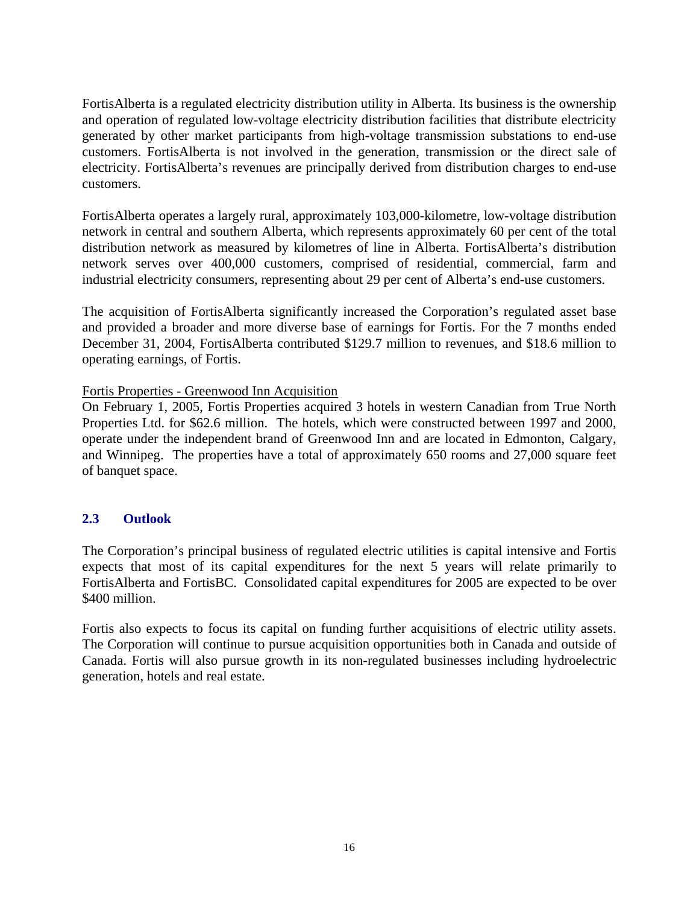FortisAlberta is a regulated electricity distribution utility in Alberta. Its business is the ownership and operation of regulated low-voltage electricity distribution facilities that distribute electricity generated by other market participants from high-voltage transmission substations to end-use customers. FortisAlberta is not involved in the generation, transmission or the direct sale of electricity. FortisAlberta's revenues are principally derived from distribution charges to end-use customers.

FortisAlberta operates a largely rural, approximately 103,000-kilometre, low-voltage distribution network in central and southern Alberta, which represents approximately 60 per cent of the total distribution network as measured by kilometres of line in Alberta. FortisAlberta's distribution network serves over 400,000 customers, comprised of residential, commercial, farm and industrial electricity consumers, representing about 29 per cent of Alberta's end-use customers.

The acquisition of FortisAlberta significantly increased the Corporation's regulated asset base and provided a broader and more diverse base of earnings for Fortis. For the 7 months ended December 31, 2004, FortisAlberta contributed $129.7 million to revenues, and $18.6 million to operating earnings, of Fortis.

Fortis Properties - Greenwood Inn Acquisition

On February 1, 2005, Fortis Properties acquired 3 hotels in western Canadian from True North Properties Ltd. for $62.6 million. The hotels, which were constructed between 1997 and 2000, operate under the independent brand of Greenwood Inn and are located in Edmonton, Calgary, and Winnipeg. The properties have a total of approximately 650 rooms and 27,000 square feet of banquet space.

## 2.3 Outlook

The Corporation's principal business of regulated electric utilities is capital intensive and Fortis expects that most of its capital expenditures for the next 5 years will relate primarily to FortisAlberta and FortisBC. Consolidated capital expenditures for 2005 are expected to be over $400 million.

Fortis also expects to focus its capital on funding further acquisitions of electric utility assets. The Corporation will continue to pursue acquisition opportunities both in Canada and outside of Canada. Fortis will also pursue growth in its non-regulated businesses including hydroelectric generation, hotels and real estate.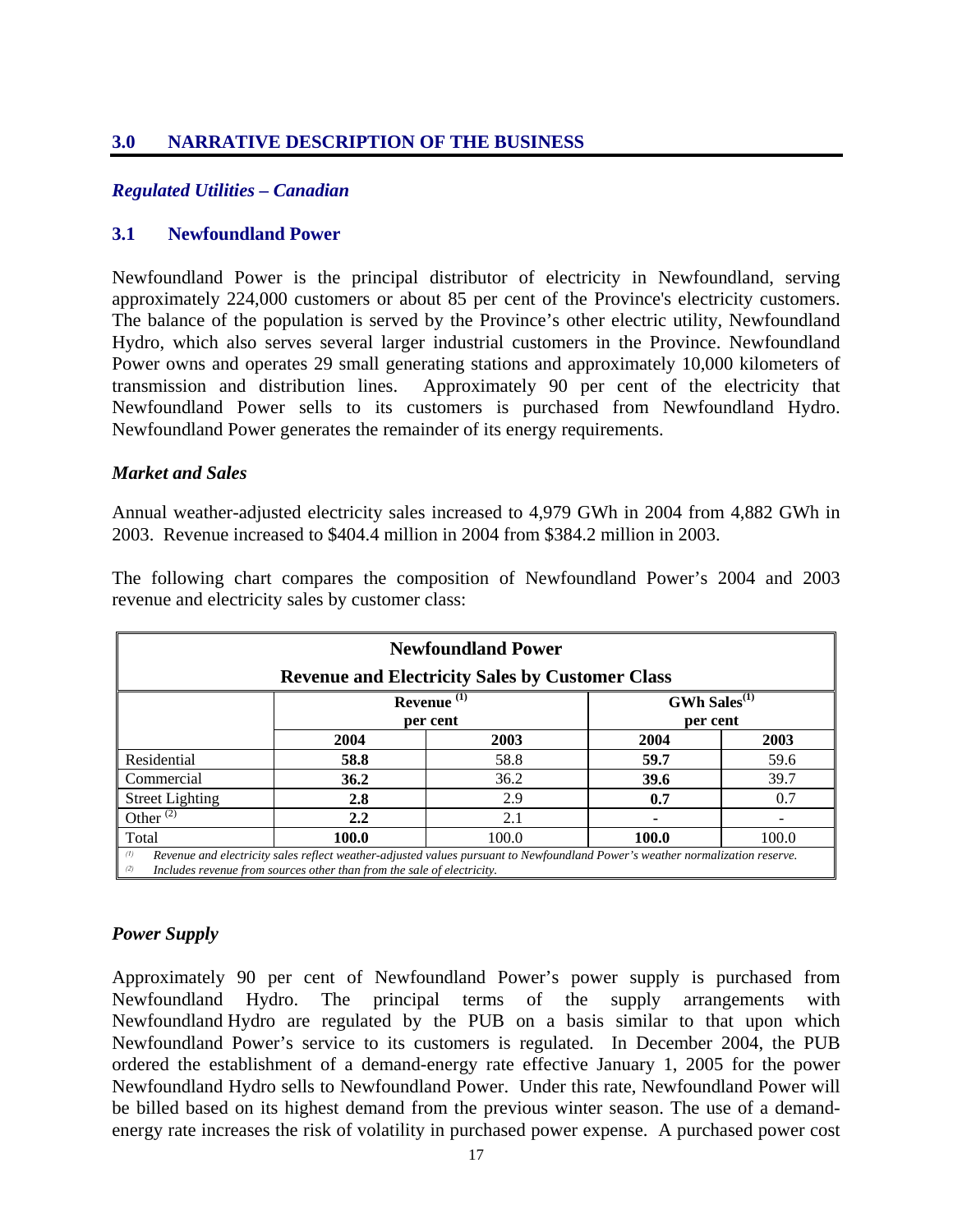## 3.0 NARRATIVE DESCRIPTION OF THE BUSINESS

### *Regulated Utilities – Canadian*

### 3.1 Newfoundland Power

Newfoundland Power is the principal distributor of electricity in Newfoundland, serving approximately 224,000 customers or about 85 per cent of the Province's electricity customers. The balance of the population is served by the Province's other electric utility, Newfoundland Hydro, which also serves several larger industrial customers in the Province. Newfoundland Power owns and operates 29 small generating stations and approximately 10,000 kilometers of transmission and distribution lines. Approximately 90 per cent of the electricity that Newfoundland Power sells to its customers is purchased from Newfoundland Hydro. Newfoundland Power generates the remainder of its energy requirements.

#### *Market and Sales*

Annual weather-adjusted electricity sales increased to 4,979 GWh in 2004 from 4,882 GWh in 2003. Revenue increased to $404.4 million in 2004 from $384.2 million in 2003.

The following chart compares the composition of Newfoundland Power's 2004 and 2003 revenue and electricity sales by customer class:

| Newfoundland Power<br>Revenue and Electricity Sales by Customer Class | | | | |
|---|---|---|---|---|
| | Revenue [(1)] per cent | | GWh Sales[(1)] per cent | |
| | **2004** | **2003** | **2004** | **2003** |
| Residential | **58.8** | 58.8 | **59.7** | 59.6 |
| Commercial | **36.2** | 36.2 | **39.6** | 39.7 |
| Street Lighting | **2.8** | 2.9 | **0.7** | 0.7 |
| Other [(2)] | **2.2** | 2.1 | **-** | - |
| Total | **100.0** | 100.0 | **100.0** | 100.0 |

*(1) Revenue and electricity sales reflect weather-adjusted values pursuant to Newfoundland Power's weather normalization reserve.*
*(2) Includes revenue from sources other than from the sale of electricity.*

#### *Power Supply*

Approximately 90 per cent of Newfoundland Power's power supply is purchased from Newfoundland Hydro. The principal terms of the supply arrangements with Newfoundland Hydro are regulated by the PUB on a basis similar to that upon which Newfoundland Power's service to its customers is regulated. In December 2004, the PUB ordered the establishment of a demand-energy rate effective January 1, 2005 for the power Newfoundland Hydro sells to Newfoundland Power. Under this rate, Newfoundland Power will be billed based on its highest demand from the previous winter season. The use of a demand-energy rate increases the risk of volatility in purchased power expense. A purchased power cost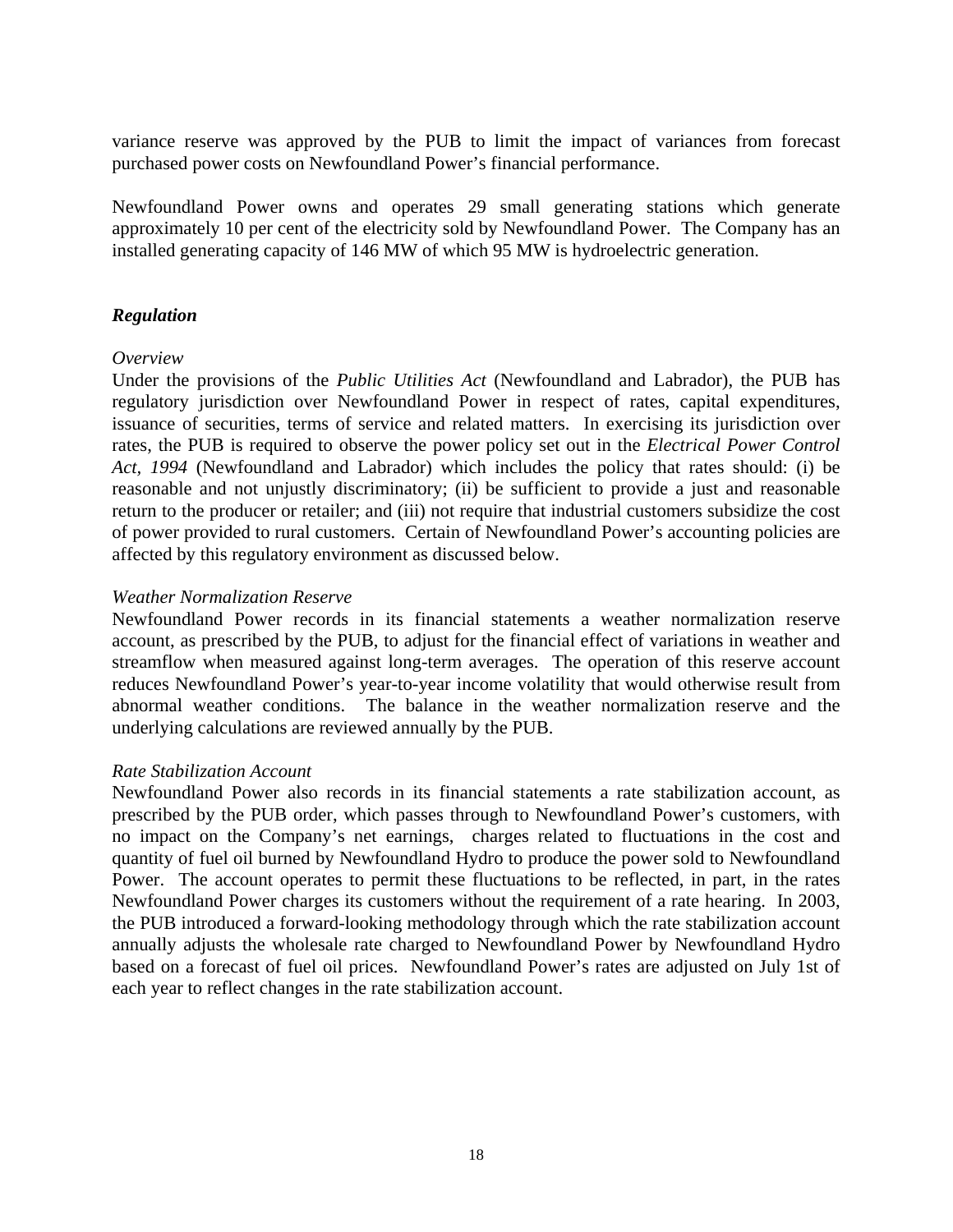variance reserve was approved by the PUB to limit the impact of variances from forecast purchased power costs on Newfoundland Power's financial performance.

Newfoundland Power owns and operates 29 small generating stations which generate approximately 10 per cent of the electricity sold by Newfoundland Power. The Company has an installed generating capacity of 146 MW of which 95 MW is hydroelectric generation.

### *Regulation*

*Overview*

Under the provisions of the *Public Utilities Act* (Newfoundland and Labrador), the PUB has regulatory jurisdiction over Newfoundland Power in respect of rates, capital expenditures, issuance of securities, terms of service and related matters. In exercising its jurisdiction over rates, the PUB is required to observe the power policy set out in the *Electrical Power Control Act, 1994* (Newfoundland and Labrador) which includes the policy that rates should: (i) be reasonable and not unjustly discriminatory; (ii) be sufficient to provide a just and reasonable return to the producer or retailer; and (iii) not require that industrial customers subsidize the cost of power provided to rural customers. Certain of Newfoundland Power's accounting policies are affected by this regulatory environment as discussed below.

*Weather Normalization Reserve*

Newfoundland Power records in its financial statements a weather normalization reserve account, as prescribed by the PUB, to adjust for the financial effect of variations in weather and streamflow when measured against long-term averages. The operation of this reserve account reduces Newfoundland Power's year-to-year income volatility that would otherwise result from abnormal weather conditions. The balance in the weather normalization reserve and the underlying calculations are reviewed annually by the PUB.

*Rate Stabilization Account*

Newfoundland Power also records in its financial statements a rate stabilization account, as prescribed by the PUB order, which passes through to Newfoundland Power's customers, with no impact on the Company's net earnings, charges related to fluctuations in the cost and quantity of fuel oil burned by Newfoundland Hydro to produce the power sold to Newfoundland Power. The account operates to permit these fluctuations to be reflected, in part, in the rates Newfoundland Power charges its customers without the requirement of a rate hearing. In 2003, the PUB introduced a forward-looking methodology through which the rate stabilization account annually adjusts the wholesale rate charged to Newfoundland Power by Newfoundland Hydro based on a forecast of fuel oil prices. Newfoundland Power's rates are adjusted on July 1st of each year to reflect changes in the rate stabilization account.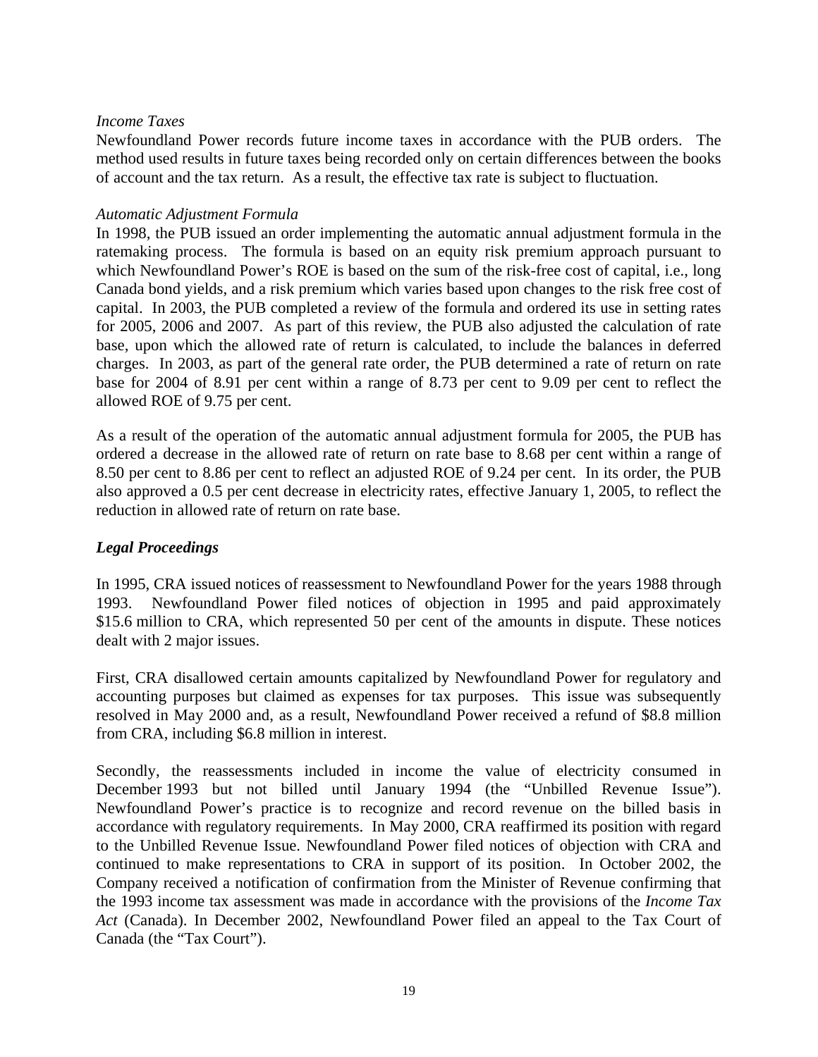*Income Taxes*
Newfoundland Power records future income taxes in accordance with the PUB orders. The method used results in future taxes being recorded only on certain differences between the books of account and the tax return. As a result, the effective tax rate is subject to fluctuation.

*Automatic Adjustment Formula*
In 1998, the PUB issued an order implementing the automatic annual adjustment formula in the ratemaking process. The formula is based on an equity risk premium approach pursuant to which Newfoundland Power's ROE is based on the sum of the risk-free cost of capital, i.e., long Canada bond yields, and a risk premium which varies based upon changes to the risk free cost of capital. In 2003, the PUB completed a review of the formula and ordered its use in setting rates for 2005, 2006 and 2007. As part of this review, the PUB also adjusted the calculation of rate base, upon which the allowed rate of return is calculated, to include the balances in deferred charges. In 2003, as part of the general rate order, the PUB determined a rate of return on rate base for 2004 of 8.91 per cent within a range of 8.73 per cent to 9.09 per cent to reflect the allowed ROE of 9.75 per cent.

As a result of the operation of the automatic annual adjustment formula for 2005, the PUB has ordered a decrease in the allowed rate of return on rate base to 8.68 per cent within a range of 8.50 per cent to 8.86 per cent to reflect an adjusted ROE of 9.24 per cent. In its order, the PUB also approved a 0.5 per cent decrease in electricity rates, effective January 1, 2005, to reflect the reduction in allowed rate of return on rate base.

***Legal Proceedings***

In 1995, CRA issued notices of reassessment to Newfoundland Power for the years 1988 through 1993. Newfoundland Power filed notices of objection in 1995 and paid approximately $15.6 million to CRA, which represented 50 per cent of the amounts in dispute. These notices dealt with 2 major issues.

First, CRA disallowed certain amounts capitalized by Newfoundland Power for regulatory and accounting purposes but claimed as expenses for tax purposes. This issue was subsequently resolved in May 2000 and, as a result, Newfoundland Power received a refund of $8.8 million from CRA, including $6.8 million in interest.

Secondly, the reassessments included in income the value of electricity consumed in December 1993 but not billed until January 1994 (the "Unbilled Revenue Issue"). Newfoundland Power's practice is to recognize and record revenue on the billed basis in accordance with regulatory requirements. In May 2000, CRA reaffirmed its position with regard to the Unbilled Revenue Issue. Newfoundland Power filed notices of objection with CRA and continued to make representations to CRA in support of its position. In October 2002, the Company received a notification of confirmation from the Minister of Revenue confirming that the 1993 income tax assessment was made in accordance with the provisions of the *Income Tax Act* (Canada). In December 2002, Newfoundland Power filed an appeal to the Tax Court of Canada (the "Tax Court").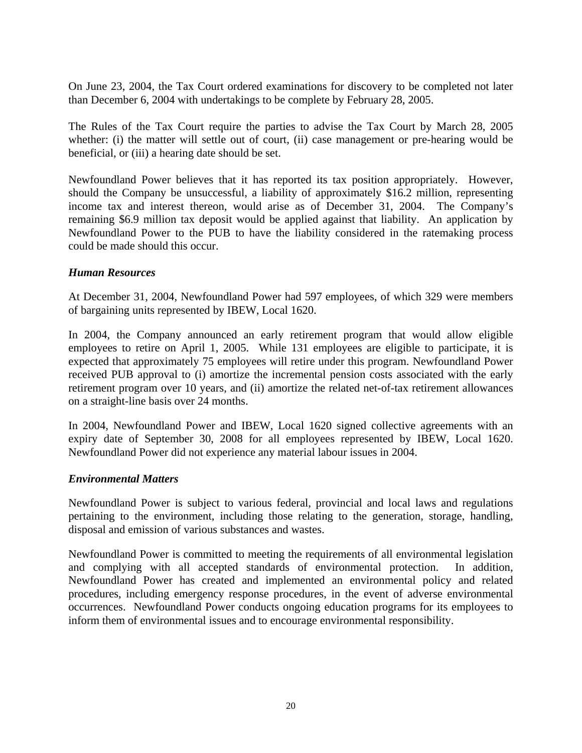On June 23, 2004, the Tax Court ordered examinations for discovery to be completed not later than December 6, 2004 with undertakings to be complete by February 28, 2005.

The Rules of the Tax Court require the parties to advise the Tax Court by March 28, 2005 whether: (i) the matter will settle out of court, (ii) case management or pre-hearing would be beneficial, or (iii) a hearing date should be set.

Newfoundland Power believes that it has reported its tax position appropriately. However, should the Company be unsuccessful, a liability of approximately $16.2 million, representing income tax and interest thereon, would arise as of December 31, 2004. The Company's remaining $6.9 million tax deposit would be applied against that liability. An application by Newfoundland Power to the PUB to have the liability considered in the ratemaking process could be made should this occur.

### *Human Resources*

At December 31, 2004, Newfoundland Power had 597 employees, of which 329 were members of bargaining units represented by IBEW, Local 1620.

In 2004, the Company announced an early retirement program that would allow eligible employees to retire on April 1, 2005. While 131 employees are eligible to participate, it is expected that approximately 75 employees will retire under this program. Newfoundland Power received PUB approval to (i) amortize the incremental pension costs associated with the early retirement program over 10 years, and (ii) amortize the related net-of-tax retirement allowances on a straight-line basis over 24 months.

In 2004, Newfoundland Power and IBEW, Local 1620 signed collective agreements with an expiry date of September 30, 2008 for all employees represented by IBEW, Local 1620. Newfoundland Power did not experience any material labour issues in 2004.

### *Environmental Matters*

Newfoundland Power is subject to various federal, provincial and local laws and regulations pertaining to the environment, including those relating to the generation, storage, handling, disposal and emission of various substances and wastes.

Newfoundland Power is committed to meeting the requirements of all environmental legislation and complying with all accepted standards of environmental protection. In addition, Newfoundland Power has created and implemented an environmental policy and related procedures, including emergency response procedures, in the event of adverse environmental occurrences. Newfoundland Power conducts ongoing education programs for its employees to inform them of environmental issues and to encourage environmental responsibility.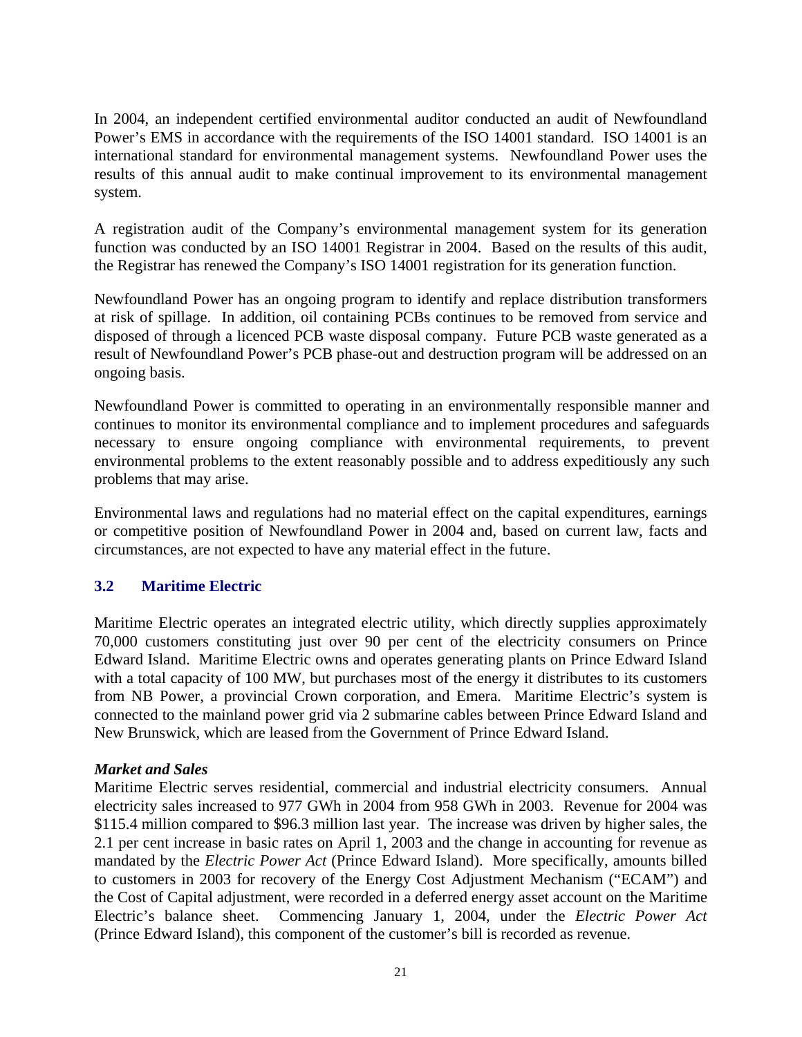In 2004, an independent certified environmental auditor conducted an audit of Newfoundland Power's EMS in accordance with the requirements of the ISO 14001 standard. ISO 14001 is an international standard for environmental management systems. Newfoundland Power uses the results of this annual audit to make continual improvement to its environmental management system.

A registration audit of the Company's environmental management system for its generation function was conducted by an ISO 14001 Registrar in 2004. Based on the results of this audit, the Registrar has renewed the Company's ISO 14001 registration for its generation function.

Newfoundland Power has an ongoing program to identify and replace distribution transformers at risk of spillage. In addition, oil containing PCBs continues to be removed from service and disposed of through a licenced PCB waste disposal company. Future PCB waste generated as a result of Newfoundland Power's PCB phase-out and destruction program will be addressed on an ongoing basis.

Newfoundland Power is committed to operating in an environmentally responsible manner and continues to monitor its environmental compliance and to implement procedures and safeguards necessary to ensure ongoing compliance with environmental requirements, to prevent environmental problems to the extent reasonably possible and to address expeditiously any such problems that may arise.

Environmental laws and regulations had no material effect on the capital expenditures, earnings or competitive position of Newfoundland Power in 2004 and, based on current law, facts and circumstances, are not expected to have any material effect in the future.

### 3.2 Maritime Electric

Maritime Electric operates an integrated electric utility, which directly supplies approximately 70,000 customers constituting just over 90 per cent of the electricity consumers on Prince Edward Island. Maritime Electric owns and operates generating plants on Prince Edward Island with a total capacity of 100 MW, but purchases most of the energy it distributes to its customers from NB Power, a provincial Crown corporation, and Emera. Maritime Electric's system is connected to the mainland power grid via 2 submarine cables between Prince Edward Island and New Brunswick, which are leased from the Government of Prince Edward Island.

***Market and Sales***

Maritime Electric serves residential, commercial and industrial electricity consumers. Annual electricity sales increased to 977 GWh in 2004 from 958 GWh in 2003. Revenue for 2004 was $115.4 million compared to $96.3 million last year. The increase was driven by higher sales, the 2.1 per cent increase in basic rates on April 1, 2003 and the change in accounting for revenue as mandated by the *Electric Power Act* (Prince Edward Island). More specifically, amounts billed to customers in 2003 for recovery of the Energy Cost Adjustment Mechanism ("ECAM") and the Cost of Capital adjustment, were recorded in a deferred energy asset account on the Maritime Electric's balance sheet. Commencing January 1, 2004, under the *Electric Power Act* (Prince Edward Island), this component of the customer's bill is recorded as revenue.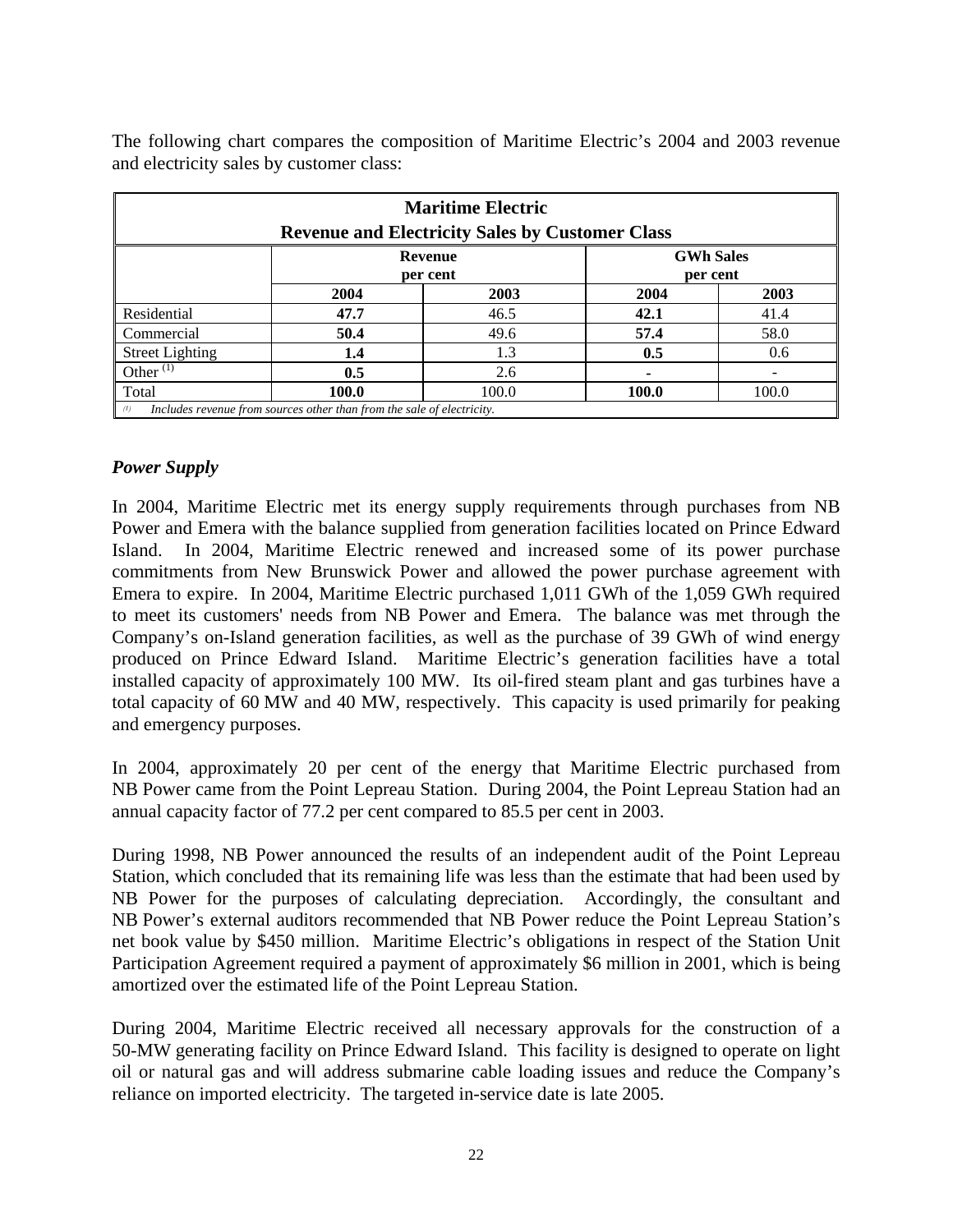The following chart compares the composition of Maritime Electric's 2004 and 2003 revenue and electricity sales by customer class:

| Maritime Electric<br>Revenue and Electricity Sales by Customer Class | | | | |
|---|---|---|---|---|
| | Revenue<br>per cent | | GWh Sales<br>per cent | |
| | **2004** | **2003** | **2004** | **2003** |
| Residential | **47.7** | 46.5 | **42.1** | 41.4 |
| Commercial | **50.4** | 49.6 | **57.4** | 58.0 |
| Street Lighting | **1.4** | 1.3 | **0.5** | 0.6 |
| Other [(1)] | **0.5** | 2.6 | **-** | - |
| Total | **100.0** | 100.0 | **100.0** | 100.0 |

*(1) Includes revenue from sources other than from the sale of electricity.*

### *Power Supply*

In 2004, Maritime Electric met its energy supply requirements through purchases from NB Power and Emera with the balance supplied from generation facilities located on Prince Edward Island. In 2004, Maritime Electric renewed and increased some of its power purchase commitments from New Brunswick Power and allowed the power purchase agreement with Emera to expire. In 2004, Maritime Electric purchased 1,011 GWh of the 1,059 GWh required to meet its customers' needs from NB Power and Emera. The balance was met through the Company's on-Island generation facilities, as well as the purchase of 39 GWh of wind energy produced on Prince Edward Island. Maritime Electric's generation facilities have a total installed capacity of approximately 100 MW. Its oil-fired steam plant and gas turbines have a total capacity of 60 MW and 40 MW, respectively. This capacity is used primarily for peaking and emergency purposes.

In 2004, approximately 20 per cent of the energy that Maritime Electric purchased from NB Power came from the Point Lepreau Station. During 2004, the Point Lepreau Station had an annual capacity factor of 77.2 per cent compared to 85.5 per cent in 2003.

During 1998, NB Power announced the results of an independent audit of the Point Lepreau Station, which concluded that its remaining life was less than the estimate that had been used by NB Power for the purposes of calculating depreciation. Accordingly, the consultant and NB Power's external auditors recommended that NB Power reduce the Point Lepreau Station's net book value by $450 million. Maritime Electric's obligations in respect of the Station Unit Participation Agreement required a payment of approximately $6 million in 2001, which is being amortized over the estimated life of the Point Lepreau Station.

During 2004, Maritime Electric received all necessary approvals for the construction of a 50-MW generating facility on Prince Edward Island. This facility is designed to operate on light oil or natural gas and will address submarine cable loading issues and reduce the Company's reliance on imported electricity. The targeted in-service date is late 2005.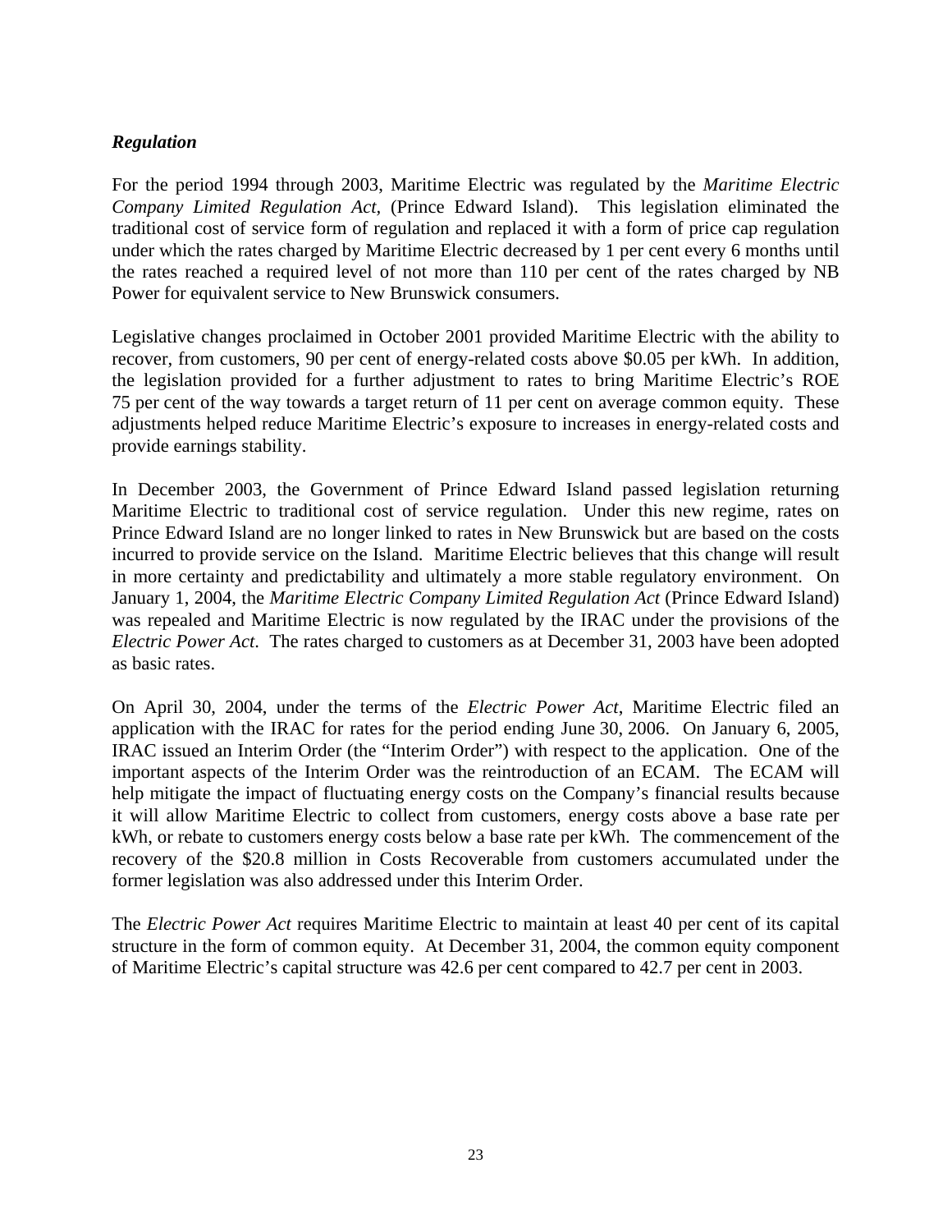### *Regulation*

For the period 1994 through 2003, Maritime Electric was regulated by the *Maritime Electric Company Limited Regulation Act,* (Prince Edward Island). This legislation eliminated the traditional cost of service form of regulation and replaced it with a form of price cap regulation under which the rates charged by Maritime Electric decreased by 1 per cent every 6 months until the rates reached a required level of not more than 110 per cent of the rates charged by NB Power for equivalent service to New Brunswick consumers.

Legislative changes proclaimed in October 2001 provided Maritime Electric with the ability to recover, from customers, 90 per cent of energy-related costs above $0.05 per kWh. In addition, the legislation provided for a further adjustment to rates to bring Maritime Electric's ROE 75 per cent of the way towards a target return of 11 per cent on average common equity. These adjustments helped reduce Maritime Electric's exposure to increases in energy-related costs and provide earnings stability.

In December 2003, the Government of Prince Edward Island passed legislation returning Maritime Electric to traditional cost of service regulation. Under this new regime, rates on Prince Edward Island are no longer linked to rates in New Brunswick but are based on the costs incurred to provide service on the Island. Maritime Electric believes that this change will result in more certainty and predictability and ultimately a more stable regulatory environment. On January 1, 2004, the *Maritime Electric Company Limited Regulation Act* (Prince Edward Island) was repealed and Maritime Electric is now regulated by the IRAC under the provisions of the *Electric Power Act*. The rates charged to customers as at December 31, 2003 have been adopted as basic rates.

On April 30, 2004, under the terms of the *Electric Power Act*, Maritime Electric filed an application with the IRAC for rates for the period ending June 30, 2006. On January 6, 2005, IRAC issued an Interim Order (the "Interim Order") with respect to the application. One of the important aspects of the Interim Order was the reintroduction of an ECAM. The ECAM will help mitigate the impact of fluctuating energy costs on the Company's financial results because it will allow Maritime Electric to collect from customers, energy costs above a base rate per kWh, or rebate to customers energy costs below a base rate per kWh. The commencement of the recovery of the $20.8 million in Costs Recoverable from customers accumulated under the former legislation was also addressed under this Interim Order.

The *Electric Power Act* requires Maritime Electric to maintain at least 40 per cent of its capital structure in the form of common equity. At December 31, 2004, the common equity component of Maritime Electric's capital structure was 42.6 per cent compared to 42.7 per cent in 2003.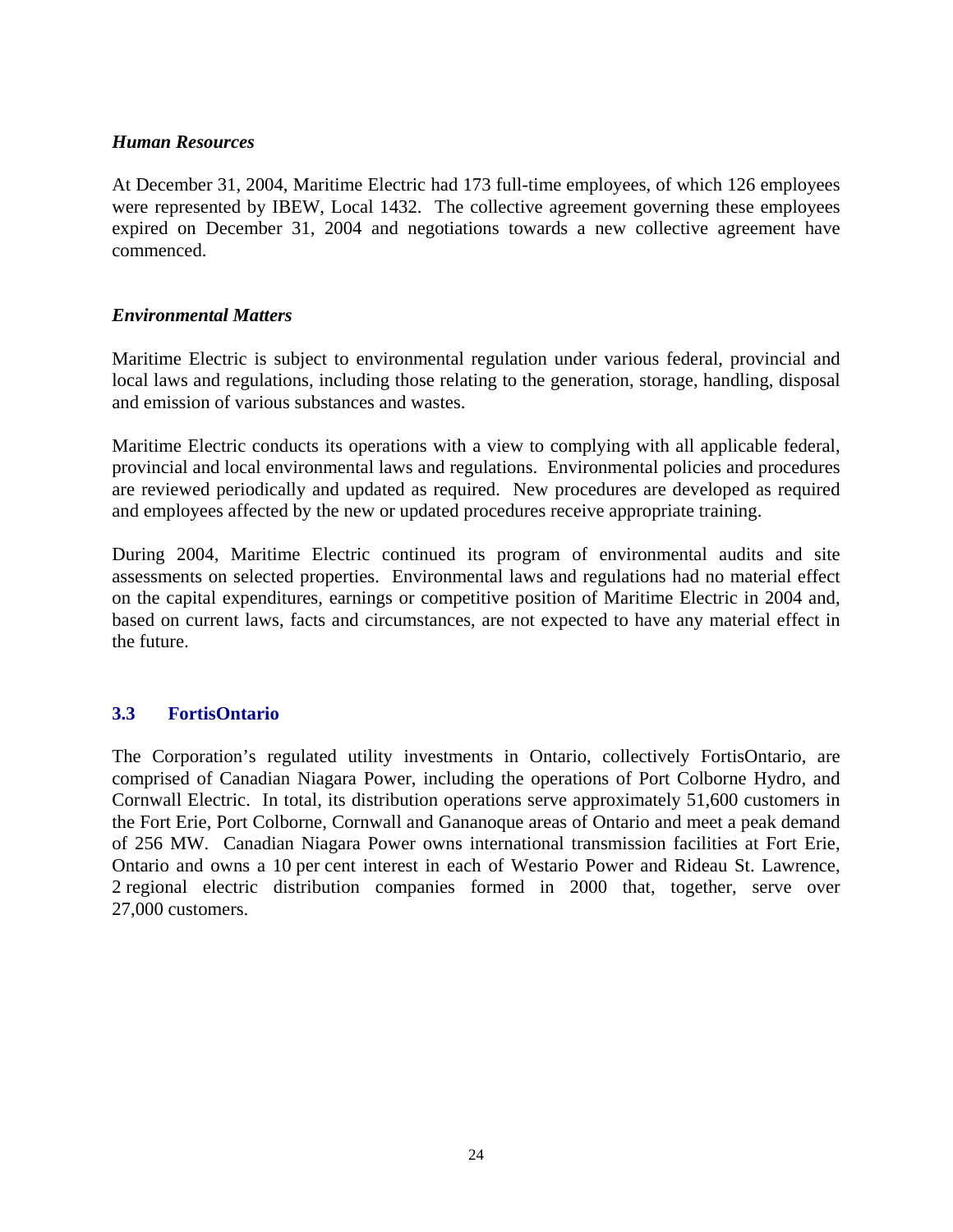*Human Resources*

At December 31, 2004, Maritime Electric had 173 full-time employees, of which 126 employees were represented by IBEW, Local 1432. The collective agreement governing these employees expired on December 31, 2004 and negotiations towards a new collective agreement have commenced.

*Environmental Matters*

Maritime Electric is subject to environmental regulation under various federal, provincial and local laws and regulations, including those relating to the generation, storage, handling, disposal and emission of various substances and wastes.

Maritime Electric conducts its operations with a view to complying with all applicable federal, provincial and local environmental laws and regulations. Environmental policies and procedures are reviewed periodically and updated as required. New procedures are developed as required and employees affected by the new or updated procedures receive appropriate training.

During 2004, Maritime Electric continued its program of environmental audits and site assessments on selected properties. Environmental laws and regulations had no material effect on the capital expenditures, earnings or competitive position of Maritime Electric in 2004 and, based on current laws, facts and circumstances, are not expected to have any material effect in the future.

### 3.3 FortisOntario

The Corporation's regulated utility investments in Ontario, collectively FortisOntario, are comprised of Canadian Niagara Power, including the operations of Port Colborne Hydro, and Cornwall Electric. In total, its distribution operations serve approximately 51,600 customers in the Fort Erie, Port Colborne, Cornwall and Gananoque areas of Ontario and meet a peak demand of 256 MW. Canadian Niagara Power owns international transmission facilities at Fort Erie, Ontario and owns a 10 per cent interest in each of Westario Power and Rideau St. Lawrence, 2 regional electric distribution companies formed in 2000 that, together, serve over 27,000 customers.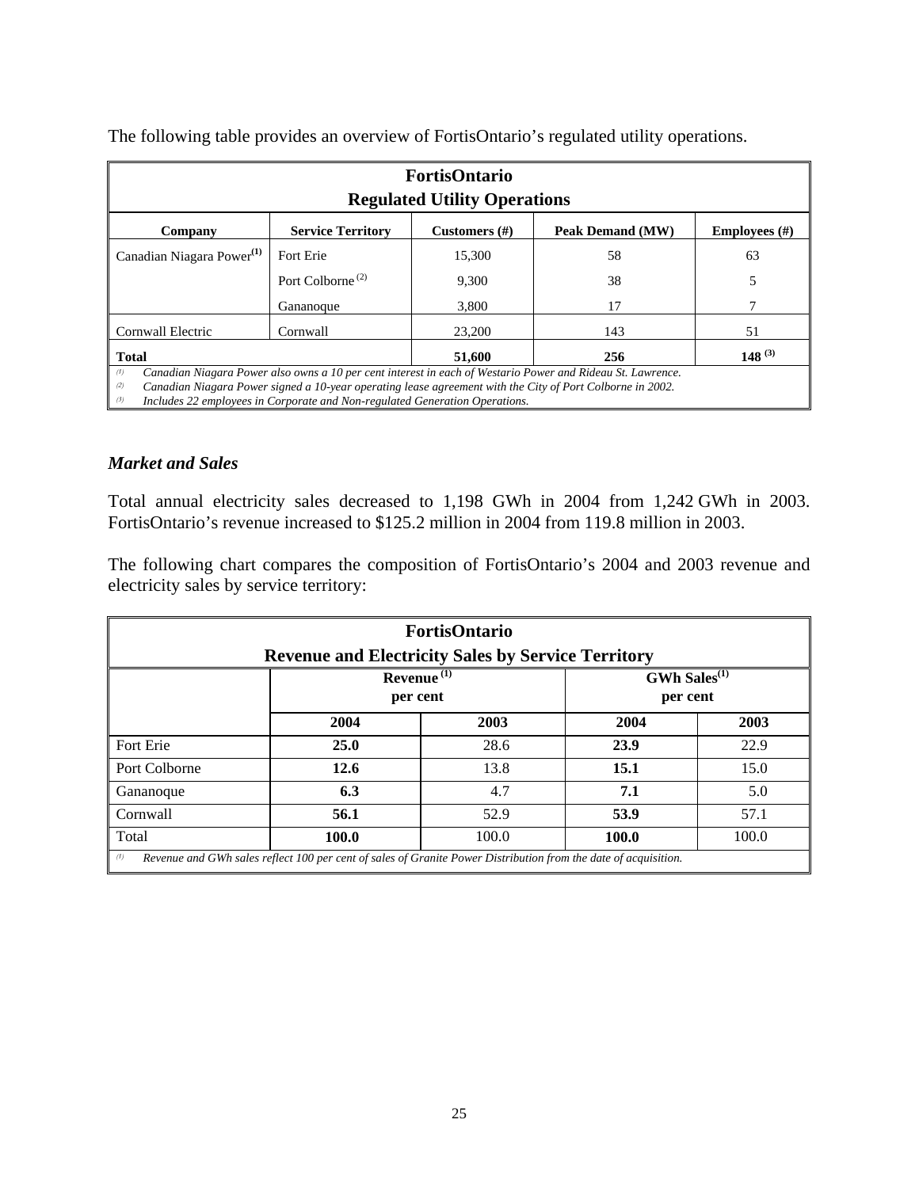The following table provides an overview of FortisOntario's regulated utility operations.

| FortisOntario Regulated Utility Operations | | | | |
|---|---|---|---|---|
| **Company** | **Service Territory** | **Customers (#)** | **Peak Demand (MW)** | **Employees (#)** |
| Canadian Niagara Power[(1)] | Fort Erie | 15,300 | 58 | 63 |
| | Port Colborne [(2)] | 9,300 | 38 | 5 |
| | Gananoque | 3,800 | 17 | 7 |
| Cornwall Electric | Cornwall | 23,200 | 143 | 51 |
| **Total** | | **51,600** | **256** | **148 [(3)]** |

*(1) Canadian Niagara Power also owns a 10 per cent interest in each of Westario Power and Rideau St. Lawrence.*
*(2) Canadian Niagara Power signed a 10-year operating lease agreement with the City of Port Colborne in 2002.*
*(3) Includes 22 employees in Corporate and Non-regulated Generation Operations.*

### *Market and Sales*

Total annual electricity sales decreased to 1,198 GWh in 2004 from 1,242 GWh in 2003. FortisOntario's revenue increased to $125.2 million in 2004 from 119.8 million in 2003.

The following chart compares the composition of FortisOntario's 2004 and 2003 revenue and electricity sales by service territory:

| FortisOntario Revenue and Electricity Sales by Service Territory | | | | |
|---|---|---|---|---|
| | **Revenue [(1)] per cent** | | **GWh Sales[(1)] per cent** | |
| | **2004** | **2003** | **2004** | **2003** |
| Fort Erie | **25.0** | 28.6 | **23.9** | 22.9 |
| Port Colborne | **12.6** | 13.8 | **15.1** | 15.0 |
| Gananoque | **6.3** | 4.7 | **7.1** | 5.0 |
| Cornwall | **56.1** | 52.9 | **53.9** | 57.1 |
| Total | **100.0** | 100.0 | **100.0** | 100.0 |

*(1) Revenue and GWh sales reflect 100 per cent of sales of Granite Power Distribution from the date of acquisition.*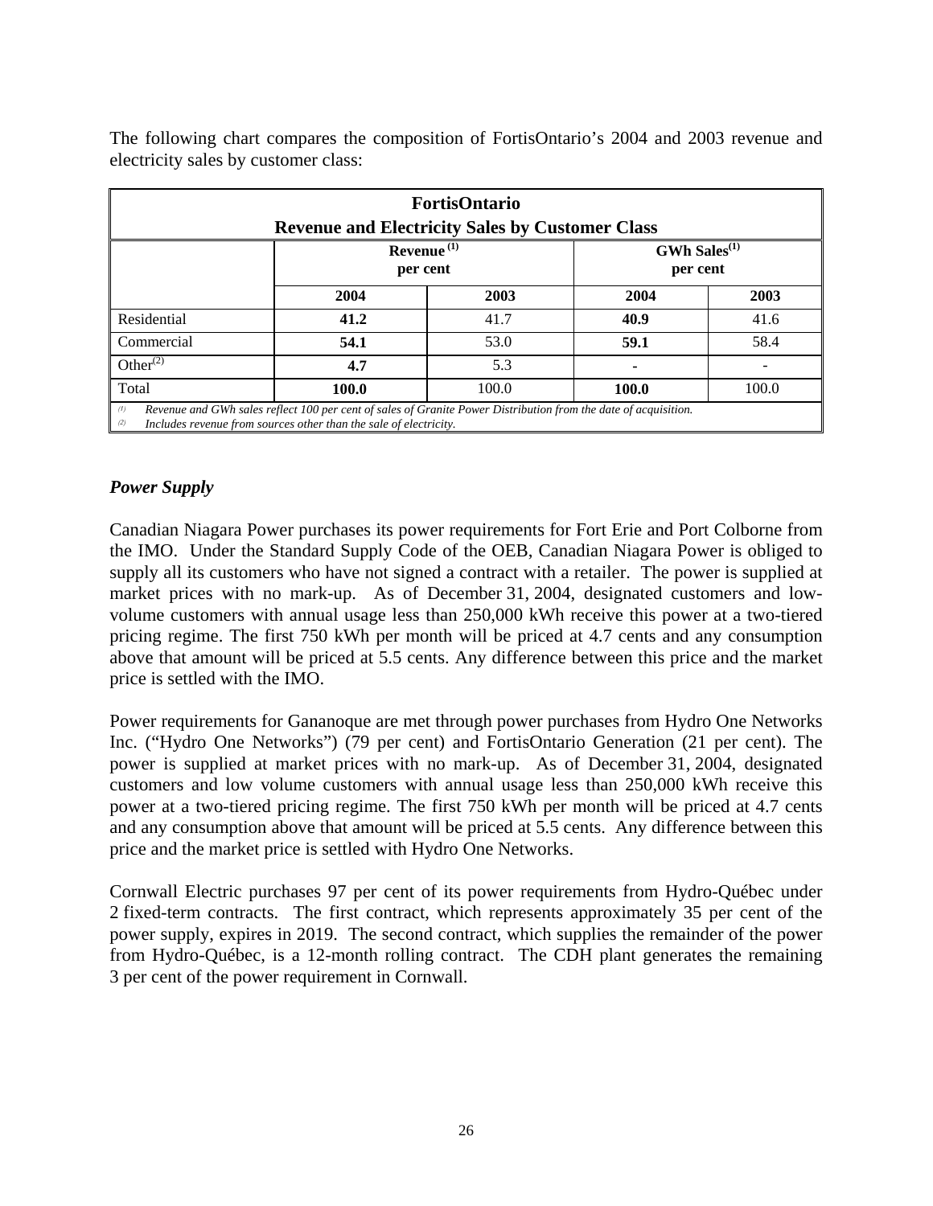The following chart compares the composition of FortisOntario's 2004 and 2003 revenue and electricity sales by customer class:

| FortisOntario Revenue and Electricity Sales by Customer Class | | | | |
|---|---|---|---|---|
| | Revenue [(1)] per cent | | GWh Sales[(1)] per cent | |
| | 2004 | 2003 | 2004 | 2003 |
| Residential | **41.2** | 41.7 | **40.9** | 41.6 |
| Commercial | **54.1** | 53.0 | **59.1** | 58.4 |
| Other[(2)] | **4.7** | 5.3 | **-** | - |
| Total | **100.0** | 100.0 | **100.0** | 100.0 |

*(1) Revenue and GWh sales reflect 100 per cent of sales of Granite Power Distribution from the date of acquisition.*
*(2) Includes revenue from sources other than the sale of electricity.*

### *Power Supply*

Canadian Niagara Power purchases its power requirements for Fort Erie and Port Colborne from the IMO. Under the Standard Supply Code of the OEB, Canadian Niagara Power is obliged to supply all its customers who have not signed a contract with a retailer. The power is supplied at market prices with no mark-up. As of December 31, 2004, designated customers and low-volume customers with annual usage less than 250,000 kWh receive this power at a two-tiered pricing regime. The first 750 kWh per month will be priced at 4.7 cents and any consumption above that amount will be priced at 5.5 cents. Any difference between this price and the market price is settled with the IMO.

Power requirements for Gananoque are met through power purchases from Hydro One Networks Inc. ("Hydro One Networks") (79 per cent) and FortisOntario Generation (21 per cent). The power is supplied at market prices with no mark-up. As of December 31, 2004, designated customers and low volume customers with annual usage less than 250,000 kWh receive this power at a two-tiered pricing regime. The first 750 kWh per month will be priced at 4.7 cents and any consumption above that amount will be priced at 5.5 cents. Any difference between this price and the market price is settled with Hydro One Networks.

Cornwall Electric purchases 97 per cent of its power requirements from Hydro-Québec under 2 fixed-term contracts. The first contract, which represents approximately 35 per cent of the power supply, expires in 2019. The second contract, which supplies the remainder of the power from Hydro-Québec, is a 12-month rolling contract. The CDH plant generates the remaining 3 per cent of the power requirement in Cornwall.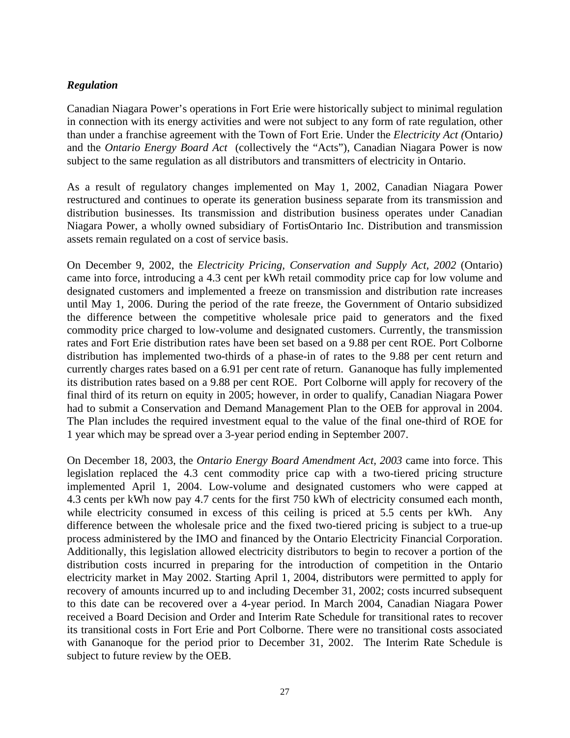### *Regulation*

Canadian Niagara Power's operations in Fort Erie were historically subject to minimal regulation in connection with its energy activities and were not subject to any form of rate regulation, other than under a franchise agreement with the Town of Fort Erie. Under the *Electricity Act (*Ontario*)* and the *Ontario Energy Board Act* (collectively the "Acts"), Canadian Niagara Power is now subject to the same regulation as all distributors and transmitters of electricity in Ontario.

As a result of regulatory changes implemented on May 1, 2002, Canadian Niagara Power restructured and continues to operate its generation business separate from its transmission and distribution businesses. Its transmission and distribution business operates under Canadian Niagara Power, a wholly owned subsidiary of FortisOntario Inc. Distribution and transmission assets remain regulated on a cost of service basis.

On December 9, 2002, the *Electricity Pricing, Conservation and Supply Act, 2002* (Ontario) came into force, introducing a 4.3 cent per kWh retail commodity price cap for low volume and designated customers and implemented a freeze on transmission and distribution rate increases until May 1, 2006. During the period of the rate freeze, the Government of Ontario subsidized the difference between the competitive wholesale price paid to generators and the fixed commodity price charged to low-volume and designated customers. Currently, the transmission rates and Fort Erie distribution rates have been set based on a 9.88 per cent ROE. Port Colborne distribution has implemented two-thirds of a phase-in of rates to the 9.88 per cent return and currently charges rates based on a 6.91 per cent rate of return. Gananoque has fully implemented its distribution rates based on a 9.88 per cent ROE. Port Colborne will apply for recovery of the final third of its return on equity in 2005; however, in order to qualify, Canadian Niagara Power had to submit a Conservation and Demand Management Plan to the OEB for approval in 2004. The Plan includes the required investment equal to the value of the final one-third of ROE for 1 year which may be spread over a 3-year period ending in September 2007.

On December 18, 2003, the *Ontario Energy Board Amendment Act, 2003* came into force. This legislation replaced the 4.3 cent commodity price cap with a two-tiered pricing structure implemented April 1, 2004. Low-volume and designated customers who were capped at 4.3 cents per kWh now pay 4.7 cents for the first 750 kWh of electricity consumed each month, while electricity consumed in excess of this ceiling is priced at 5.5 cents per kWh. Any difference between the wholesale price and the fixed two-tiered pricing is subject to a true-up process administered by the IMO and financed by the Ontario Electricity Financial Corporation. Additionally, this legislation allowed electricity distributors to begin to recover a portion of the distribution costs incurred in preparing for the introduction of competition in the Ontario electricity market in May 2002. Starting April 1, 2004, distributors were permitted to apply for recovery of amounts incurred up to and including December 31, 2002; costs incurred subsequent to this date can be recovered over a 4-year period. In March 2004, Canadian Niagara Power received a Board Decision and Order and Interim Rate Schedule for transitional rates to recover its transitional costs in Fort Erie and Port Colborne. There were no transitional costs associated with Gananoque for the period prior to December 31, 2002. The Interim Rate Schedule is subject to future review by the OEB.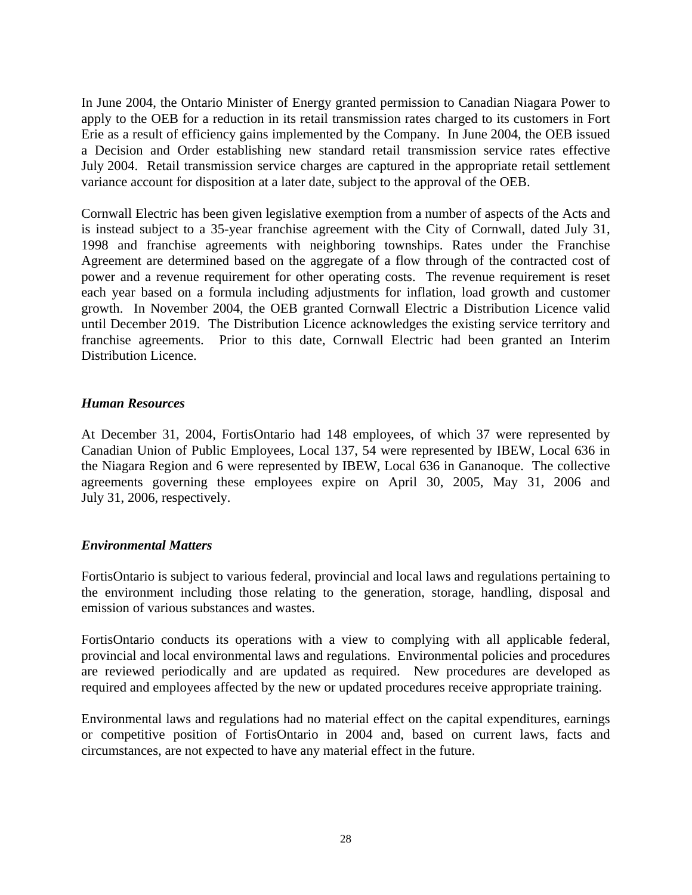In June 2004, the Ontario Minister of Energy granted permission to Canadian Niagara Power to apply to the OEB for a reduction in its retail transmission rates charged to its customers in Fort Erie as a result of efficiency gains implemented by the Company. In June 2004, the OEB issued a Decision and Order establishing new standard retail transmission service rates effective July 2004. Retail transmission service charges are captured in the appropriate retail settlement variance account for disposition at a later date, subject to the approval of the OEB.

Cornwall Electric has been given legislative exemption from a number of aspects of the Acts and is instead subject to a 35-year franchise agreement with the City of Cornwall, dated July 31, 1998 and franchise agreements with neighboring townships. Rates under the Franchise Agreement are determined based on the aggregate of a flow through of the contracted cost of power and a revenue requirement for other operating costs. The revenue requirement is reset each year based on a formula including adjustments for inflation, load growth and customer growth. In November 2004, the OEB granted Cornwall Electric a Distribution Licence valid until December 2019. The Distribution Licence acknowledges the existing service territory and franchise agreements. Prior to this date, Cornwall Electric had been granted an Interim Distribution Licence.

### *Human Resources*

At December 31, 2004, FortisOntario had 148 employees, of which 37 were represented by Canadian Union of Public Employees, Local 137, 54 were represented by IBEW, Local 636 in the Niagara Region and 6 were represented by IBEW, Local 636 in Gananoque. The collective agreements governing these employees expire on April 30, 2005, May 31, 2006 and July 31, 2006, respectively.

### *Environmental Matters*

FortisOntario is subject to various federal, provincial and local laws and regulations pertaining to the environment including those relating to the generation, storage, handling, disposal and emission of various substances and wastes.

FortisOntario conducts its operations with a view to complying with all applicable federal, provincial and local environmental laws and regulations. Environmental policies and procedures are reviewed periodically and are updated as required. New procedures are developed as required and employees affected by the new or updated procedures receive appropriate training.

Environmental laws and regulations had no material effect on the capital expenditures, earnings or competitive position of FortisOntario in 2004 and, based on current laws, facts and circumstances, are not expected to have any material effect in the future.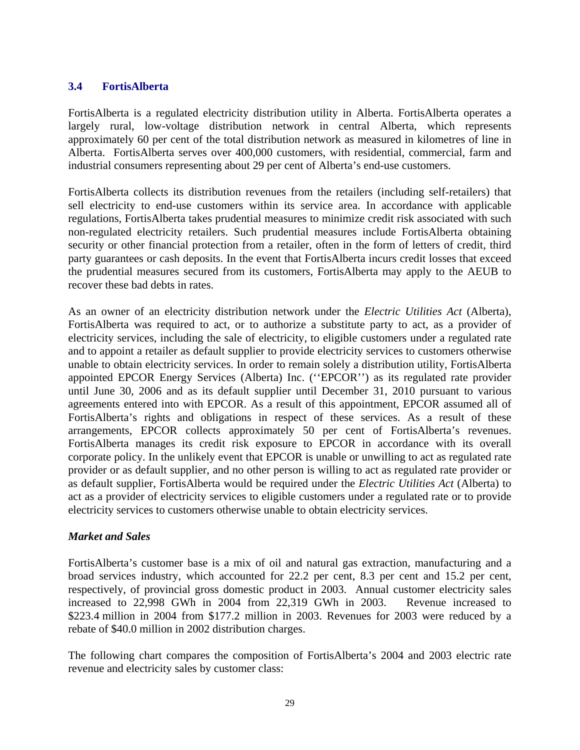## 3.4 FortisAlberta

FortisAlberta is a regulated electricity distribution utility in Alberta. FortisAlberta operates a largely rural, low-voltage distribution network in central Alberta, which represents approximately 60 per cent of the total distribution network as measured in kilometres of line in Alberta. FortisAlberta serves over 400,000 customers, with residential, commercial, farm and industrial consumers representing about 29 per cent of Alberta's end-use customers.

FortisAlberta collects its distribution revenues from the retailers (including self-retailers) that sell electricity to end-use customers within its service area. In accordance with applicable regulations, FortisAlberta takes prudential measures to minimize credit risk associated with such non-regulated electricity retailers. Such prudential measures include FortisAlberta obtaining security or other financial protection from a retailer, often in the form of letters of credit, third party guarantees or cash deposits. In the event that FortisAlberta incurs credit losses that exceed the prudential measures secured from its customers, FortisAlberta may apply to the AEUB to recover these bad debts in rates.

As an owner of an electricity distribution network under the *Electric Utilities Act* (Alberta), FortisAlberta was required to act, or to authorize a substitute party to act, as a provider of electricity services, including the sale of electricity, to eligible customers under a regulated rate and to appoint a retailer as default supplier to provide electricity services to customers otherwise unable to obtain electricity services. In order to remain solely a distribution utility, FortisAlberta appointed EPCOR Energy Services (Alberta) Inc. (''EPCOR'') as its regulated rate provider until June 30, 2006 and as its default supplier until December 31, 2010 pursuant to various agreements entered into with EPCOR. As a result of this appointment, EPCOR assumed all of FortisAlberta's rights and obligations in respect of these services. As a result of these arrangements, EPCOR collects approximately 50 per cent of FortisAlberta's revenues. FortisAlberta manages its credit risk exposure to EPCOR in accordance with its overall corporate policy. In the unlikely event that EPCOR is unable or unwilling to act as regulated rate provider or as default supplier, and no other person is willing to act as regulated rate provider or as default supplier, FortisAlberta would be required under the *Electric Utilities Act* (Alberta) to act as a provider of electricity services to eligible customers under a regulated rate or to provide electricity services to customers otherwise unable to obtain electricity services.

### *Market and Sales*

FortisAlberta's customer base is a mix of oil and natural gas extraction, manufacturing and a broad services industry, which accounted for 22.2 per cent, 8.3 per cent and 15.2 per cent, respectively, of provincial gross domestic product in 2003. Annual customer electricity sales increased to 22,998 GWh in 2004 from 22,319 GWh in 2003. Revenue increased to \$223.4 million in 2004 from \$177.2 million in 2003. Revenues for 2003 were reduced by a rebate of \$40.0 million in 2002 distribution charges.

The following chart compares the composition of FortisAlberta's 2004 and 2003 electric rate revenue and electricity sales by customer class: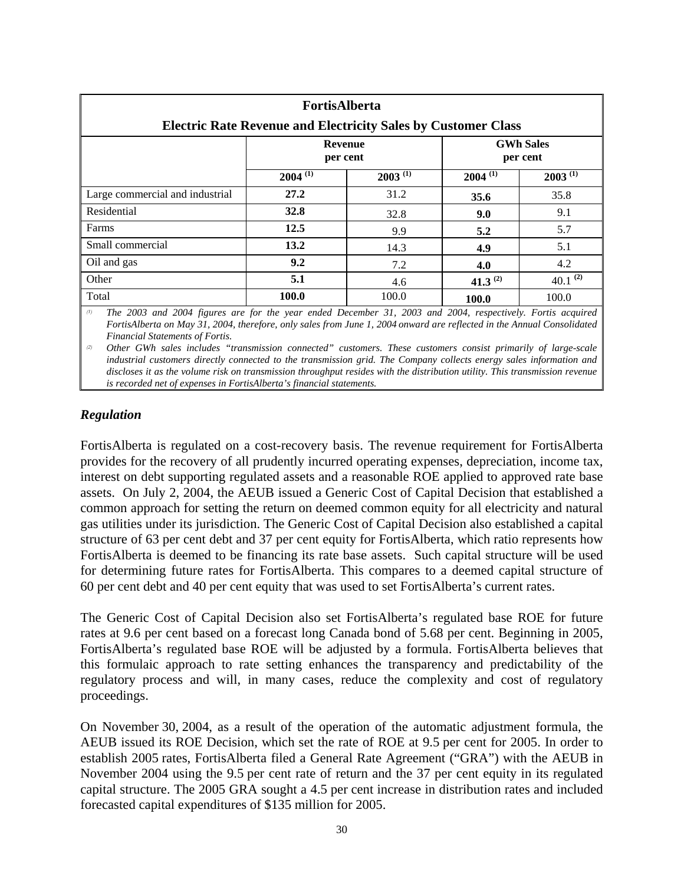| FortisAlberta<br>Electric Rate Revenue and Electricity Sales by Customer Class | | | | |
|---|---|---|---|---|
| | Revenue per cent | | GWh Sales per cent | |
| | 2004 [(1)] | 2003 [(1)] | 2004 [(1)] | 2003 [(1)] |
| Large commercial and industrial | **27.2** | 31.2 | **35.6** | 35.8 |
| Residential | **32.8** | 32.8 | **9.0** | 9.1 |
| Farms | **12.5** | 9.9 | **5.2** | 5.7 |
| Small commercial | **13.2** | 14.3 | **4.9** | 5.1 |
| Oil and gas | **9.2** | 7.2 | **4.0** | 4.2 |
| Other | **5.1** | 4.6 | **41.3** [(2)] | 40.1 [(2)] |
| Total | **100.0** | 100.0 | **100.0** | 100.0 |

(1) *The 2003 and 2004 figures are for the year ended December 31, 2003 and 2004, respectively. Fortis acquired FortisAlberta on May 31, 2004, therefore, only sales from June 1, 2004 onward are reflected in the Annual Consolidated Financial Statements of Fortis.*

(2) *Other GWh sales includes "transmission connected" customers. These customers consist primarily of large-scale industrial customers directly connected to the transmission grid. The Company collects energy sales information and discloses it as the volume risk on transmission throughput resides with the distribution utility. This transmission revenue is recorded net of expenses in FortisAlberta's financial statements.*

### *Regulation*

FortisAlberta is regulated on a cost-recovery basis. The revenue requirement for FortisAlberta provides for the recovery of all prudently incurred operating expenses, depreciation, income tax, interest on debt supporting regulated assets and a reasonable ROE applied to approved rate base assets. On July 2, 2004, the AEUB issued a Generic Cost of Capital Decision that established a common approach for setting the return on deemed common equity for all electricity and natural gas utilities under its jurisdiction. The Generic Cost of Capital Decision also established a capital structure of 63 per cent debt and 37 per cent equity for FortisAlberta, which ratio represents how FortisAlberta is deemed to be financing its rate base assets. Such capital structure will be used for determining future rates for FortisAlberta. This compares to a deemed capital structure of 60 per cent debt and 40 per cent equity that was used to set FortisAlberta's current rates.

The Generic Cost of Capital Decision also set FortisAlberta's regulated base ROE for future rates at 9.6 per cent based on a forecast long Canada bond of 5.68 per cent. Beginning in 2005, FortisAlberta's regulated base ROE will be adjusted by a formula. FortisAlberta believes that this formulaic approach to rate setting enhances the transparency and predictability of the regulatory process and will, in many cases, reduce the complexity and cost of regulatory proceedings.

On November 30, 2004, as a result of the operation of the automatic adjustment formula, the AEUB issued its ROE Decision, which set the rate of ROE at 9.5 per cent for 2005. In order to establish 2005 rates, FortisAlberta filed a General Rate Agreement ("GRA") with the AEUB in November 2004 using the 9.5 per cent rate of return and the 37 per cent equity in its regulated capital structure. The 2005 GRA sought a 4.5 per cent increase in distribution rates and included forecasted capital expenditures of $135 million for 2005.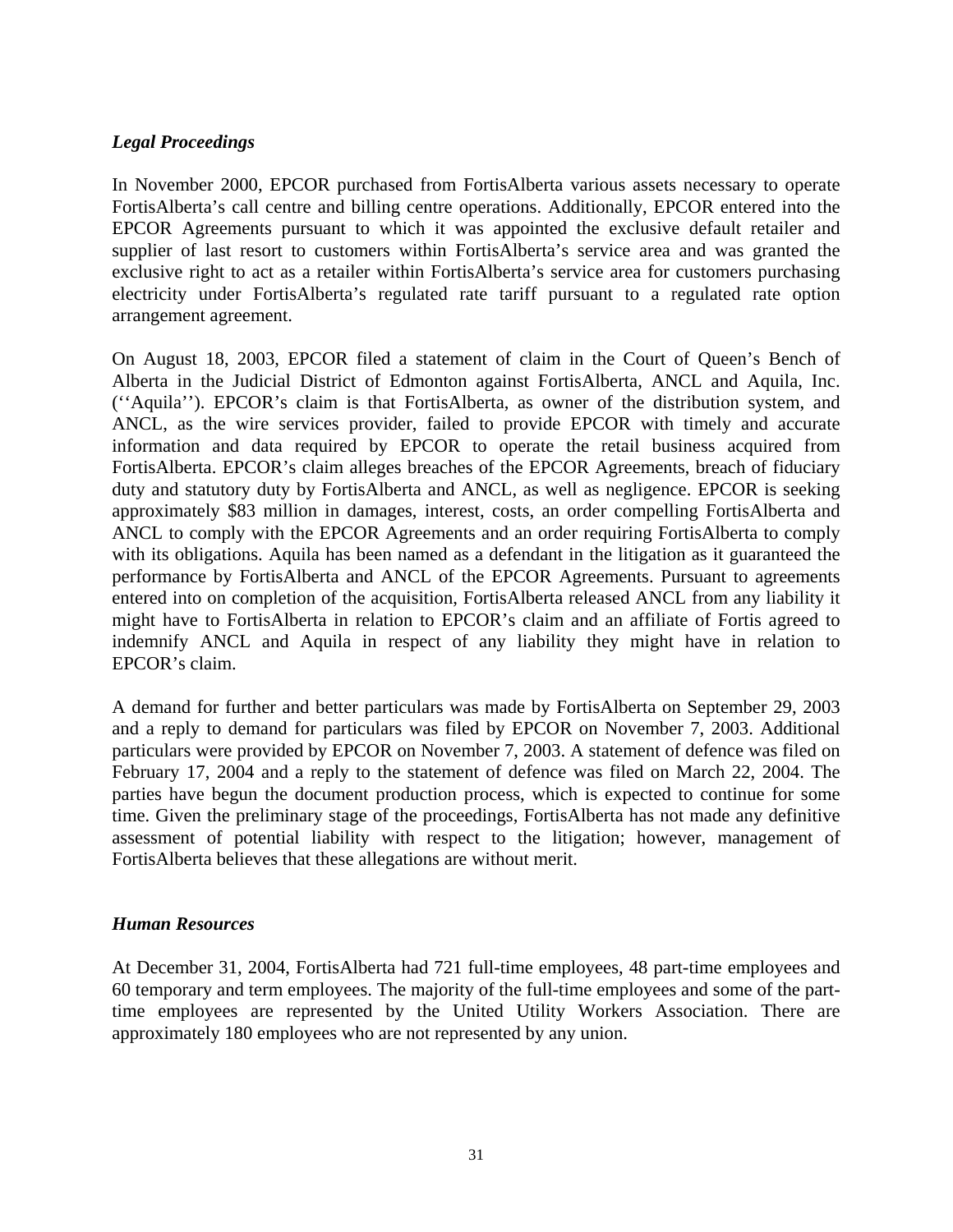### *Legal Proceedings*

In November 2000, EPCOR purchased from FortisAlberta various assets necessary to operate FortisAlberta's call centre and billing centre operations. Additionally, EPCOR entered into the EPCOR Agreements pursuant to which it was appointed the exclusive default retailer and supplier of last resort to customers within FortisAlberta's service area and was granted the exclusive right to act as a retailer within FortisAlberta's service area for customers purchasing electricity under FortisAlberta's regulated rate tariff pursuant to a regulated rate option arrangement agreement.

On August 18, 2003, EPCOR filed a statement of claim in the Court of Queen's Bench of Alberta in the Judicial District of Edmonton against FortisAlberta, ANCL and Aquila, Inc. (''Aquila''). EPCOR's claim is that FortisAlberta, as owner of the distribution system, and ANCL, as the wire services provider, failed to provide EPCOR with timely and accurate information and data required by EPCOR to operate the retail business acquired from FortisAlberta. EPCOR's claim alleges breaches of the EPCOR Agreements, breach of fiduciary duty and statutory duty by FortisAlberta and ANCL, as well as negligence. EPCOR is seeking approximately $83 million in damages, interest, costs, an order compelling FortisAlberta and ANCL to comply with the EPCOR Agreements and an order requiring FortisAlberta to comply with its obligations. Aquila has been named as a defendant in the litigation as it guaranteed the performance by FortisAlberta and ANCL of the EPCOR Agreements. Pursuant to agreements entered into on completion of the acquisition, FortisAlberta released ANCL from any liability it might have to FortisAlberta in relation to EPCOR's claim and an affiliate of Fortis agreed to indemnify ANCL and Aquila in respect of any liability they might have in relation to EPCOR's claim.

A demand for further and better particulars was made by FortisAlberta on September 29, 2003 and a reply to demand for particulars was filed by EPCOR on November 7, 2003. Additional particulars were provided by EPCOR on November 7, 2003. A statement of defence was filed on February 17, 2004 and a reply to the statement of defence was filed on March 22, 2004. The parties have begun the document production process, which is expected to continue for some time. Given the preliminary stage of the proceedings, FortisAlberta has not made any definitive assessment of potential liability with respect to the litigation; however, management of FortisAlberta believes that these allegations are without merit.

### *Human Resources*

At December 31, 2004, FortisAlberta had 721 full-time employees, 48 part-time employees and 60 temporary and term employees. The majority of the full-time employees and some of the part-time employees are represented by the United Utility Workers Association. There are approximately 180 employees who are not represented by any union.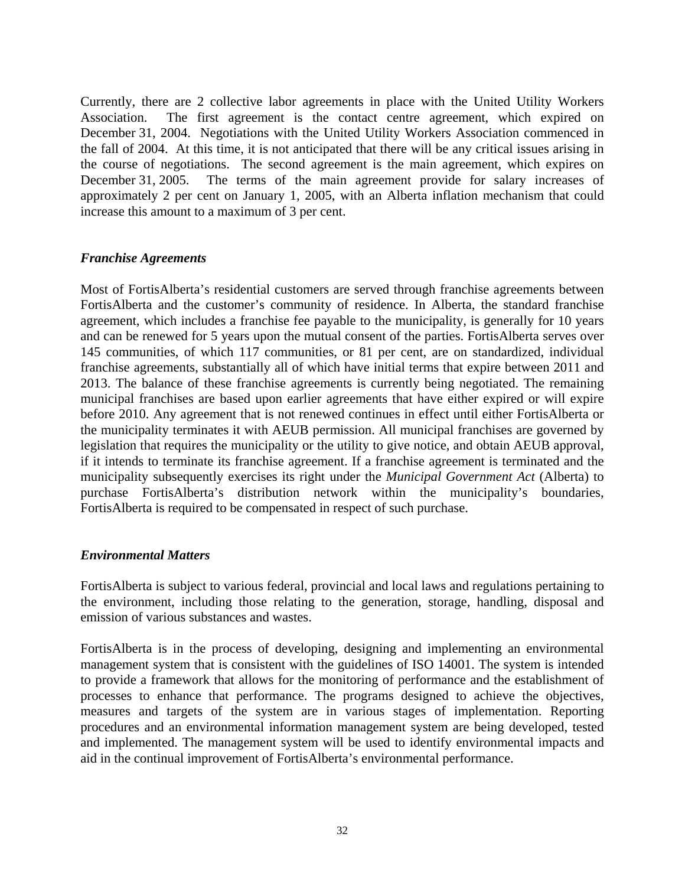Currently, there are 2 collective labor agreements in place with the United Utility Workers Association. The first agreement is the contact centre agreement, which expired on December 31, 2004. Negotiations with the United Utility Workers Association commenced in the fall of 2004. At this time, it is not anticipated that there will be any critical issues arising in the course of negotiations. The second agreement is the main agreement, which expires on December 31, 2005. The terms of the main agreement provide for salary increases of approximately 2 per cent on January 1, 2005, with an Alberta inflation mechanism that could increase this amount to a maximum of 3 per cent.

### *Franchise Agreements*

Most of FortisAlberta's residential customers are served through franchise agreements between FortisAlberta and the customer's community of residence. In Alberta, the standard franchise agreement, which includes a franchise fee payable to the municipality, is generally for 10 years and can be renewed for 5 years upon the mutual consent of the parties. FortisAlberta serves over 145 communities, of which 117 communities, or 81 per cent, are on standardized, individual franchise agreements, substantially all of which have initial terms that expire between 2011 and 2013. The balance of these franchise agreements is currently being negotiated. The remaining municipal franchises are based upon earlier agreements that have either expired or will expire before 2010. Any agreement that is not renewed continues in effect until either FortisAlberta or the municipality terminates it with AEUB permission. All municipal franchises are governed by legislation that requires the municipality or the utility to give notice, and obtain AEUB approval, if it intends to terminate its franchise agreement. If a franchise agreement is terminated and the municipality subsequently exercises its right under the *Municipal Government Act* (Alberta) to purchase FortisAlberta's distribution network within the municipality's boundaries, FortisAlberta is required to be compensated in respect of such purchase.

### *Environmental Matters*

FortisAlberta is subject to various federal, provincial and local laws and regulations pertaining to the environment, including those relating to the generation, storage, handling, disposal and emission of various substances and wastes.

FortisAlberta is in the process of developing, designing and implementing an environmental management system that is consistent with the guidelines of ISO 14001. The system is intended to provide a framework that allows for the monitoring of performance and the establishment of processes to enhance that performance. The programs designed to achieve the objectives, measures and targets of the system are in various stages of implementation. Reporting procedures and an environmental information management system are being developed, tested and implemented. The management system will be used to identify environmental impacts and aid in the continual improvement of FortisAlberta's environmental performance.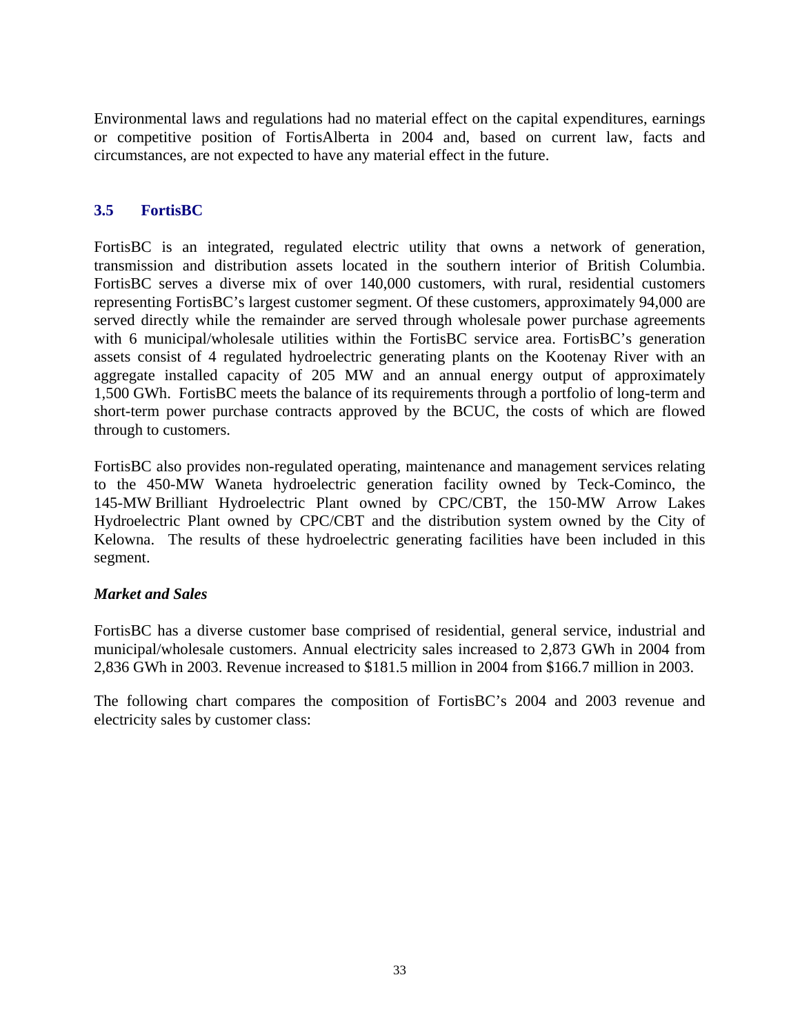Environmental laws and regulations had no material effect on the capital expenditures, earnings or competitive position of FortisAlberta in 2004 and, based on current law, facts and circumstances, are not expected to have any material effect in the future.

## 3.5 FortisBC

FortisBC is an integrated, regulated electric utility that owns a network of generation, transmission and distribution assets located in the southern interior of British Columbia. FortisBC serves a diverse mix of over 140,000 customers, with rural, residential customers representing FortisBC's largest customer segment. Of these customers, approximately 94,000 are served directly while the remainder are served through wholesale power purchase agreements with 6 municipal/wholesale utilities within the FortisBC service area. FortisBC's generation assets consist of 4 regulated hydroelectric generating plants on the Kootenay River with an aggregate installed capacity of 205 MW and an annual energy output of approximately 1,500 GWh. FortisBC meets the balance of its requirements through a portfolio of long-term and short-term power purchase contracts approved by the BCUC, the costs of which are flowed through to customers.

FortisBC also provides non-regulated operating, maintenance and management services relating to the 450-MW Waneta hydroelectric generation facility owned by Teck-Cominco, the 145-MW Brilliant Hydroelectric Plant owned by CPC/CBT, the 150-MW Arrow Lakes Hydroelectric Plant owned by CPC/CBT and the distribution system owned by the City of Kelowna. The results of these hydroelectric generating facilities have been included in this segment.

### *Market and Sales*

FortisBC has a diverse customer base comprised of residential, general service, industrial and municipal/wholesale customers. Annual electricity sales increased to 2,873 GWh in 2004 from 2,836 GWh in 2003. Revenue increased to \$181.5 million in 2004 from \$166.7 million in 2003.

The following chart compares the composition of FortisBC's 2004 and 2003 revenue and electricity sales by customer class: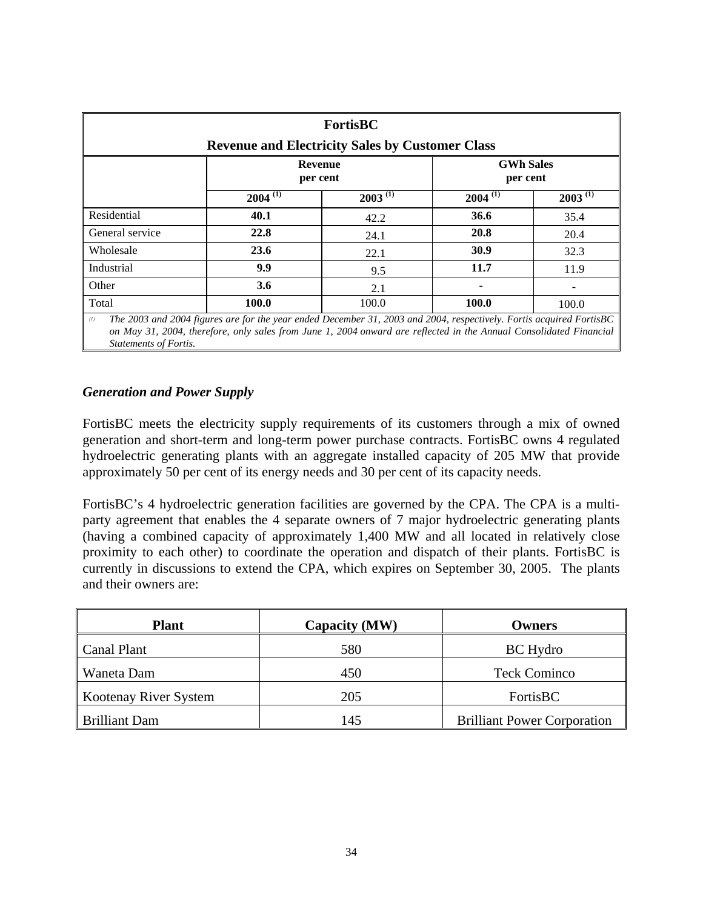| FortisBC<br>Revenue and Electricity Sales by Customer Class | | | | |
|---|---|---|---|---|
| | Revenue per cent | | GWh Sales per cent | |
| | **2004** [(1)] | **2003** [(1)] | **2004** [(1)] | **2003** [(1)] |
| Residential | **40.1** | 42.2 | **36.6** | 35.4 |
| General service | **22.8** | 24.1 | **20.8** | 20.4 |
| Wholesale | **23.6** | 22.1 | **30.9** | 32.3 |
| Industrial | **9.9** | 9.5 | **11.7** | 11.9 |
| Other | **3.6** | 2.1 | **-** | - |
| Total | **100.0** | 100.0 | **100.0** | 100.0 |

*(1) The 2003 and 2004 figures are for the year ended December 31, 2003 and 2004, respectively. Fortis acquired FortisBC on May 31, 2004, therefore, only sales from June 1, 2004 onward are reflected in the Annual Consolidated Financial Statements of Fortis.*

### *Generation and Power Supply*

FortisBC meets the electricity supply requirements of its customers through a mix of owned generation and short-term and long-term power purchase contracts. FortisBC owns 4 regulated hydroelectric generating plants with an aggregate installed capacity of 205 MW that provide approximately 50 per cent of its energy needs and 30 per cent of its capacity needs.

FortisBC's 4 hydroelectric generation facilities are governed by the CPA. The CPA is a multi-party agreement that enables the 4 separate owners of 7 major hydroelectric generating plants (having a combined capacity of approximately 1,400 MW and all located in relatively close proximity to each other) to coordinate the operation and dispatch of their plants. FortisBC is currently in discussions to extend the CPA, which expires on September 30, 2005. The plants and their owners are:

| Plant | Capacity (MW) | Owners |
|---|---|---|
| Canal Plant | 580 | BC Hydro |
| Waneta Dam | 450 | Teck Cominco |
| Kootenay River System | 205 | FortisBC |
| Brilliant Dam | 145 | Brilliant Power Corporation |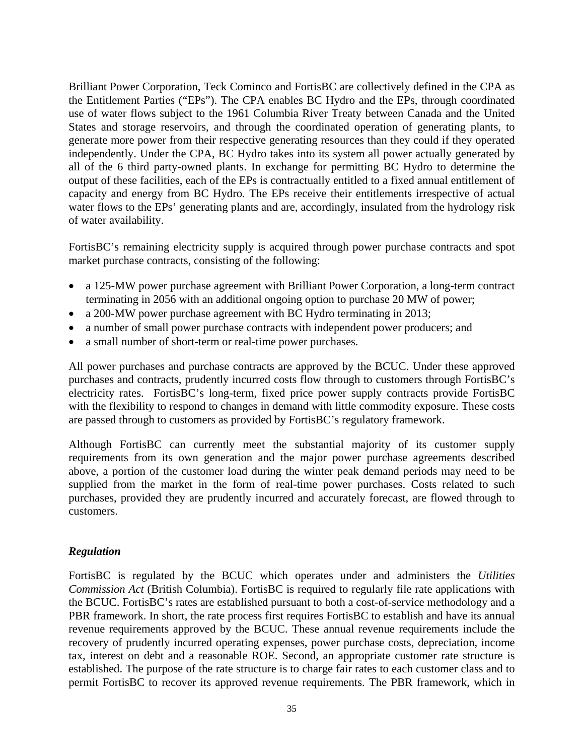Brilliant Power Corporation, Teck Cominco and FortisBC are collectively defined in the CPA as the Entitlement Parties ("EPs"). The CPA enables BC Hydro and the EPs, through coordinated use of water flows subject to the 1961 Columbia River Treaty between Canada and the United States and storage reservoirs, and through the coordinated operation of generating plants, to generate more power from their respective generating resources than they could if they operated independently. Under the CPA, BC Hydro takes into its system all power actually generated by all of the 6 third party-owned plants. In exchange for permitting BC Hydro to determine the output of these facilities, each of the EPs is contractually entitled to a fixed annual entitlement of capacity and energy from BC Hydro. The EPs receive their entitlements irrespective of actual water flows to the EPs' generating plants and are, accordingly, insulated from the hydrology risk of water availability.

FortisBC's remaining electricity supply is acquired through power purchase contracts and spot market purchase contracts, consisting of the following:

- a 125-MW power purchase agreement with Brilliant Power Corporation, a long-term contract terminating in 2056 with an additional ongoing option to purchase 20 MW of power;
- a 200-MW power purchase agreement with BC Hydro terminating in 2013;
- a number of small power purchase contracts with independent power producers; and
- a small number of short-term or real-time power purchases.

All power purchases and purchase contracts are approved by the BCUC. Under these approved purchases and contracts, prudently incurred costs flow through to customers through FortisBC's electricity rates. FortisBC's long-term, fixed price power supply contracts provide FortisBC with the flexibility to respond to changes in demand with little commodity exposure. These costs are passed through to customers as provided by FortisBC's regulatory framework.

Although FortisBC can currently meet the substantial majority of its customer supply requirements from its own generation and the major power purchase agreements described above, a portion of the customer load during the winter peak demand periods may need to be supplied from the market in the form of real-time power purchases. Costs related to such purchases, provided they are prudently incurred and accurately forecast, are flowed through to customers.

***Regulation***

FortisBC is regulated by the BCUC which operates under and administers the *Utilities Commission Act* (British Columbia). FortisBC is required to regularly file rate applications with the BCUC. FortisBC's rates are established pursuant to both a cost-of-service methodology and a PBR framework. In short, the rate process first requires FortisBC to establish and have its annual revenue requirements approved by the BCUC. These annual revenue requirements include the recovery of prudently incurred operating expenses, power purchase costs, depreciation, income tax, interest on debt and a reasonable ROE. Second, an appropriate customer rate structure is established. The purpose of the rate structure is to charge fair rates to each customer class and to permit FortisBC to recover its approved revenue requirements. The PBR framework, which in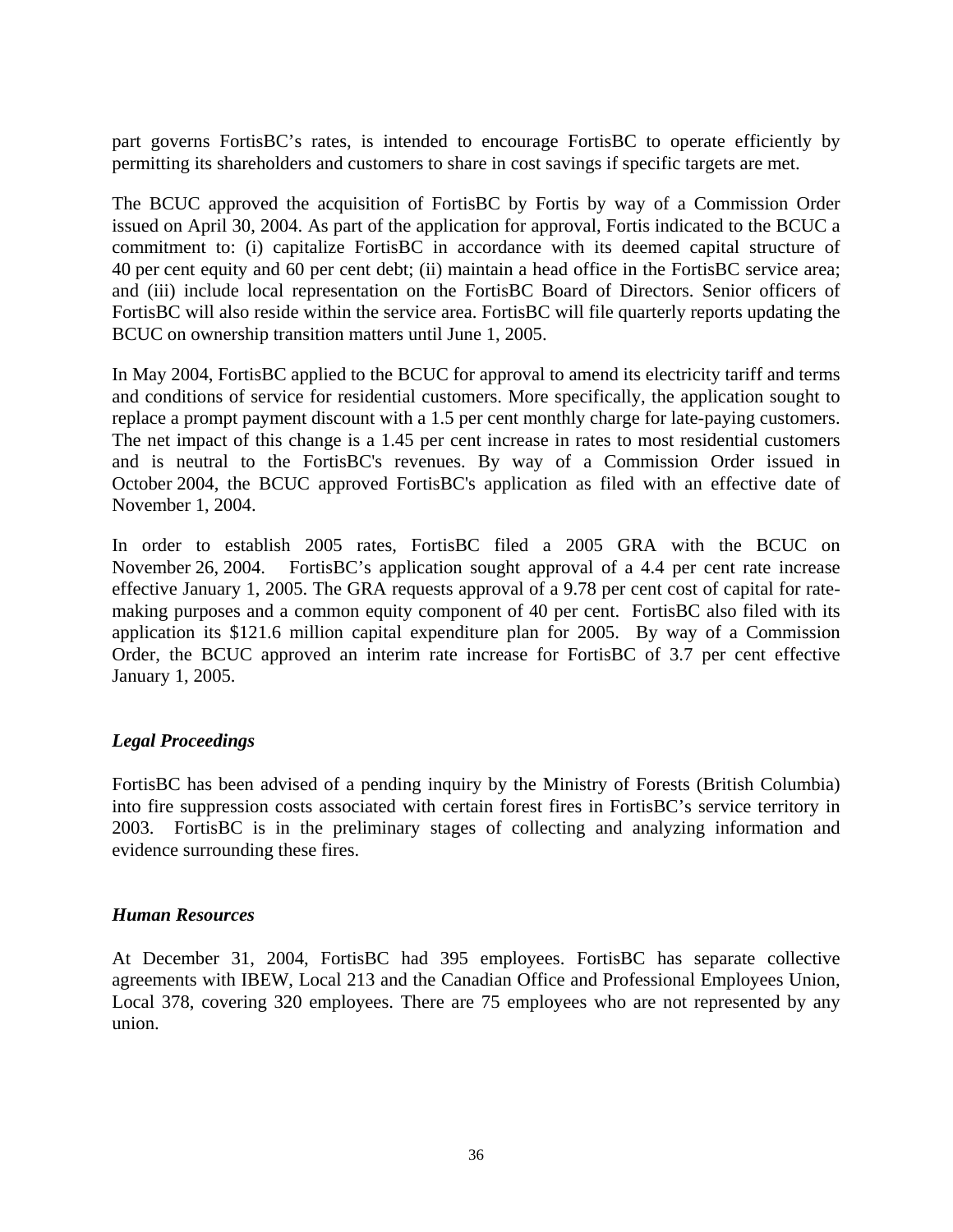part governs FortisBC's rates, is intended to encourage FortisBC to operate efficiently by permitting its shareholders and customers to share in cost savings if specific targets are met.

The BCUC approved the acquisition of FortisBC by Fortis by way of a Commission Order issued on April 30, 2004. As part of the application for approval, Fortis indicated to the BCUC a commitment to: (i) capitalize FortisBC in accordance with its deemed capital structure of 40 per cent equity and 60 per cent debt; (ii) maintain a head office in the FortisBC service area; and (iii) include local representation on the FortisBC Board of Directors. Senior officers of FortisBC will also reside within the service area. FortisBC will file quarterly reports updating the BCUC on ownership transition matters until June 1, 2005.

In May 2004, FortisBC applied to the BCUC for approval to amend its electricity tariff and terms and conditions of service for residential customers. More specifically, the application sought to replace a prompt payment discount with a 1.5 per cent monthly charge for late-paying customers. The net impact of this change is a 1.45 per cent increase in rates to most residential customers and is neutral to the FortisBC's revenues. By way of a Commission Order issued in October 2004, the BCUC approved FortisBC's application as filed with an effective date of November 1, 2004.

In order to establish 2005 rates, FortisBC filed a 2005 GRA with the BCUC on November 26, 2004. FortisBC's application sought approval of a 4.4 per cent rate increase effective January 1, 2005. The GRA requests approval of a 9.78 per cent cost of capital for rate-making purposes and a common equity component of 40 per cent. FortisBC also filed with its application its $121.6 million capital expenditure plan for 2005. By way of a Commission Order, the BCUC approved an interim rate increase for FortisBC of 3.7 per cent effective January 1, 2005.

### *Legal Proceedings*

FortisBC has been advised of a pending inquiry by the Ministry of Forests (British Columbia) into fire suppression costs associated with certain forest fires in FortisBC's service territory in 2003. FortisBC is in the preliminary stages of collecting and analyzing information and evidence surrounding these fires.

### *Human Resources*

At December 31, 2004, FortisBC had 395 employees. FortisBC has separate collective agreements with IBEW, Local 213 and the Canadian Office and Professional Employees Union, Local 378, covering 320 employees. There are 75 employees who are not represented by any union.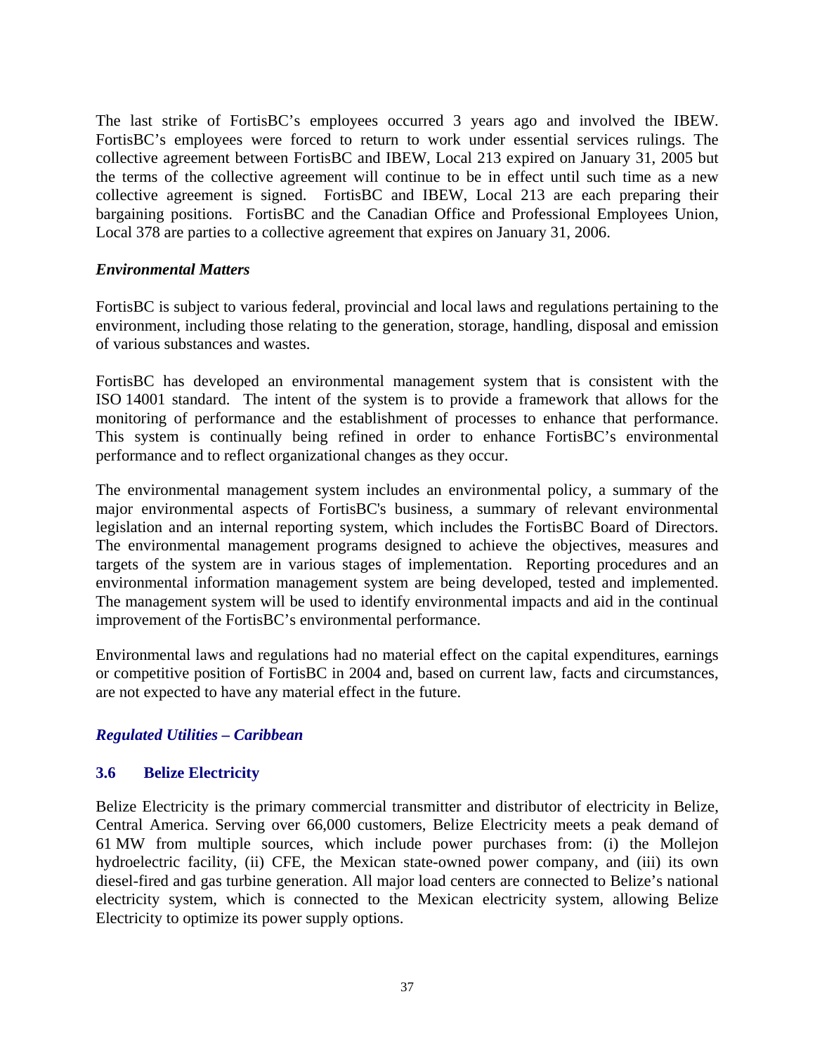The last strike of FortisBC's employees occurred 3 years ago and involved the IBEW. FortisBC's employees were forced to return to work under essential services rulings. The collective agreement between FortisBC and IBEW, Local 213 expired on January 31, 2005 but the terms of the collective agreement will continue to be in effect until such time as a new collective agreement is signed. FortisBC and IBEW, Local 213 are each preparing their bargaining positions. FortisBC and the Canadian Office and Professional Employees Union, Local 378 are parties to a collective agreement that expires on January 31, 2006.

### *Environmental Matters*

FortisBC is subject to various federal, provincial and local laws and regulations pertaining to the environment, including those relating to the generation, storage, handling, disposal and emission of various substances and wastes.

FortisBC has developed an environmental management system that is consistent with the ISO 14001 standard. The intent of the system is to provide a framework that allows for the monitoring of performance and the establishment of processes to enhance that performance. This system is continually being refined in order to enhance FortisBC's environmental performance and to reflect organizational changes as they occur.

The environmental management system includes an environmental policy, a summary of the major environmental aspects of FortisBC's business, a summary of relevant environmental legislation and an internal reporting system, which includes the FortisBC Board of Directors. The environmental management programs designed to achieve the objectives, measures and targets of the system are in various stages of implementation. Reporting procedures and an environmental information management system are being developed, tested and implemented. The management system will be used to identify environmental impacts and aid in the continual improvement of the FortisBC's environmental performance.

Environmental laws and regulations had no material effect on the capital expenditures, earnings or competitive position of FortisBC in 2004 and, based on current law, facts and circumstances, are not expected to have any material effect in the future.

## *Regulated Utilities – Caribbean*

### 3.6 Belize Electricity

Belize Electricity is the primary commercial transmitter and distributor of electricity in Belize, Central America. Serving over 66,000 customers, Belize Electricity meets a peak demand of 61 MW from multiple sources, which include power purchases from: (i) the Mollejon hydroelectric facility, (ii) CFE, the Mexican state-owned power company, and (iii) its own diesel-fired and gas turbine generation. All major load centers are connected to Belize's national electricity system, which is connected to the Mexican electricity system, allowing Belize Electricity to optimize its power supply options.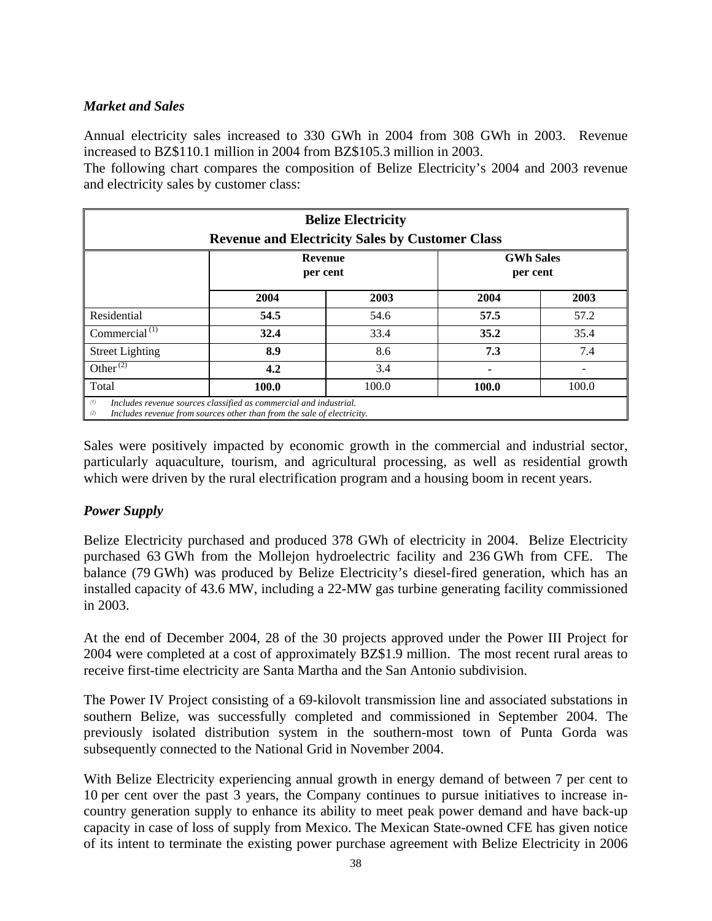### *Market and Sales*

Annual electricity sales increased to 330 GWh in 2004 from 308 GWh in 2003. Revenue increased to BZ$110.1 million in 2004 from BZ$105.3 million in 2003.
The following chart compares the composition of Belize Electricity's 2004 and 2003 revenue and electricity sales by customer class:

**Belize Electricity**
**Revenue and Electricity Sales by Customer Class**

| | Revenue per cent | | GWh Sales per cent | |
|---|---|---|---|---|
| | **2004** | **2003** | **2004** | **2003** |
| Residential | **54.5** | 54.6 | **57.5** | 57.2 |
| Commercial [(1)] | **32.4** | 33.4 | **35.2** | 35.4 |
| Street Lighting | **8.9** | 8.6 | **7.3** | 7.4 |
| Other [(2)] | **4.2** | 3.4 | **-** | - |
| Total | **100.0** | 100.0 | **100.0** | 100.0 |

[(1)] *Includes revenue sources classified as commercial and industrial.*
[(2)] *Includes revenue from sources other than from the sale of electricity.*

Sales were positively impacted by economic growth in the commercial and industrial sector, particularly aquaculture, tourism, and agricultural processing, as well as residential growth which were driven by the rural electrification program and a housing boom in recent years.

### *Power Supply*

Belize Electricity purchased and produced 378 GWh of electricity in 2004. Belize Electricity purchased 63 GWh from the Mollejon hydroelectric facility and 236 GWh from CFE. The balance (79 GWh) was produced by Belize Electricity's diesel-fired generation, which has an installed capacity of 43.6 MW, including a 22-MW gas turbine generating facility commissioned in 2003.

At the end of December 2004, 28 of the 30 projects approved under the Power III Project for 2004 were completed at a cost of approximately BZ$1.9 million. The most recent rural areas to receive first-time electricity are Santa Martha and the San Antonio subdivision.

The Power IV Project consisting of a 69-kilovolt transmission line and associated substations in southern Belize, was successfully completed and commissioned in September 2004. The previously isolated distribution system in the southern-most town of Punta Gorda was subsequently connected to the National Grid in November 2004.

With Belize Electricity experiencing annual growth in energy demand of between 7 per cent to 10 per cent over the past 3 years, the Company continues to pursue initiatives to increase in-country generation supply to enhance its ability to meet peak power demand and have back-up capacity in case of loss of supply from Mexico. The Mexican State-owned CFE has given notice of its intent to terminate the existing power purchase agreement with Belize Electricity in 2006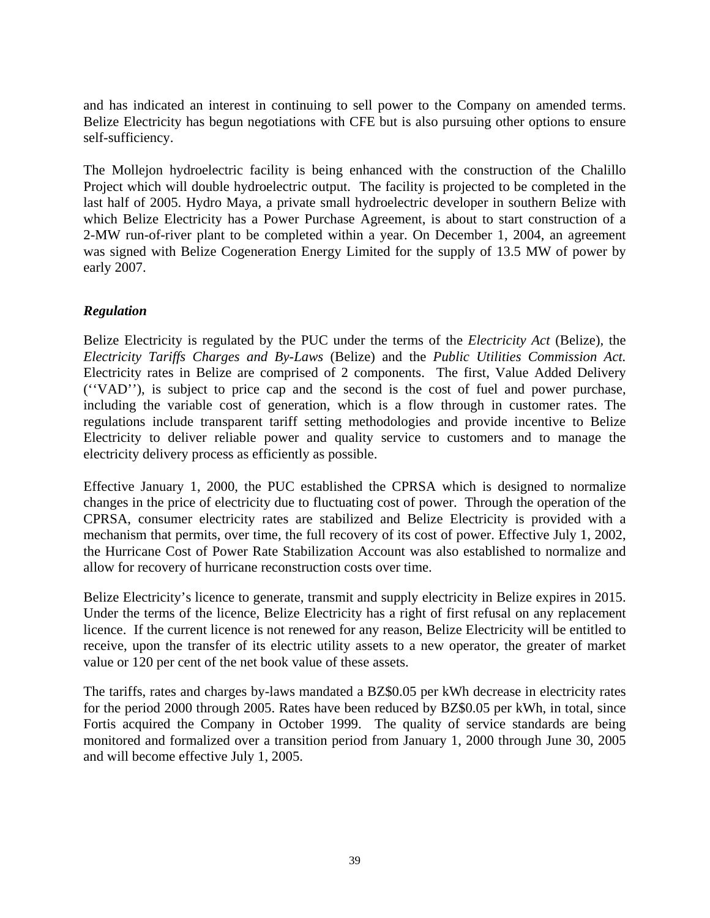and has indicated an interest in continuing to sell power to the Company on amended terms. Belize Electricity has begun negotiations with CFE but is also pursuing other options to ensure self-sufficiency.

The Mollejon hydroelectric facility is being enhanced with the construction of the Chalillo Project which will double hydroelectric output. The facility is projected to be completed in the last half of 2005. Hydro Maya, a private small hydroelectric developer in southern Belize with which Belize Electricity has a Power Purchase Agreement, is about to start construction of a 2-MW run-of-river plant to be completed within a year. On December 1, 2004, an agreement was signed with Belize Cogeneration Energy Limited for the supply of 13.5 MW of power by early 2007.

***Regulation***

Belize Electricity is regulated by the PUC under the terms of the *Electricity Act* (Belize), the *Electricity Tariffs Charges and By-Laws* (Belize) and the *Public Utilities Commission Act.* Electricity rates in Belize are comprised of 2 components. The first, Value Added Delivery (''VAD''), is subject to price cap and the second is the cost of fuel and power purchase, including the variable cost of generation, which is a flow through in customer rates. The regulations include transparent tariff setting methodologies and provide incentive to Belize Electricity to deliver reliable power and quality service to customers and to manage the electricity delivery process as efficiently as possible.

Effective January 1, 2000, the PUC established the CPRSA which is designed to normalize changes in the price of electricity due to fluctuating cost of power. Through the operation of the CPRSA, consumer electricity rates are stabilized and Belize Electricity is provided with a mechanism that permits, over time, the full recovery of its cost of power. Effective July 1, 2002, the Hurricane Cost of Power Rate Stabilization Account was also established to normalize and allow for recovery of hurricane reconstruction costs over time.

Belize Electricity's licence to generate, transmit and supply electricity in Belize expires in 2015. Under the terms of the licence, Belize Electricity has a right of first refusal on any replacement licence. If the current licence is not renewed for any reason, Belize Electricity will be entitled to receive, upon the transfer of its electric utility assets to a new operator, the greater of market value or 120 per cent of the net book value of these assets.

The tariffs, rates and charges by-laws mandated a BZ$0.05 per kWh decrease in electricity rates for the period 2000 through 2005. Rates have been reduced by BZ$0.05 per kWh, in total, since Fortis acquired the Company in October 1999. The quality of service standards are being monitored and formalized over a transition period from January 1, 2000 through June 30, 2005 and will become effective July 1, 2005.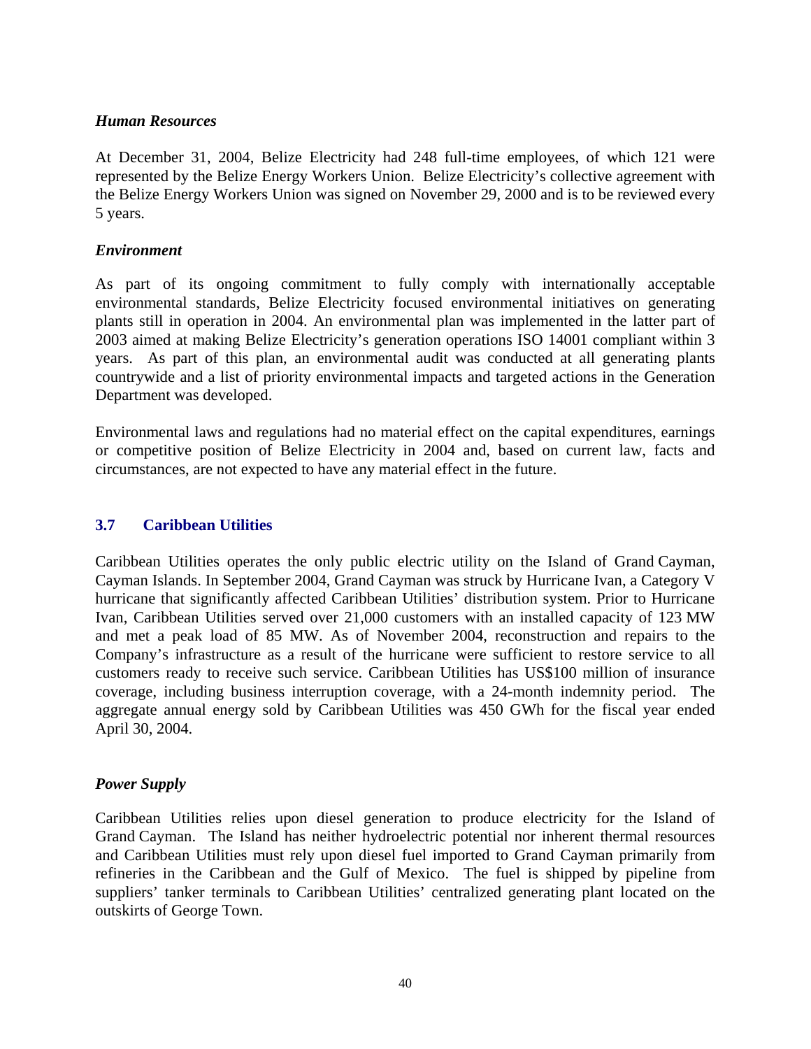*Human Resources*

At December 31, 2004, Belize Electricity had 248 full-time employees, of which 121 were represented by the Belize Energy Workers Union. Belize Electricity's collective agreement with the Belize Energy Workers Union was signed on November 29, 2000 and is to be reviewed every 5 years.

*Environment*

As part of its ongoing commitment to fully comply with internationally acceptable environmental standards, Belize Electricity focused environmental initiatives on generating plants still in operation in 2004. An environmental plan was implemented in the latter part of 2003 aimed at making Belize Electricity's generation operations ISO 14001 compliant within 3 years. As part of this plan, an environmental audit was conducted at all generating plants countrywide and a list of priority environmental impacts and targeted actions in the Generation Department was developed.

Environmental laws and regulations had no material effect on the capital expenditures, earnings or competitive position of Belize Electricity in 2004 and, based on current law, facts and circumstances, are not expected to have any material effect in the future.

## 3.7 Caribbean Utilities

Caribbean Utilities operates the only public electric utility on the Island of Grand Cayman, Cayman Islands. In September 2004, Grand Cayman was struck by Hurricane Ivan, a Category V hurricane that significantly affected Caribbean Utilities' distribution system. Prior to Hurricane Ivan, Caribbean Utilities served over 21,000 customers with an installed capacity of 123 MW and met a peak load of 85 MW. As of November 2004, reconstruction and repairs to the Company's infrastructure as a result of the hurricane were sufficient to restore service to all customers ready to receive such service. Caribbean Utilities has US$100 million of insurance coverage, including business interruption coverage, with a 24-month indemnity period. The aggregate annual energy sold by Caribbean Utilities was 450 GWh for the fiscal year ended April 30, 2004.

*Power Supply*

Caribbean Utilities relies upon diesel generation to produce electricity for the Island of Grand Cayman. The Island has neither hydroelectric potential nor inherent thermal resources and Caribbean Utilities must rely upon diesel fuel imported to Grand Cayman primarily from refineries in the Caribbean and the Gulf of Mexico. The fuel is shipped by pipeline from suppliers' tanker terminals to Caribbean Utilities' centralized generating plant located on the outskirts of George Town.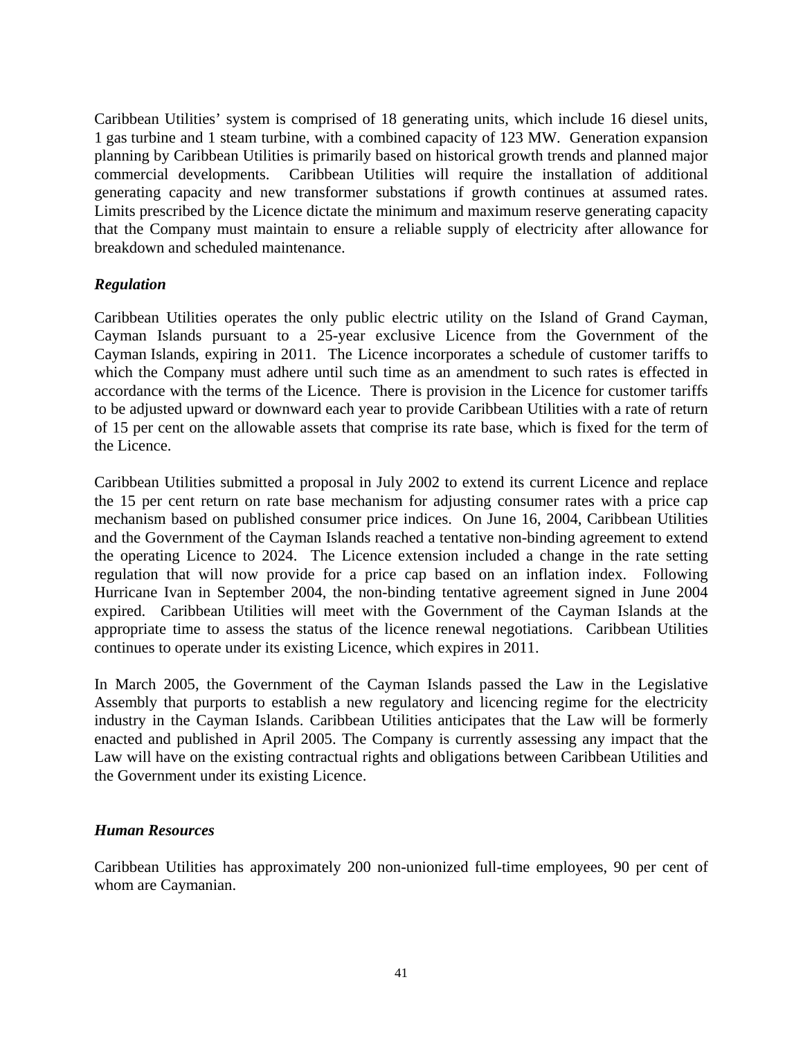Caribbean Utilities' system is comprised of 18 generating units, which include 16 diesel units, 1 gas turbine and 1 steam turbine, with a combined capacity of 123 MW. Generation expansion planning by Caribbean Utilities is primarily based on historical growth trends and planned major commercial developments. Caribbean Utilities will require the installation of additional generating capacity and new transformer substations if growth continues at assumed rates. Limits prescribed by the Licence dictate the minimum and maximum reserve generating capacity that the Company must maintain to ensure a reliable supply of electricity after allowance for breakdown and scheduled maintenance.

***Regulation***

Caribbean Utilities operates the only public electric utility on the Island of Grand Cayman, Cayman Islands pursuant to a 25-year exclusive Licence from the Government of the Cayman Islands, expiring in 2011. The Licence incorporates a schedule of customer tariffs to which the Company must adhere until such time as an amendment to such rates is effected in accordance with the terms of the Licence. There is provision in the Licence for customer tariffs to be adjusted upward or downward each year to provide Caribbean Utilities with a rate of return of 15 per cent on the allowable assets that comprise its rate base, which is fixed for the term of the Licence.

Caribbean Utilities submitted a proposal in July 2002 to extend its current Licence and replace the 15 per cent return on rate base mechanism for adjusting consumer rates with a price cap mechanism based on published consumer price indices. On June 16, 2004, Caribbean Utilities and the Government of the Cayman Islands reached a tentative non-binding agreement to extend the operating Licence to 2024. The Licence extension included a change in the rate setting regulation that will now provide for a price cap based on an inflation index. Following Hurricane Ivan in September 2004, the non-binding tentative agreement signed in June 2004 expired. Caribbean Utilities will meet with the Government of the Cayman Islands at the appropriate time to assess the status of the licence renewal negotiations. Caribbean Utilities continues to operate under its existing Licence, which expires in 2011.

In March 2005, the Government of the Cayman Islands passed the Law in the Legislative Assembly that purports to establish a new regulatory and licencing regime for the electricity industry in the Cayman Islands. Caribbean Utilities anticipates that the Law will be formerly enacted and published in April 2005. The Company is currently assessing any impact that the Law will have on the existing contractual rights and obligations between Caribbean Utilities and the Government under its existing Licence.

***Human Resources***

Caribbean Utilities has approximately 200 non-unionized full-time employees, 90 per cent of whom are Caymanian.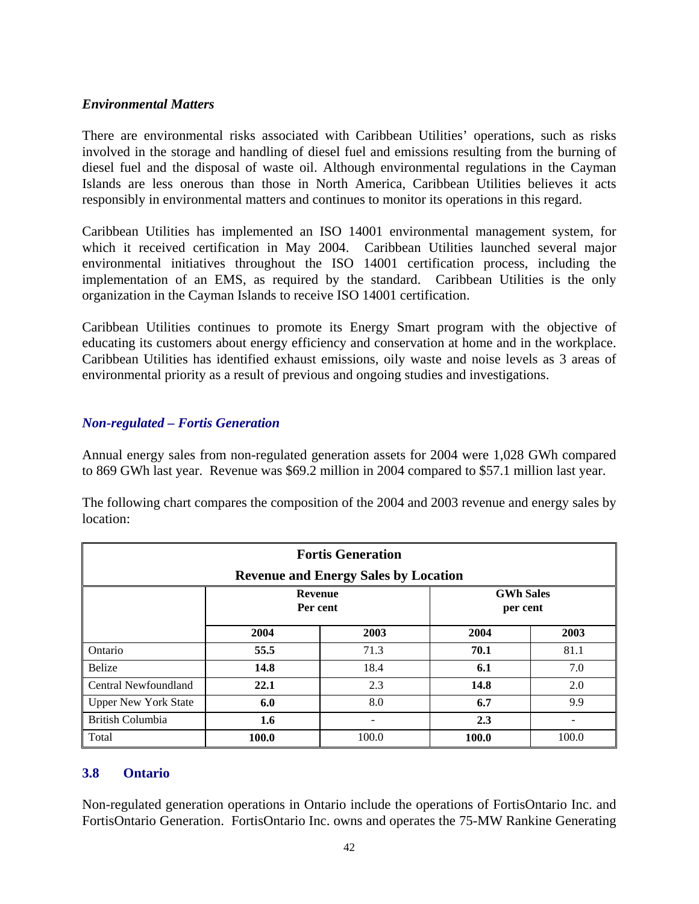### *Environmental Matters*

There are environmental risks associated with Caribbean Utilities' operations, such as risks involved in the storage and handling of diesel fuel and emissions resulting from the burning of diesel fuel and the disposal of waste oil. Although environmental regulations in the Cayman Islands are less onerous than those in North America, Caribbean Utilities believes it acts responsibly in environmental matters and continues to monitor its operations in this regard.

Caribbean Utilities has implemented an ISO 14001 environmental management system, for which it received certification in May 2004. Caribbean Utilities launched several major environmental initiatives throughout the ISO 14001 certification process, including the implementation of an EMS, as required by the standard. Caribbean Utilities is the only organization in the Cayman Islands to receive ISO 14001 certification.

Caribbean Utilities continues to promote its Energy Smart program with the objective of educating its customers about energy efficiency and conservation at home and in the workplace. Caribbean Utilities has identified exhaust emissions, oily waste and noise levels as 3 areas of environmental priority as a result of previous and ongoing studies and investigations.

### *Non-regulated – Fortis Generation*

Annual energy sales from non-regulated generation assets for 2004 were 1,028 GWh compared to 869 GWh last year. Revenue was $69.2 million in 2004 compared to $57.1 million last year.

The following chart compares the composition of the 2004 and 2003 revenue and energy sales by location:

| **Fortis Generation<br>Revenue and Energy Sales by Location** | | | | |
|---|---|---|---|---|
| | **Revenue Per cent** | | **GWh Sales per cent** | |
| | **2004** | **2003** | **2004** | **2003** |
| Ontario | **55.5** | 71.3 | **70.1** | 81.1 |
| Belize | **14.8** | 18.4 | **6.1** | 7.0 |
| Central Newfoundland | **22.1** | 2.3 | **14.8** | 2.0 |
| Upper New York State | **6.0** | 8.0 | **6.7** | 9.9 |
| British Columbia | **1.6** | - | **2.3** | - |
| Total | **100.0** | 100.0 | **100.0** | 100.0 |

## 3.8 Ontario

Non-regulated generation operations in Ontario include the operations of FortisOntario Inc. and FortisOntario Generation. FortisOntario Inc. owns and operates the 75-MW Rankine Generating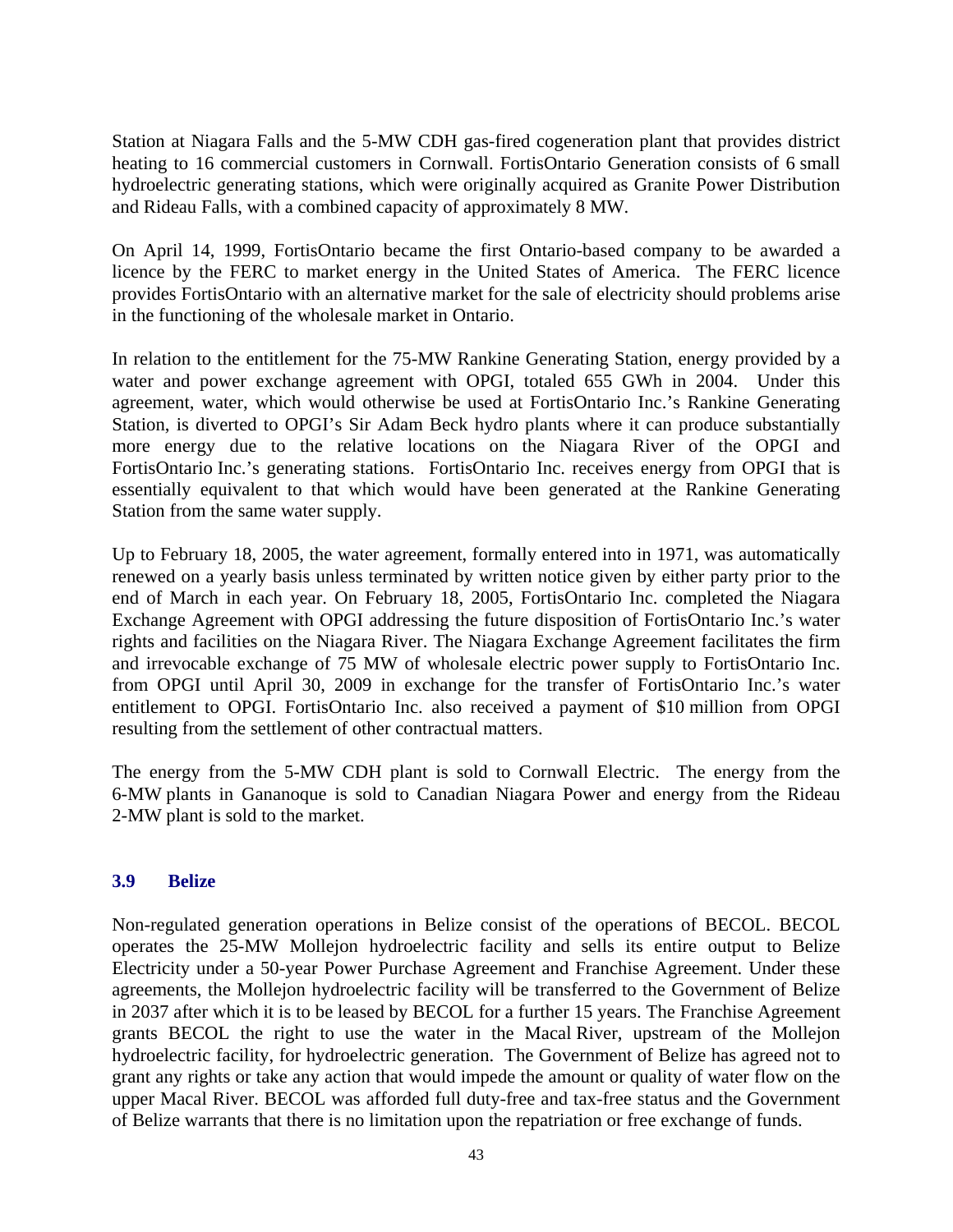Station at Niagara Falls and the 5-MW CDH gas-fired cogeneration plant that provides district heating to 16 commercial customers in Cornwall. FortisOntario Generation consists of 6 small hydroelectric generating stations, which were originally acquired as Granite Power Distribution and Rideau Falls, with a combined capacity of approximately 8 MW.

On April 14, 1999, FortisOntario became the first Ontario-based company to be awarded a licence by the FERC to market energy in the United States of America. The FERC licence provides FortisOntario with an alternative market for the sale of electricity should problems arise in the functioning of the wholesale market in Ontario.

In relation to the entitlement for the 75-MW Rankine Generating Station, energy provided by a water and power exchange agreement with OPGI, totaled 655 GWh in 2004. Under this agreement, water, which would otherwise be used at FortisOntario Inc.'s Rankine Generating Station, is diverted to OPGI's Sir Adam Beck hydro plants where it can produce substantially more energy due to the relative locations on the Niagara River of the OPGI and FortisOntario Inc.'s generating stations. FortisOntario Inc. receives energy from OPGI that is essentially equivalent to that which would have been generated at the Rankine Generating Station from the same water supply.

Up to February 18, 2005, the water agreement, formally entered into in 1971, was automatically renewed on a yearly basis unless terminated by written notice given by either party prior to the end of March in each year. On February 18, 2005, FortisOntario Inc. completed the Niagara Exchange Agreement with OPGI addressing the future disposition of FortisOntario Inc.'s water rights and facilities on the Niagara River. The Niagara Exchange Agreement facilitates the firm and irrevocable exchange of 75 MW of wholesale electric power supply to FortisOntario Inc. from OPGI until April 30, 2009 in exchange for the transfer of FortisOntario Inc.'s water entitlement to OPGI. FortisOntario Inc. also received a payment of $10 million from OPGI resulting from the settlement of other contractual matters.

The energy from the 5-MW CDH plant is sold to Cornwall Electric. The energy from the 6-MW plants in Gananoque is sold to Canadian Niagara Power and energy from the Rideau 2-MW plant is sold to the market.

### 3.9 Belize

Non-regulated generation operations in Belize consist of the operations of BECOL. BECOL operates the 25-MW Mollejon hydroelectric facility and sells its entire output to Belize Electricity under a 50-year Power Purchase Agreement and Franchise Agreement. Under these agreements, the Mollejon hydroelectric facility will be transferred to the Government of Belize in 2037 after which it is to be leased by BECOL for a further 15 years. The Franchise Agreement grants BECOL the right to use the water in the Macal River, upstream of the Mollejon hydroelectric facility, for hydroelectric generation. The Government of Belize has agreed not to grant any rights or take any action that would impede the amount or quality of water flow on the upper Macal River. BECOL was afforded full duty-free and tax-free status and the Government of Belize warrants that there is no limitation upon the repatriation or free exchange of funds.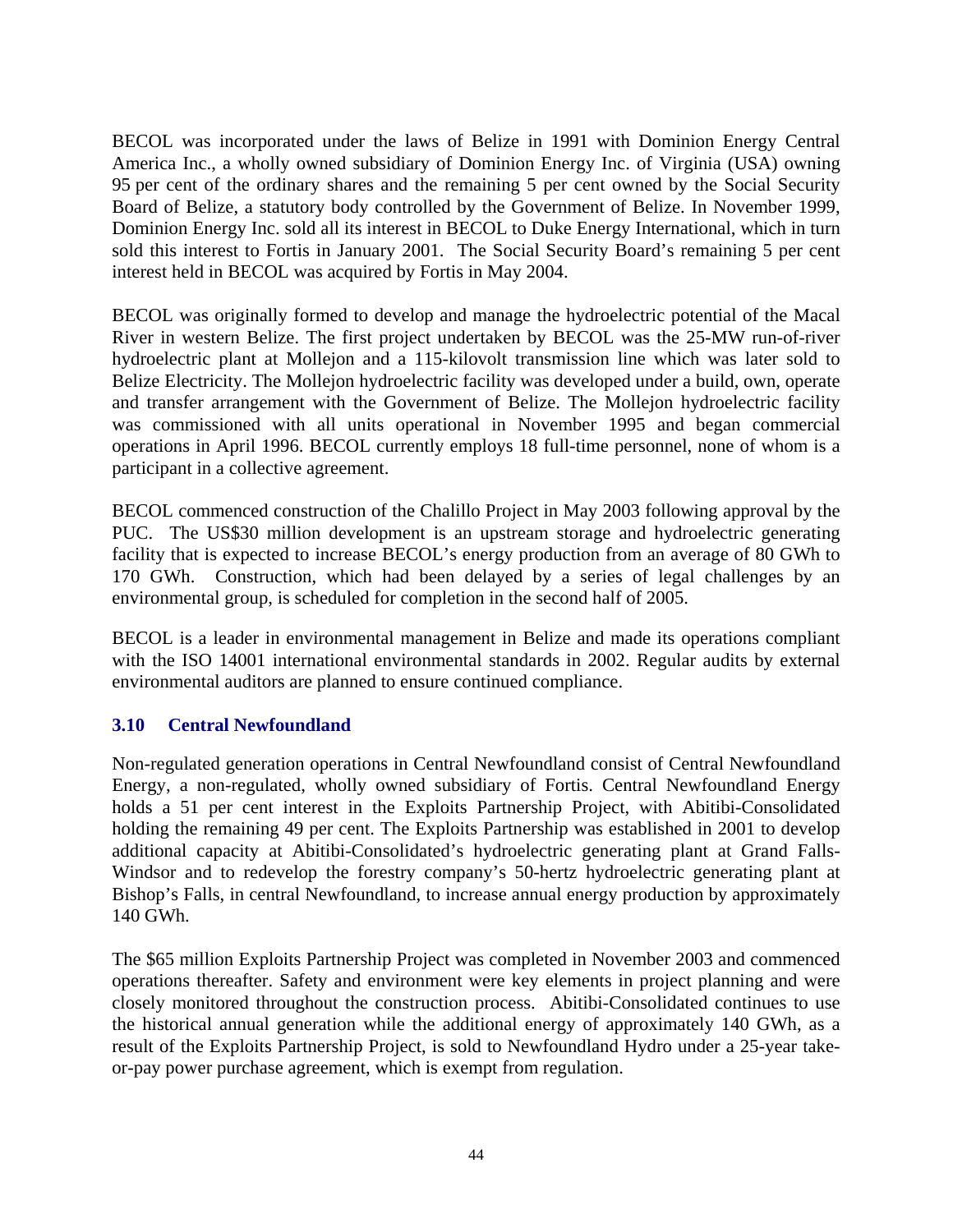BECOL was incorporated under the laws of Belize in 1991 with Dominion Energy Central America Inc., a wholly owned subsidiary of Dominion Energy Inc. of Virginia (USA) owning 95 per cent of the ordinary shares and the remaining 5 per cent owned by the Social Security Board of Belize, a statutory body controlled by the Government of Belize. In November 1999, Dominion Energy Inc. sold all its interest in BECOL to Duke Energy International, which in turn sold this interest to Fortis in January 2001. The Social Security Board's remaining 5 per cent interest held in BECOL was acquired by Fortis in May 2004.

BECOL was originally formed to develop and manage the hydroelectric potential of the Macal River in western Belize. The first project undertaken by BECOL was the 25-MW run-of-river hydroelectric plant at Mollejon and a 115-kilovolt transmission line which was later sold to Belize Electricity. The Mollejon hydroelectric facility was developed under a build, own, operate and transfer arrangement with the Government of Belize. The Mollejon hydroelectric facility was commissioned with all units operational in November 1995 and began commercial operations in April 1996. BECOL currently employs 18 full-time personnel, none of whom is a participant in a collective agreement.

BECOL commenced construction of the Chalillo Project in May 2003 following approval by the PUC. The US$30 million development is an upstream storage and hydroelectric generating facility that is expected to increase BECOL's energy production from an average of 80 GWh to 170 GWh. Construction, which had been delayed by a series of legal challenges by an environmental group, is scheduled for completion in the second half of 2005.

BECOL is a leader in environmental management in Belize and made its operations compliant with the ISO 14001 international environmental standards in 2002. Regular audits by external environmental auditors are planned to ensure continued compliance.

### 3.10 Central Newfoundland

Non-regulated generation operations in Central Newfoundland consist of Central Newfoundland Energy, a non-regulated, wholly owned subsidiary of Fortis. Central Newfoundland Energy holds a 51 per cent interest in the Exploits Partnership Project, with Abitibi-Consolidated holding the remaining 49 per cent. The Exploits Partnership was established in 2001 to develop additional capacity at Abitibi-Consolidated's hydroelectric generating plant at Grand Falls-Windsor and to redevelop the forestry company's 50-hertz hydroelectric generating plant at Bishop's Falls, in central Newfoundland, to increase annual energy production by approximately 140 GWh.

The $65 million Exploits Partnership Project was completed in November 2003 and commenced operations thereafter. Safety and environment were key elements in project planning and were closely monitored throughout the construction process. Abitibi-Consolidated continues to use the historical annual generation while the additional energy of approximately 140 GWh, as a result of the Exploits Partnership Project, is sold to Newfoundland Hydro under a 25-year take-or-pay power purchase agreement, which is exempt from regulation.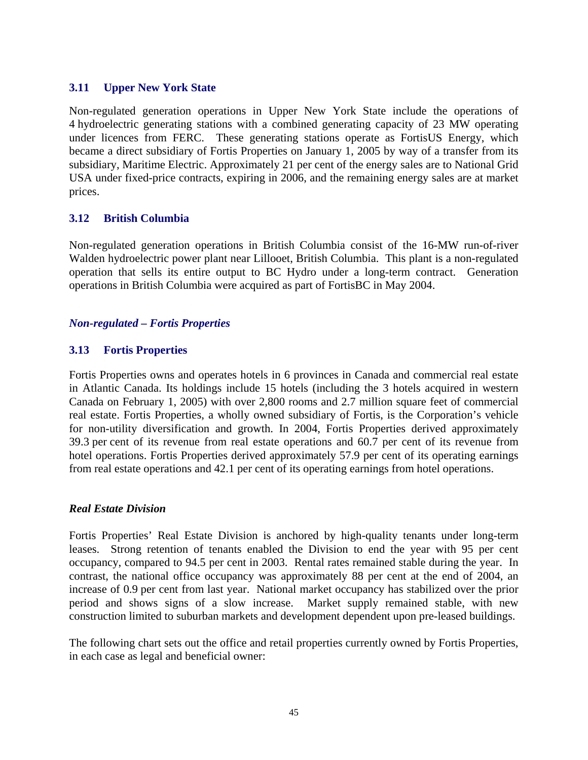### 3.11 Upper New York State

Non-regulated generation operations in Upper New York State include the operations of 4 hydroelectric generating stations with a combined generating capacity of 23 MW operating under licences from FERC. These generating stations operate as FortisUS Energy, which became a direct subsidiary of Fortis Properties on January 1, 2005 by way of a transfer from its subsidiary, Maritime Electric. Approximately 21 per cent of the energy sales are to National Grid USA under fixed-price contracts, expiring in 2006, and the remaining energy sales are at market prices.

### 3.12 British Columbia

Non-regulated generation operations in British Columbia consist of the 16-MW run-of-river Walden hydroelectric power plant near Lillooet, British Columbia. This plant is a non-regulated operation that sells its entire output to BC Hydro under a long-term contract. Generation operations in British Columbia were acquired as part of FortisBC in May 2004.

***Non-regulated – Fortis Properties***

### 3.13 Fortis Properties

Fortis Properties owns and operates hotels in 6 provinces in Canada and commercial real estate in Atlantic Canada. Its holdings include 15 hotels (including the 3 hotels acquired in western Canada on February 1, 2005) with over 2,800 rooms and 2.7 million square feet of commercial real estate. Fortis Properties, a wholly owned subsidiary of Fortis, is the Corporation's vehicle for non-utility diversification and growth. In 2004, Fortis Properties derived approximately 39.3 per cent of its revenue from real estate operations and 60.7 per cent of its revenue from hotel operations. Fortis Properties derived approximately 57.9 per cent of its operating earnings from real estate operations and 42.1 per cent of its operating earnings from hotel operations.

***Real Estate Division***

Fortis Properties' Real Estate Division is anchored by high-quality tenants under long-term leases. Strong retention of tenants enabled the Division to end the year with 95 per cent occupancy, compared to 94.5 per cent in 2003. Rental rates remained stable during the year. In contrast, the national office occupancy was approximately 88 per cent at the end of 2004, an increase of 0.9 per cent from last year. National market occupancy has stabilized over the prior period and shows signs of a slow increase. Market supply remained stable, with new construction limited to suburban markets and development dependent upon pre-leased buildings.

The following chart sets out the office and retail properties currently owned by Fortis Properties, in each case as legal and beneficial owner: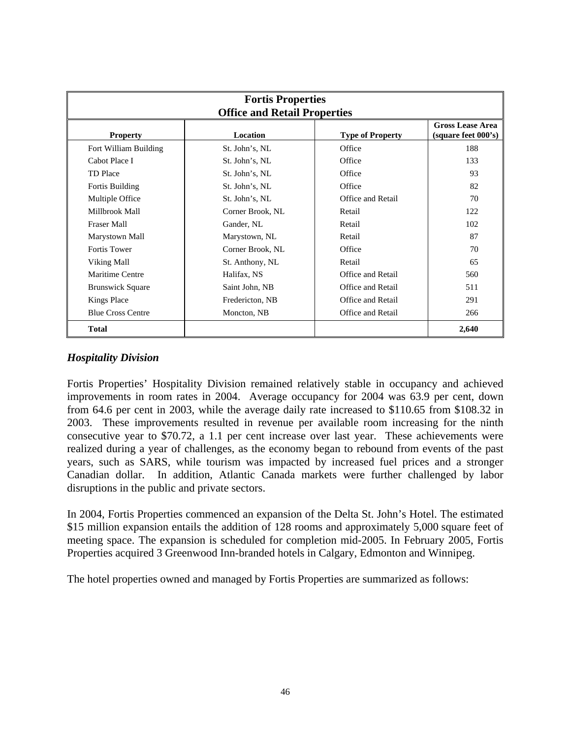| Fortis Properties<br>Office and Retail Properties | | | |
|---|---|---|---|
| **Property** | **Location** | **Type of Property** | **Gross Lease Area (square feet 000's)** |
| Fort William Building | St. John's, NL | Office | 188 |
| Cabot Place I | St. John's, NL | Office | 133 |
| TD Place | St. John's, NL | Office | 93 |
| Fortis Building | St. John's, NL | Office | 82 |
| Multiple Office | St. John's, NL | Office and Retail | 70 |
| Millbrook Mall | Corner Brook, NL | Retail | 122 |
| Fraser Mall | Gander, NL | Retail | 102 |
| Marystown Mall | Marystown, NL | Retail | 87 |
| Fortis Tower | Corner Brook, NL | Office | 70 |
| Viking Mall | St. Anthony, NL | Retail | 65 |
| Maritime Centre | Halifax, NS | Office and Retail | 560 |
| Brunswick Square | Saint John, NB | Office and Retail | 511 |
| Kings Place | Fredericton, NB | Office and Retail | 291 |
| Blue Cross Centre | Moncton, NB | Office and Retail | 266 |
| **Total** | | | **2,640** |

### *Hospitality Division*

Fortis Properties' Hospitality Division remained relatively stable in occupancy and achieved improvements in room rates in 2004. Average occupancy for 2004 was 63.9 per cent, down from 64.6 per cent in 2003, while the average daily rate increased to $110.65 from $108.32 in 2003. These improvements resulted in revenue per available room increasing for the ninth consecutive year to $70.72, a 1.1 per cent increase over last year. These achievements were realized during a year of challenges, as the economy began to rebound from events of the past years, such as SARS, while tourism was impacted by increased fuel prices and a stronger Canadian dollar. In addition, Atlantic Canada markets were further challenged by labor disruptions in the public and private sectors.

In 2004, Fortis Properties commenced an expansion of the Delta St. John's Hotel. The estimated $15 million expansion entails the addition of 128 rooms and approximately 5,000 square feet of meeting space. The expansion is scheduled for completion mid-2005. In February 2005, Fortis Properties acquired 3 Greenwood Inn-branded hotels in Calgary, Edmonton and Winnipeg.

The hotel properties owned and managed by Fortis Properties are summarized as follows: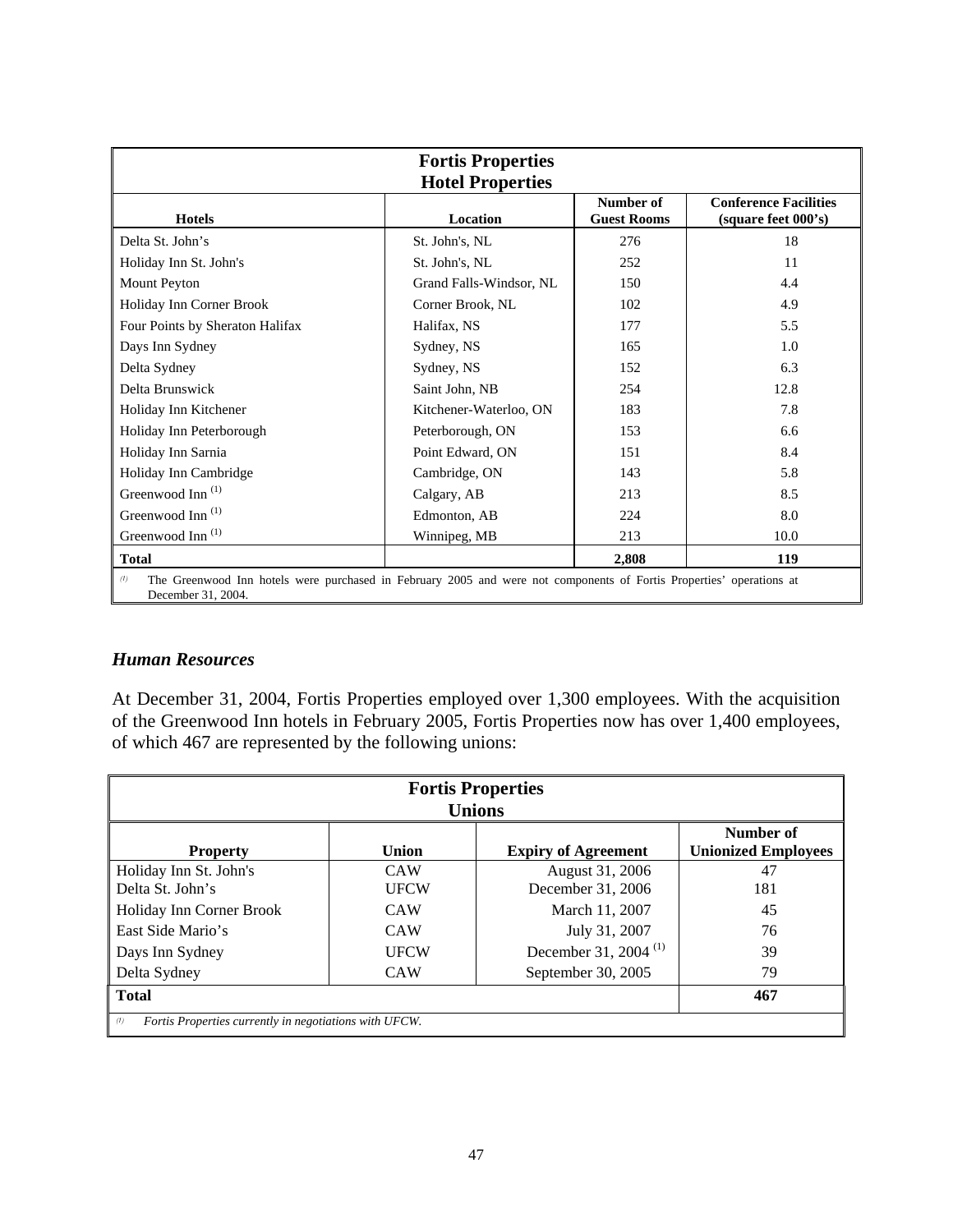| Fortis Properties Hotel Properties | | | |
|---|---|---|---|
| **Hotels** | **Location** | **Number of Guest Rooms** | **Conference Facilities (square feet 000's)** |
| Delta St. John's | St. John's, NL | 276 | 18 |
| Holiday Inn St. John's | St. John's, NL | 252 | 11 |
| Mount Peyton | Grand Falls-Windsor, NL | 150 | 4.4 |
| Holiday Inn Corner Brook | Corner Brook, NL | 102 | 4.9 |
| Four Points by Sheraton Halifax | Halifax, NS | 177 | 5.5 |
| Days Inn Sydney | Sydney, NS | 165 | 1.0 |
| Delta Sydney | Sydney, NS | 152 | 6.3 |
| Delta Brunswick | Saint John, NB | 254 | 12.8 |
| Holiday Inn Kitchener | Kitchener-Waterloo, ON | 183 | 7.8 |
| Holiday Inn Peterborough | Peterborough, ON | 153 | 6.6 |
| Holiday Inn Sarnia | Point Edward, ON | 151 | 8.4 |
| Holiday Inn Cambridge | Cambridge, ON | 143 | 5.8 |
| Greenwood Inn (1) | Calgary, AB | 213 | 8.5 |
| Greenwood Inn (1) | Edmonton, AB | 224 | 8.0 |
| Greenwood Inn (1) | Winnipeg, MB | 213 | 10.0 |
| **Total** | | **2,808** | **119** |

(1) The Greenwood Inn hotels were purchased in February 2005 and were not components of Fortis Properties' operations at December 31, 2004.

### *Human Resources*

At December 31, 2004, Fortis Properties employed over 1,300 employees. With the acquisition of the Greenwood Inn hotels in February 2005, Fortis Properties now has over 1,400 employees, of which 467 are represented by the following unions:

| Fortis Properties Unions | | | |
|---|---|---|---|
| **Property** | **Union** | **Expiry of Agreement** | **Number of Unionized Employees** |
| Holiday Inn St. John's | CAW | August 31, 2006 | 47 |
| Delta St. John's | UFCW | December 31, 2006 | 181 |
| Holiday Inn Corner Brook | CAW | March 11, 2007 | 45 |
| East Side Mario's | CAW | July 31, 2007 | 76 |
| Days Inn Sydney | UFCW | December 31, 2004 (1) | 39 |
| Delta Sydney | CAW | September 30, 2005 | 79 |
| **Total** | | | **467** |

*(1) Fortis Properties currently in negotiations with UFCW.*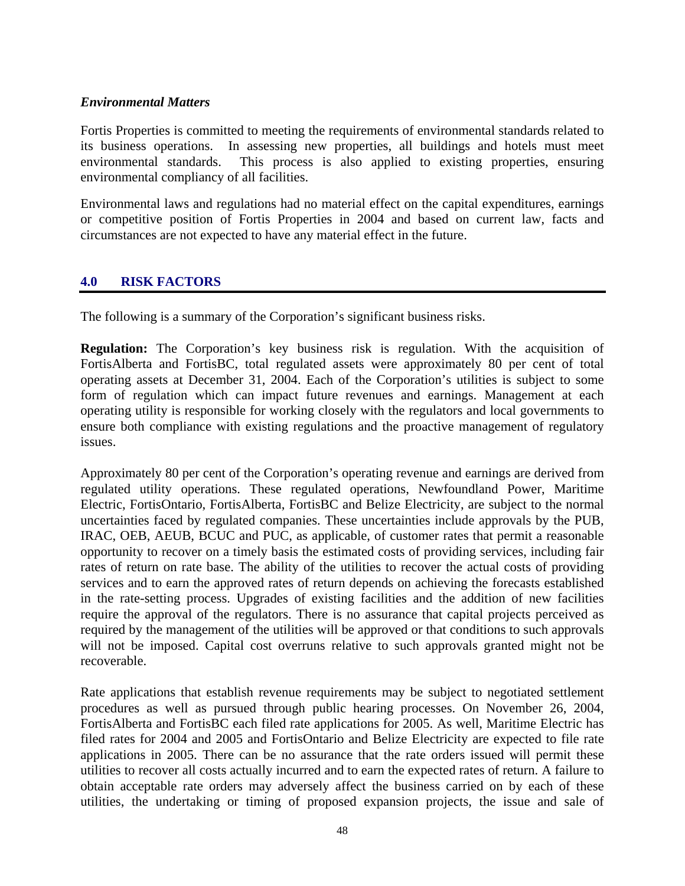*Environmental Matters*

Fortis Properties is committed to meeting the requirements of environmental standards related to its business operations. In assessing new properties, all buildings and hotels must meet environmental standards. This process is also applied to existing properties, ensuring environmental compliancy of all facilities.

Environmental laws and regulations had no material effect on the capital expenditures, earnings or competitive position of Fortis Properties in 2004 and based on current law, facts and circumstances are not expected to have any material effect in the future.

## 4.0 RISK FACTORS

The following is a summary of the Corporation's significant business risks.

**Regulation:** The Corporation's key business risk is regulation. With the acquisition of FortisAlberta and FortisBC, total regulated assets were approximately 80 per cent of total operating assets at December 31, 2004. Each of the Corporation's utilities is subject to some form of regulation which can impact future revenues and earnings. Management at each operating utility is responsible for working closely with the regulators and local governments to ensure both compliance with existing regulations and the proactive management of regulatory issues.

Approximately 80 per cent of the Corporation's operating revenue and earnings are derived from regulated utility operations. These regulated operations, Newfoundland Power, Maritime Electric, FortisOntario, FortisAlberta, FortisBC and Belize Electricity, are subject to the normal uncertainties faced by regulated companies. These uncertainties include approvals by the PUB, IRAC, OEB, AEUB, BCUC and PUC, as applicable, of customer rates that permit a reasonable opportunity to recover on a timely basis the estimated costs of providing services, including fair rates of return on rate base. The ability of the utilities to recover the actual costs of providing services and to earn the approved rates of return depends on achieving the forecasts established in the rate-setting process. Upgrades of existing facilities and the addition of new facilities require the approval of the regulators. There is no assurance that capital projects perceived as required by the management of the utilities will be approved or that conditions to such approvals will not be imposed. Capital cost overruns relative to such approvals granted might not be recoverable.

Rate applications that establish revenue requirements may be subject to negotiated settlement procedures as well as pursued through public hearing processes. On November 26, 2004, FortisAlberta and FortisBC each filed rate applications for 2005. As well, Maritime Electric has filed rates for 2004 and 2005 and FortisOntario and Belize Electricity are expected to file rate applications in 2005. There can be no assurance that the rate orders issued will permit these utilities to recover all costs actually incurred and to earn the expected rates of return. A failure to obtain acceptable rate orders may adversely affect the business carried on by each of these utilities, the undertaking or timing of proposed expansion projects, the issue and sale of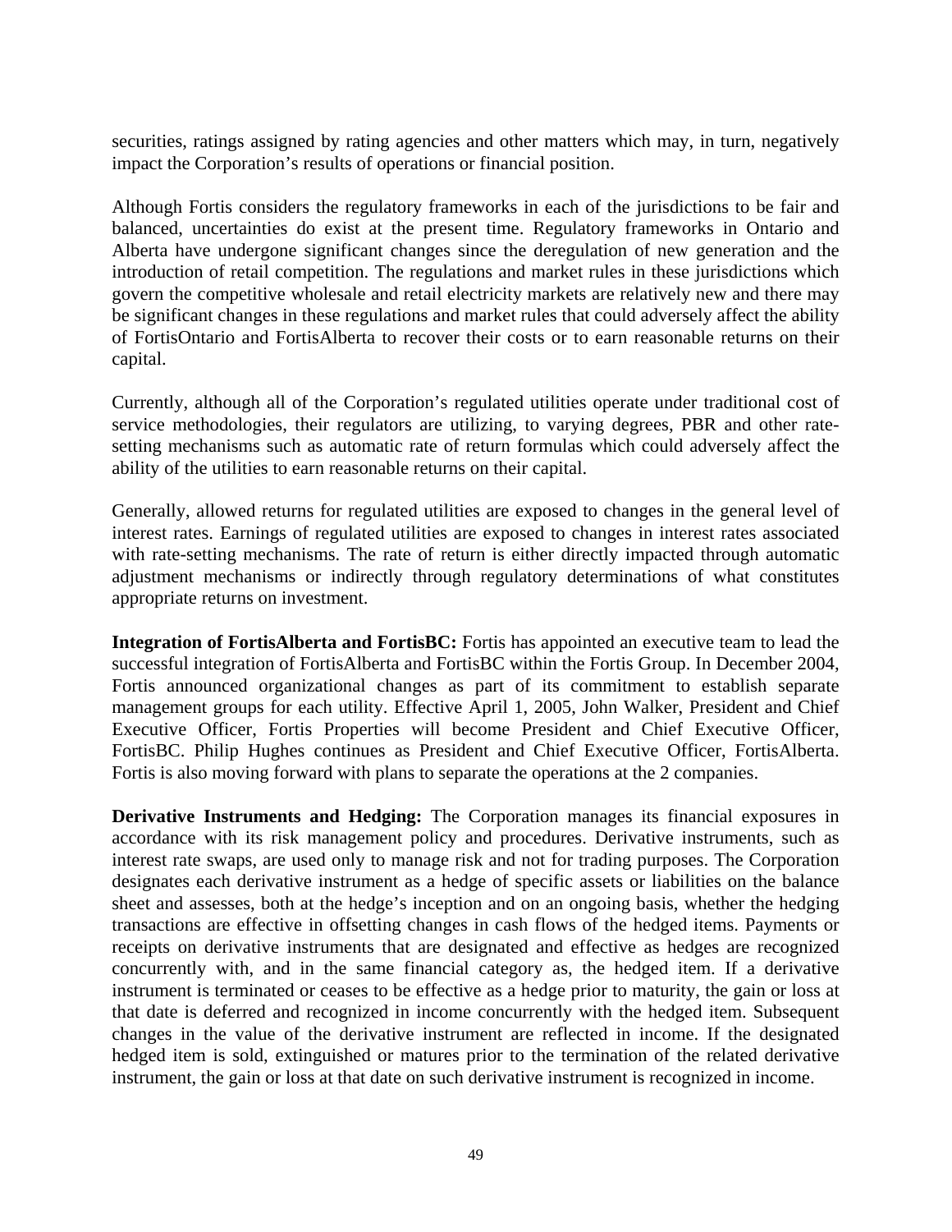securities, ratings assigned by rating agencies and other matters which may, in turn, negatively impact the Corporation's results of operations or financial position.

Although Fortis considers the regulatory frameworks in each of the jurisdictions to be fair and balanced, uncertainties do exist at the present time. Regulatory frameworks in Ontario and Alberta have undergone significant changes since the deregulation of new generation and the introduction of retail competition. The regulations and market rules in these jurisdictions which govern the competitive wholesale and retail electricity markets are relatively new and there may be significant changes in these regulations and market rules that could adversely affect the ability of FortisOntario and FortisAlberta to recover their costs or to earn reasonable returns on their capital.

Currently, although all of the Corporation's regulated utilities operate under traditional cost of service methodologies, their regulators are utilizing, to varying degrees, PBR and other rate-setting mechanisms such as automatic rate of return formulas which could adversely affect the ability of the utilities to earn reasonable returns on their capital.

Generally, allowed returns for regulated utilities are exposed to changes in the general level of interest rates. Earnings of regulated utilities are exposed to changes in interest rates associated with rate-setting mechanisms. The rate of return is either directly impacted through automatic adjustment mechanisms or indirectly through regulatory determinations of what constitutes appropriate returns on investment.

**Integration of FortisAlberta and FortisBC:** Fortis has appointed an executive team to lead the successful integration of FortisAlberta and FortisBC within the Fortis Group. In December 2004, Fortis announced organizational changes as part of its commitment to establish separate management groups for each utility. Effective April 1, 2005, John Walker, President and Chief Executive Officer, Fortis Properties will become President and Chief Executive Officer, FortisBC. Philip Hughes continues as President and Chief Executive Officer, FortisAlberta. Fortis is also moving forward with plans to separate the operations at the 2 companies.

**Derivative Instruments and Hedging:** The Corporation manages its financial exposures in accordance with its risk management policy and procedures. Derivative instruments, such as interest rate swaps, are used only to manage risk and not for trading purposes. The Corporation designates each derivative instrument as a hedge of specific assets or liabilities on the balance sheet and assesses, both at the hedge's inception and on an ongoing basis, whether the hedging transactions are effective in offsetting changes in cash flows of the hedged items. Payments or receipts on derivative instruments that are designated and effective as hedges are recognized concurrently with, and in the same financial category as, the hedged item. If a derivative instrument is terminated or ceases to be effective as a hedge prior to maturity, the gain or loss at that date is deferred and recognized in income concurrently with the hedged item. Subsequent changes in the value of the derivative instrument are reflected in income. If the designated hedged item is sold, extinguished or matures prior to the termination of the related derivative instrument, the gain or loss at that date on such derivative instrument is recognized in income.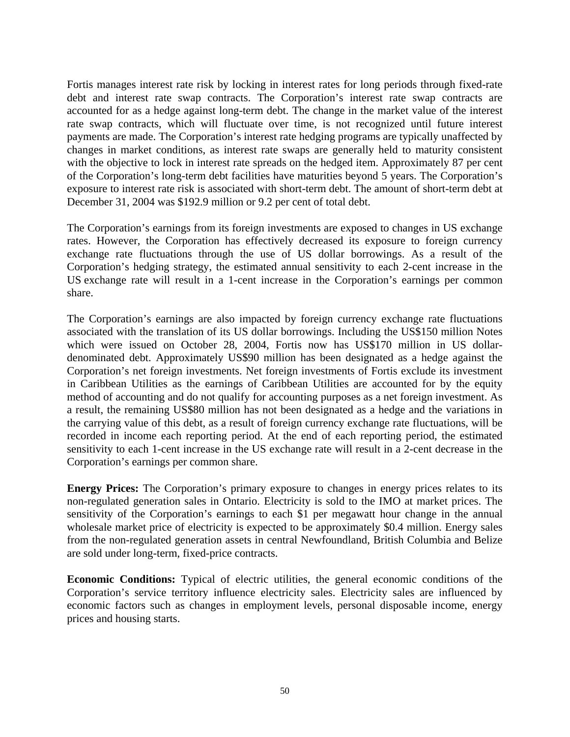Fortis manages interest rate risk by locking in interest rates for long periods through fixed-rate debt and interest rate swap contracts. The Corporation's interest rate swap contracts are accounted for as a hedge against long-term debt. The change in the market value of the interest rate swap contracts, which will fluctuate over time, is not recognized until future interest payments are made. The Corporation's interest rate hedging programs are typically unaffected by changes in market conditions, as interest rate swaps are generally held to maturity consistent with the objective to lock in interest rate spreads on the hedged item. Approximately 87 per cent of the Corporation's long-term debt facilities have maturities beyond 5 years. The Corporation's exposure to interest rate risk is associated with short-term debt. The amount of short-term debt at December 31, 2004 was $192.9 million or 9.2 per cent of total debt.

The Corporation's earnings from its foreign investments are exposed to changes in US exchange rates. However, the Corporation has effectively decreased its exposure to foreign currency exchange rate fluctuations through the use of US dollar borrowings. As a result of the Corporation's hedging strategy, the estimated annual sensitivity to each 2-cent increase in the US exchange rate will result in a 1-cent increase in the Corporation's earnings per common share.

The Corporation's earnings are also impacted by foreign currency exchange rate fluctuations associated with the translation of its US dollar borrowings. Including the US$150 million Notes which were issued on October 28, 2004, Fortis now has US$170 million in US dollar-denominated debt. Approximately US$90 million has been designated as a hedge against the Corporation's net foreign investments. Net foreign investments of Fortis exclude its investment in Caribbean Utilities as the earnings of Caribbean Utilities are accounted for by the equity method of accounting and do not qualify for accounting purposes as a net foreign investment. As a result, the remaining US$80 million has not been designated as a hedge and the variations in the carrying value of this debt, as a result of foreign currency exchange rate fluctuations, will be recorded in income each reporting period. At the end of each reporting period, the estimated sensitivity to each 1-cent increase in the US exchange rate will result in a 2-cent decrease in the Corporation's earnings per common share.

**Energy Prices:** The Corporation's primary exposure to changes in energy prices relates to its non-regulated generation sales in Ontario. Electricity is sold to the IMO at market prices. The sensitivity of the Corporation's earnings to each $1 per megawatt hour change in the annual wholesale market price of electricity is expected to be approximately $0.4 million. Energy sales from the non-regulated generation assets in central Newfoundland, British Columbia and Belize are sold under long-term, fixed-price contracts.

**Economic Conditions:** Typical of electric utilities, the general economic conditions of the Corporation's service territory influence electricity sales. Electricity sales are influenced by economic factors such as changes in employment levels, personal disposable income, energy prices and housing starts.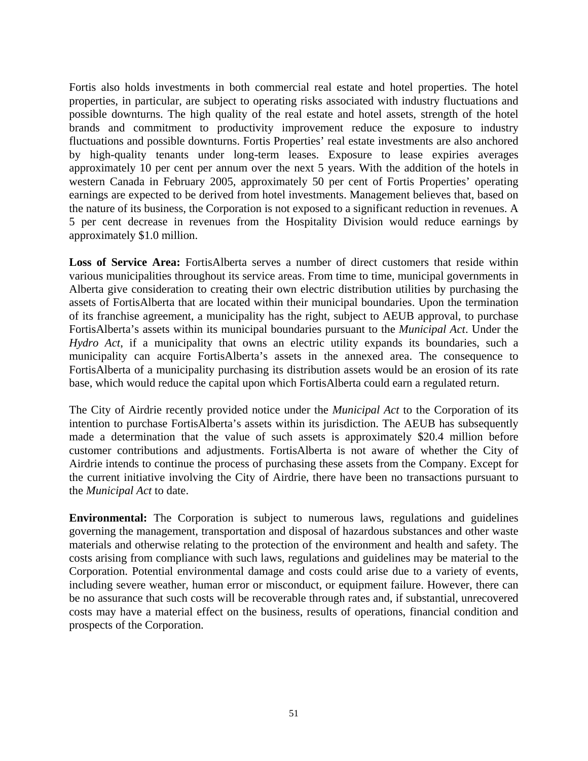Fortis also holds investments in both commercial real estate and hotel properties. The hotel properties, in particular, are subject to operating risks associated with industry fluctuations and possible downturns. The high quality of the real estate and hotel assets, strength of the hotel brands and commitment to productivity improvement reduce the exposure to industry fluctuations and possible downturns. Fortis Properties' real estate investments are also anchored by high-quality tenants under long-term leases. Exposure to lease expiries averages approximately 10 per cent per annum over the next 5 years. With the addition of the hotels in western Canada in February 2005, approximately 50 per cent of Fortis Properties' operating earnings are expected to be derived from hotel investments. Management believes that, based on the nature of its business, the Corporation is not exposed to a significant reduction in revenues. A 5 per cent decrease in revenues from the Hospitality Division would reduce earnings by approximately $1.0 million.

**Loss of Service Area:** FortisAlberta serves a number of direct customers that reside within various municipalities throughout its service areas. From time to time, municipal governments in Alberta give consideration to creating their own electric distribution utilities by purchasing the assets of FortisAlberta that are located within their municipal boundaries. Upon the termination of its franchise agreement, a municipality has the right, subject to AEUB approval, to purchase FortisAlberta's assets within its municipal boundaries pursuant to the *Municipal Act*. Under the *Hydro Act*, if a municipality that owns an electric utility expands its boundaries, such a municipality can acquire FortisAlberta's assets in the annexed area. The consequence to FortisAlberta of a municipality purchasing its distribution assets would be an erosion of its rate base, which would reduce the capital upon which FortisAlberta could earn a regulated return.

The City of Airdrie recently provided notice under the *Municipal Act* to the Corporation of its intention to purchase FortisAlberta's assets within its jurisdiction. The AEUB has subsequently made a determination that the value of such assets is approximately $20.4 million before customer contributions and adjustments. FortisAlberta is not aware of whether the City of Airdrie intends to continue the process of purchasing these assets from the Company. Except for the current initiative involving the City of Airdrie, there have been no transactions pursuant to the *Municipal Act* to date.

**Environmental:** The Corporation is subject to numerous laws, regulations and guidelines governing the management, transportation and disposal of hazardous substances and other waste materials and otherwise relating to the protection of the environment and health and safety. The costs arising from compliance with such laws, regulations and guidelines may be material to the Corporation. Potential environmental damage and costs could arise due to a variety of events, including severe weather, human error or misconduct, or equipment failure. However, there can be no assurance that such costs will be recoverable through rates and, if substantial, unrecovered costs may have a material effect on the business, results of operations, financial condition and prospects of the Corporation.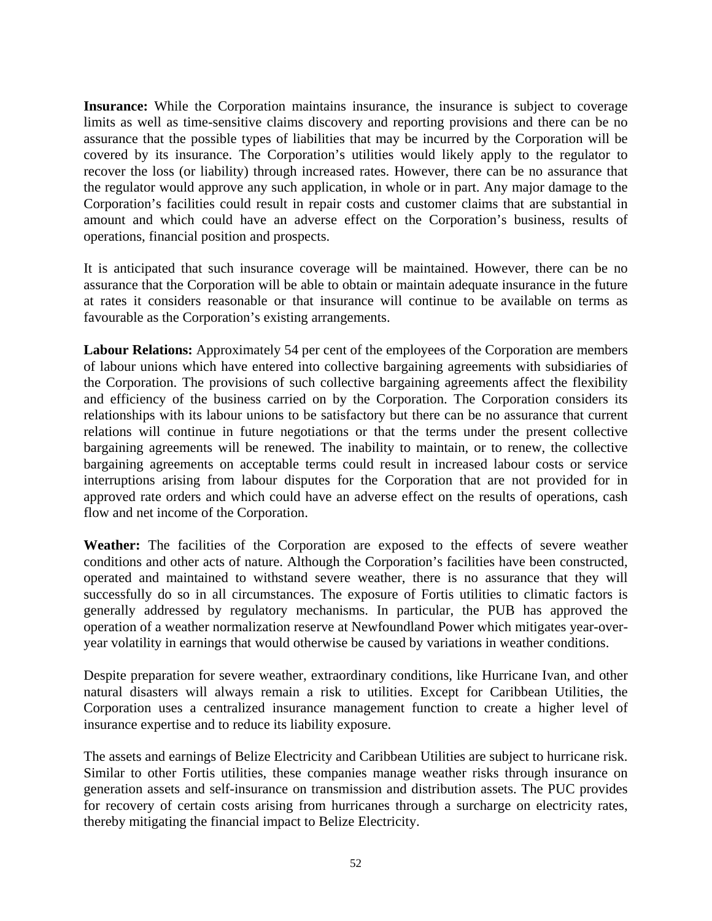**Insurance:** While the Corporation maintains insurance, the insurance is subject to coverage limits as well as time-sensitive claims discovery and reporting provisions and there can be no assurance that the possible types of liabilities that may be incurred by the Corporation will be covered by its insurance. The Corporation's utilities would likely apply to the regulator to recover the loss (or liability) through increased rates. However, there can be no assurance that the regulator would approve any such application, in whole or in part. Any major damage to the Corporation's facilities could result in repair costs and customer claims that are substantial in amount and which could have an adverse effect on the Corporation's business, results of operations, financial position and prospects.

It is anticipated that such insurance coverage will be maintained. However, there can be no assurance that the Corporation will be able to obtain or maintain adequate insurance in the future at rates it considers reasonable or that insurance will continue to be available on terms as favourable as the Corporation's existing arrangements.

**Labour Relations:** Approximately 54 per cent of the employees of the Corporation are members of labour unions which have entered into collective bargaining agreements with subsidiaries of the Corporation. The provisions of such collective bargaining agreements affect the flexibility and efficiency of the business carried on by the Corporation. The Corporation considers its relationships with its labour unions to be satisfactory but there can be no assurance that current relations will continue in future negotiations or that the terms under the present collective bargaining agreements will be renewed. The inability to maintain, or to renew, the collective bargaining agreements on acceptable terms could result in increased labour costs or service interruptions arising from labour disputes for the Corporation that are not provided for in approved rate orders and which could have an adverse effect on the results of operations, cash flow and net income of the Corporation.

**Weather:** The facilities of the Corporation are exposed to the effects of severe weather conditions and other acts of nature. Although the Corporation's facilities have been constructed, operated and maintained to withstand severe weather, there is no assurance that they will successfully do so in all circumstances. The exposure of Fortis utilities to climatic factors is generally addressed by regulatory mechanisms. In particular, the PUB has approved the operation of a weather normalization reserve at Newfoundland Power which mitigates year-over-year volatility in earnings that would otherwise be caused by variations in weather conditions.

Despite preparation for severe weather, extraordinary conditions, like Hurricane Ivan, and other natural disasters will always remain a risk to utilities. Except for Caribbean Utilities, the Corporation uses a centralized insurance management function to create a higher level of insurance expertise and to reduce its liability exposure.

The assets and earnings of Belize Electricity and Caribbean Utilities are subject to hurricane risk. Similar to other Fortis utilities, these companies manage weather risks through insurance on generation assets and self-insurance on transmission and distribution assets. The PUC provides for recovery of certain costs arising from hurricanes through a surcharge on electricity rates, thereby mitigating the financial impact to Belize Electricity.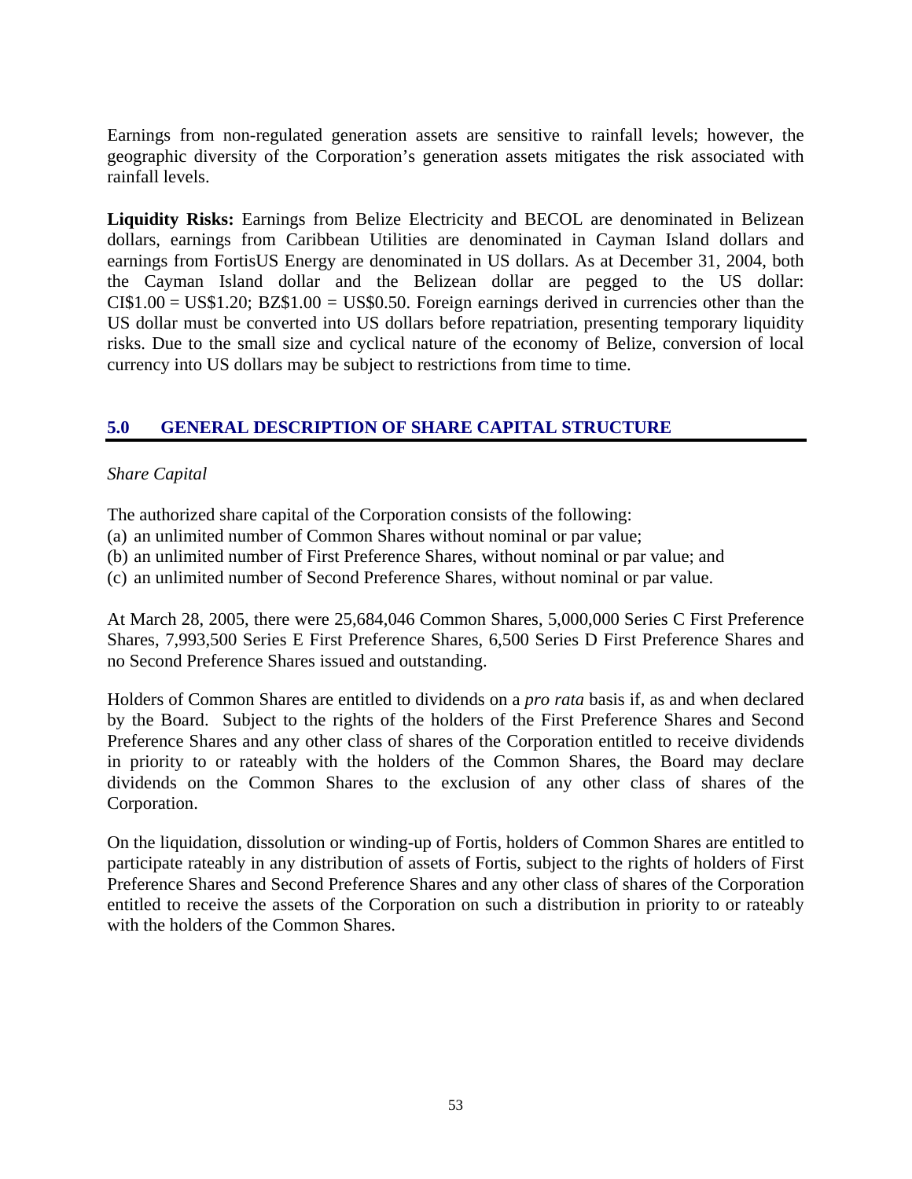Earnings from non-regulated generation assets are sensitive to rainfall levels; however, the geographic diversity of the Corporation's generation assets mitigates the risk associated with rainfall levels.

**Liquidity Risks:** Earnings from Belize Electricity and BECOL are denominated in Belizean dollars, earnings from Caribbean Utilities are denominated in Cayman Island dollars and earnings from FortisUS Energy are denominated in US dollars. As at December 31, 2004, both the Cayman Island dollar and the Belizean dollar are pegged to the US dollar: CI$1.00 = US$1.20; BZ$1.00 = US$0.50. Foreign earnings derived in currencies other than the US dollar must be converted into US dollars before repatriation, presenting temporary liquidity risks. Due to the small size and cyclical nature of the economy of Belize, conversion of local currency into US dollars may be subject to restrictions from time to time.

## 5.0 GENERAL DESCRIPTION OF SHARE CAPITAL STRUCTURE

*Share Capital*

The authorized share capital of the Corporation consists of the following:

(a) an unlimited number of Common Shares without nominal or par value;
(b) an unlimited number of First Preference Shares, without nominal or par value; and
(c) an unlimited number of Second Preference Shares, without nominal or par value.

At March 28, 2005, there were 25,684,046 Common Shares, 5,000,000 Series C First Preference Shares, 7,993,500 Series E First Preference Shares, 6,500 Series D First Preference Shares and no Second Preference Shares issued and outstanding.

Holders of Common Shares are entitled to dividends on a *pro rata* basis if, as and when declared by the Board. Subject to the rights of the holders of the First Preference Shares and Second Preference Shares and any other class of shares of the Corporation entitled to receive dividends in priority to or rateably with the holders of the Common Shares, the Board may declare dividends on the Common Shares to the exclusion of any other class of shares of the Corporation.

On the liquidation, dissolution or winding-up of Fortis, holders of Common Shares are entitled to participate rateably in any distribution of assets of Fortis, subject to the rights of holders of First Preference Shares and Second Preference Shares and any other class of shares of the Corporation entitled to receive the assets of the Corporation on such a distribution in priority to or rateably with the holders of the Common Shares.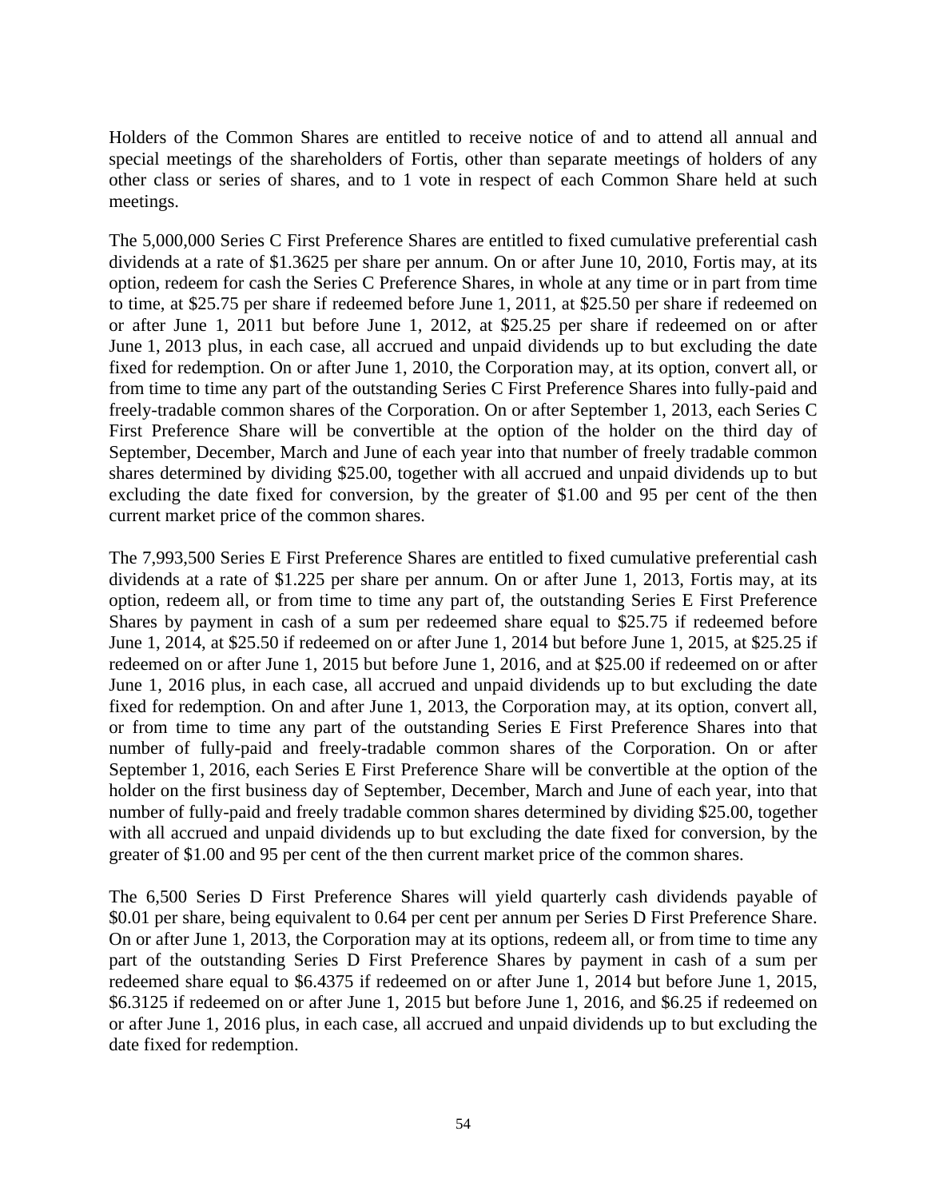Holders of the Common Shares are entitled to receive notice of and to attend all annual and special meetings of the shareholders of Fortis, other than separate meetings of holders of any other class or series of shares, and to 1 vote in respect of each Common Share held at such meetings.

The 5,000,000 Series C First Preference Shares are entitled to fixed cumulative preferential cash dividends at a rate of $1.3625 per share per annum. On or after June 10, 2010, Fortis may, at its option, redeem for cash the Series C Preference Shares, in whole at any time or in part from time to time, at $25.75 per share if redeemed before June 1, 2011, at $25.50 per share if redeemed on or after June 1, 2011 but before June 1, 2012, at $25.25 per share if redeemed on or after June 1, 2013 plus, in each case, all accrued and unpaid dividends up to but excluding the date fixed for redemption. On or after June 1, 2010, the Corporation may, at its option, convert all, or from time to time any part of the outstanding Series C First Preference Shares into fully-paid and freely-tradable common shares of the Corporation. On or after September 1, 2013, each Series C First Preference Share will be convertible at the option of the holder on the third day of September, December, March and June of each year into that number of freely tradable common shares determined by dividing $25.00, together with all accrued and unpaid dividends up to but excluding the date fixed for conversion, by the greater of $1.00 and 95 per cent of the then current market price of the common shares.

The 7,993,500 Series E First Preference Shares are entitled to fixed cumulative preferential cash dividends at a rate of $1.225 per share per annum. On or after June 1, 2013, Fortis may, at its option, redeem all, or from time to time any part of, the outstanding Series E First Preference Shares by payment in cash of a sum per redeemed share equal to $25.75 if redeemed before June 1, 2014, at $25.50 if redeemed on or after June 1, 2014 but before June 1, 2015, at $25.25 if redeemed on or after June 1, 2015 but before June 1, 2016, and at $25.00 if redeemed on or after June 1, 2016 plus, in each case, all accrued and unpaid dividends up to but excluding the date fixed for redemption. On and after June 1, 2013, the Corporation may, at its option, convert all, or from time to time any part of the outstanding Series E First Preference Shares into that number of fully-paid and freely-tradable common shares of the Corporation. On or after September 1, 2016, each Series E First Preference Share will be convertible at the option of the holder on the first business day of September, December, March and June of each year, into that number of fully-paid and freely tradable common shares determined by dividing $25.00, together with all accrued and unpaid dividends up to but excluding the date fixed for conversion, by the greater of $1.00 and 95 per cent of the then current market price of the common shares.

The 6,500 Series D First Preference Shares will yield quarterly cash dividends payable of $0.01 per share, being equivalent to 0.64 per cent per annum per Series D First Preference Share. On or after June 1, 2013, the Corporation may at its options, redeem all, or from time to time any part of the outstanding Series D First Preference Shares by payment in cash of a sum per redeemed share equal to $6.4375 if redeemed on or after June 1, 2014 but before June 1, 2015, $6.3125 if redeemed on or after June 1, 2015 but before June 1, 2016, and $6.25 if redeemed on or after June 1, 2016 plus, in each case, all accrued and unpaid dividends up to but excluding the date fixed for redemption.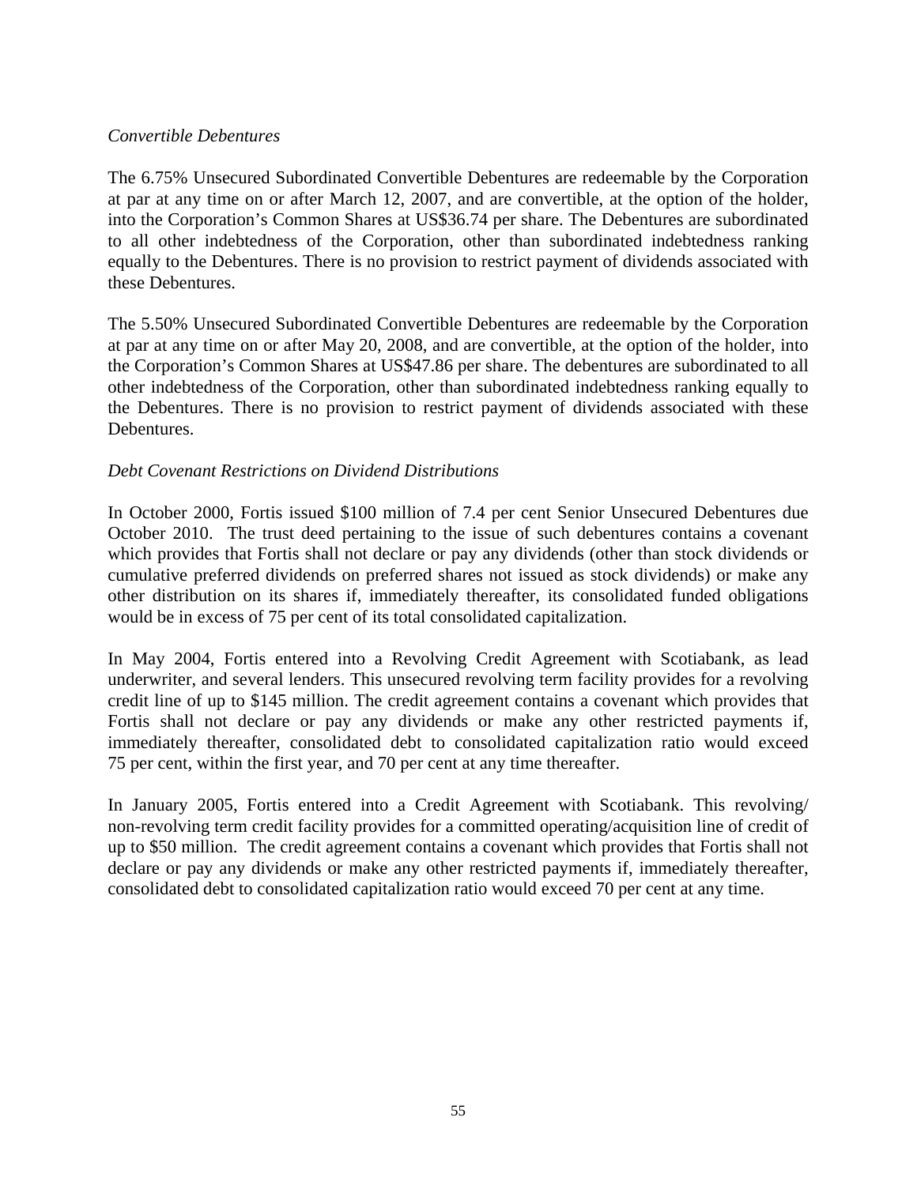*Convertible Debentures*

The 6.75% Unsecured Subordinated Convertible Debentures are redeemable by the Corporation at par at any time on or after March 12, 2007, and are convertible, at the option of the holder, into the Corporation's Common Shares at US$36.74 per share. The Debentures are subordinated to all other indebtedness of the Corporation, other than subordinated indebtedness ranking equally to the Debentures. There is no provision to restrict payment of dividends associated with these Debentures.

The 5.50% Unsecured Subordinated Convertible Debentures are redeemable by the Corporation at par at any time on or after May 20, 2008, and are convertible, at the option of the holder, into the Corporation's Common Shares at US$47.86 per share. The debentures are subordinated to all other indebtedness of the Corporation, other than subordinated indebtedness ranking equally to the Debentures. There is no provision to restrict payment of dividends associated with these Debentures.

*Debt Covenant Restrictions on Dividend Distributions*

In October 2000, Fortis issued $100 million of 7.4 per cent Senior Unsecured Debentures due October 2010. The trust deed pertaining to the issue of such debentures contains a covenant which provides that Fortis shall not declare or pay any dividends (other than stock dividends or cumulative preferred dividends on preferred shares not issued as stock dividends) or make any other distribution on its shares if, immediately thereafter, its consolidated funded obligations would be in excess of 75 per cent of its total consolidated capitalization.

In May 2004, Fortis entered into a Revolving Credit Agreement with Scotiabank, as lead underwriter, and several lenders. This unsecured revolving term facility provides for a revolving credit line of up to $145 million. The credit agreement contains a covenant which provides that Fortis shall not declare or pay any dividends or make any other restricted payments if, immediately thereafter, consolidated debt to consolidated capitalization ratio would exceed 75 per cent, within the first year, and 70 per cent at any time thereafter.

In January 2005, Fortis entered into a Credit Agreement with Scotiabank. This revolving/ non-revolving term credit facility provides for a committed operating/acquisition line of credit of up to $50 million. The credit agreement contains a covenant which provides that Fortis shall not declare or pay any dividends or make any other restricted payments if, immediately thereafter, consolidated debt to consolidated capitalization ratio would exceed 70 per cent at any time.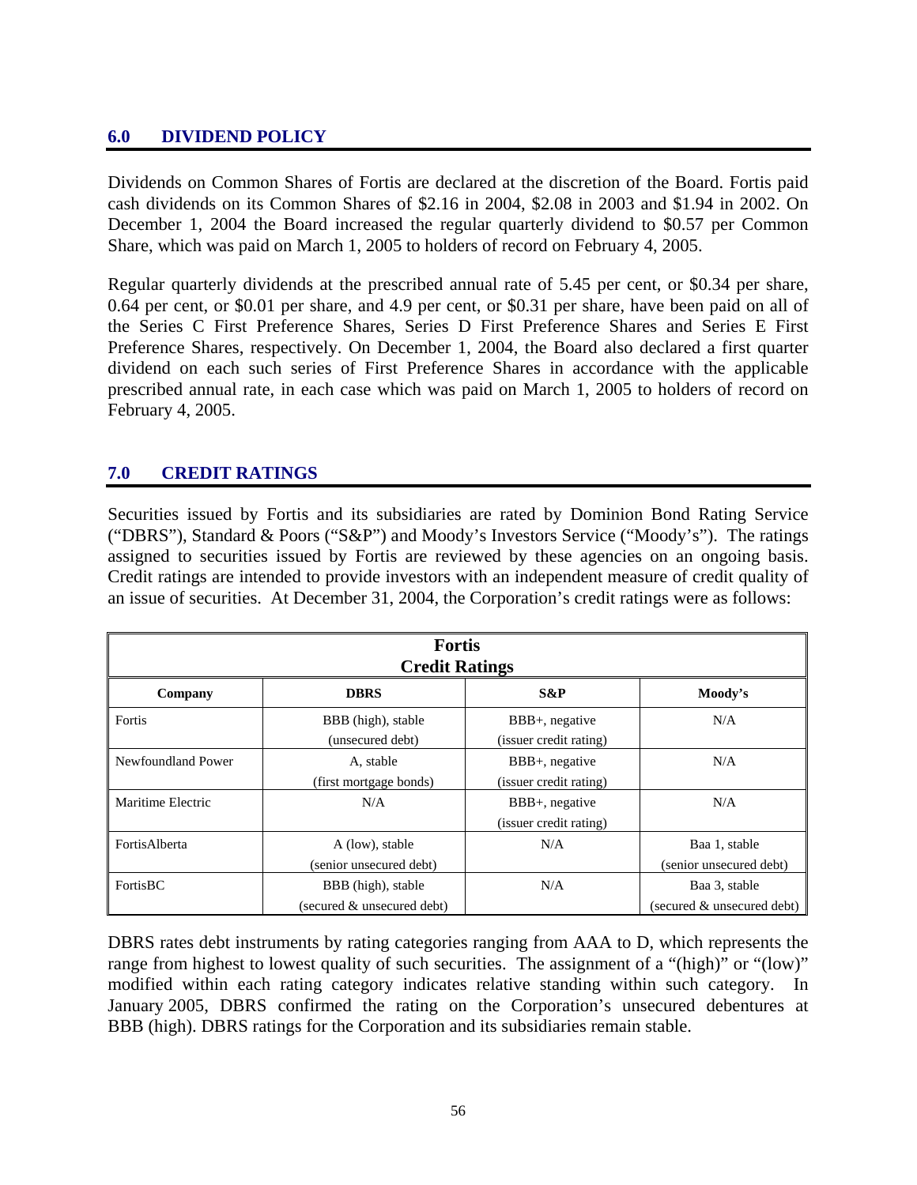## 6.0 DIVIDEND POLICY

Dividends on Common Shares of Fortis are declared at the discretion of the Board. Fortis paid cash dividends on its Common Shares of $2.16 in 2004, $2.08 in 2003 and $1.94 in 2002. On December 1, 2004 the Board increased the regular quarterly dividend to $0.57 per Common Share, which was paid on March 1, 2005 to holders of record on February 4, 2005.

Regular quarterly dividends at the prescribed annual rate of 5.45 per cent, or $0.34 per share, 0.64 per cent, or $0.01 per share, and 4.9 per cent, or $0.31 per share, have been paid on all of the Series C First Preference Shares, Series D First Preference Shares and Series E First Preference Shares, respectively. On December 1, 2004, the Board also declared a first quarter dividend on each such series of First Preference Shares in accordance with the applicable prescribed annual rate, in each case which was paid on March 1, 2005 to holders of record on February 4, 2005.

## 7.0 CREDIT RATINGS

Securities issued by Fortis and its subsidiaries are rated by Dominion Bond Rating Service ("DBRS"), Standard & Poors ("S&P") and Moody's Investors Service ("Moody's"). The ratings assigned to securities issued by Fortis are reviewed by these agencies on an ongoing basis. Credit ratings are intended to provide investors with an independent measure of credit quality of an issue of securities. At December 31, 2004, the Corporation's credit ratings were as follows:

**Fortis Credit Ratings**

| Company | DBRS | S&P | Moody's |
|---|---|---|---|
| Fortis | BBB (high), stable (unsecured debt) | BBB+, negative (issuer credit rating) | N/A |
| Newfoundland Power | A, stable (first mortgage bonds) | BBB+, negative (issuer credit rating) | N/A |
| Maritime Electric | N/A | BBB+, negative (issuer credit rating) | N/A |
| FortisAlberta | A (low), stable (senior unsecured debt) | N/A | Baa 1, stable (senior unsecured debt) |
| FortisBC | BBB (high), stable (secured & unsecured debt) | N/A | Baa 3, stable (secured & unsecured debt) |

DBRS rates debt instruments by rating categories ranging from AAA to D, which represents the range from highest to lowest quality of such securities. The assignment of a "(high)" or "(low)" modified within each rating category indicates relative standing within such category. In January 2005, DBRS confirmed the rating on the Corporation's unsecured debentures at BBB (high). DBRS ratings for the Corporation and its subsidiaries remain stable.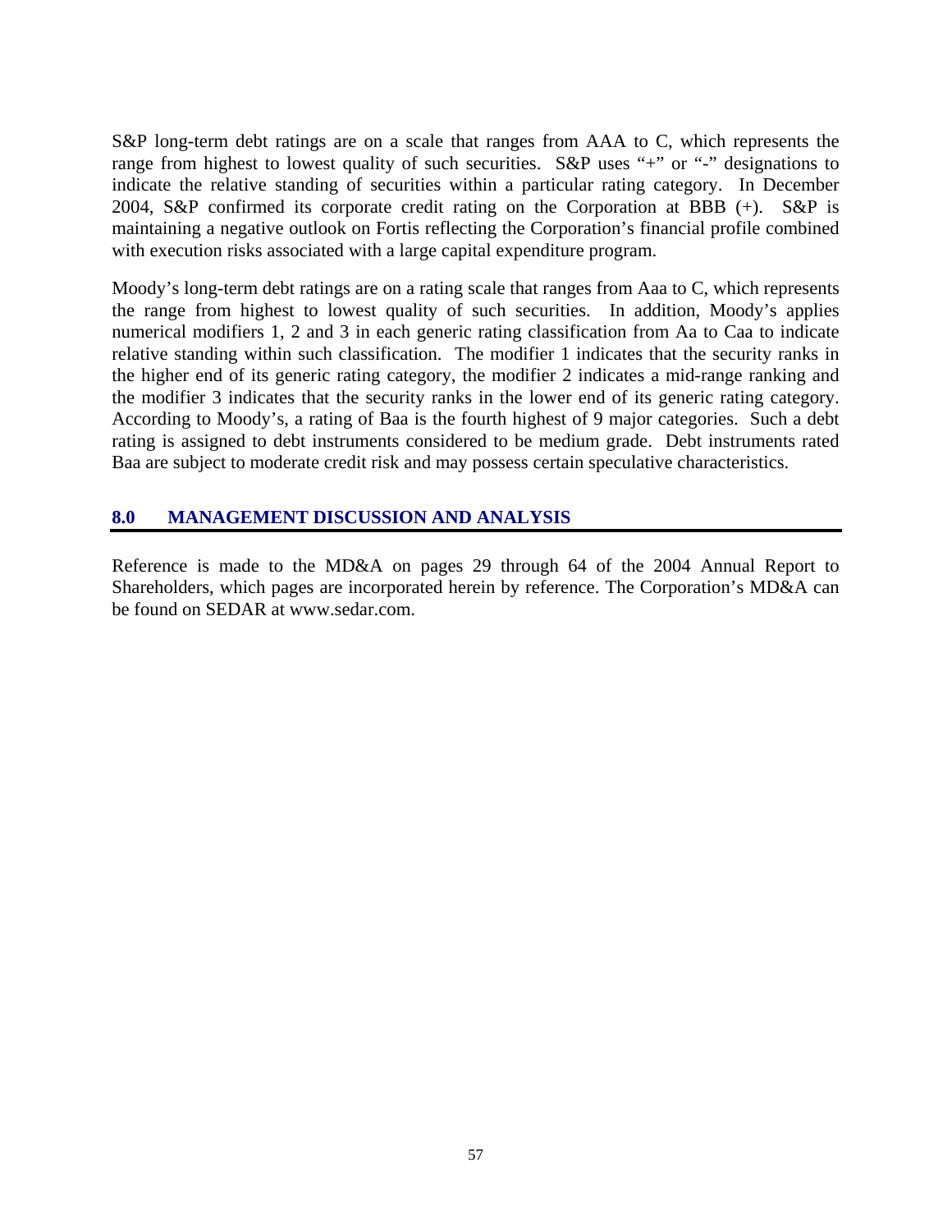S&P long-term debt ratings are on a scale that ranges from AAA to C, which represents the range from highest to lowest quality of such securities. S&P uses "+" or "-" designations to indicate the relative standing of securities within a particular rating category. In December 2004, S&P confirmed its corporate credit rating on the Corporation at BBB (+). S&P is maintaining a negative outlook on Fortis reflecting the Corporation's financial profile combined with execution risks associated with a large capital expenditure program.

Moody's long-term debt ratings are on a rating scale that ranges from Aaa to C, which represents the range from highest to lowest quality of such securities. In addition, Moody's applies numerical modifiers 1, 2 and 3 in each generic rating classification from Aa to Caa to indicate relative standing within such classification. The modifier 1 indicates that the security ranks in the higher end of its generic rating category, the modifier 2 indicates a mid-range ranking and the modifier 3 indicates that the security ranks in the lower end of its generic rating category. According to Moody's, a rating of Baa is the fourth highest of 9 major categories. Such a debt rating is assigned to debt instruments considered to be medium grade. Debt instruments rated Baa are subject to moderate credit risk and may possess certain speculative characteristics.

## 8.0 MANAGEMENT DISCUSSION AND ANALYSIS

Reference is made to the MD&A on pages 29 through 64 of the 2004 Annual Report to Shareholders, which pages are incorporated herein by reference. The Corporation's MD&A can be found on SEDAR at www.sedar.com.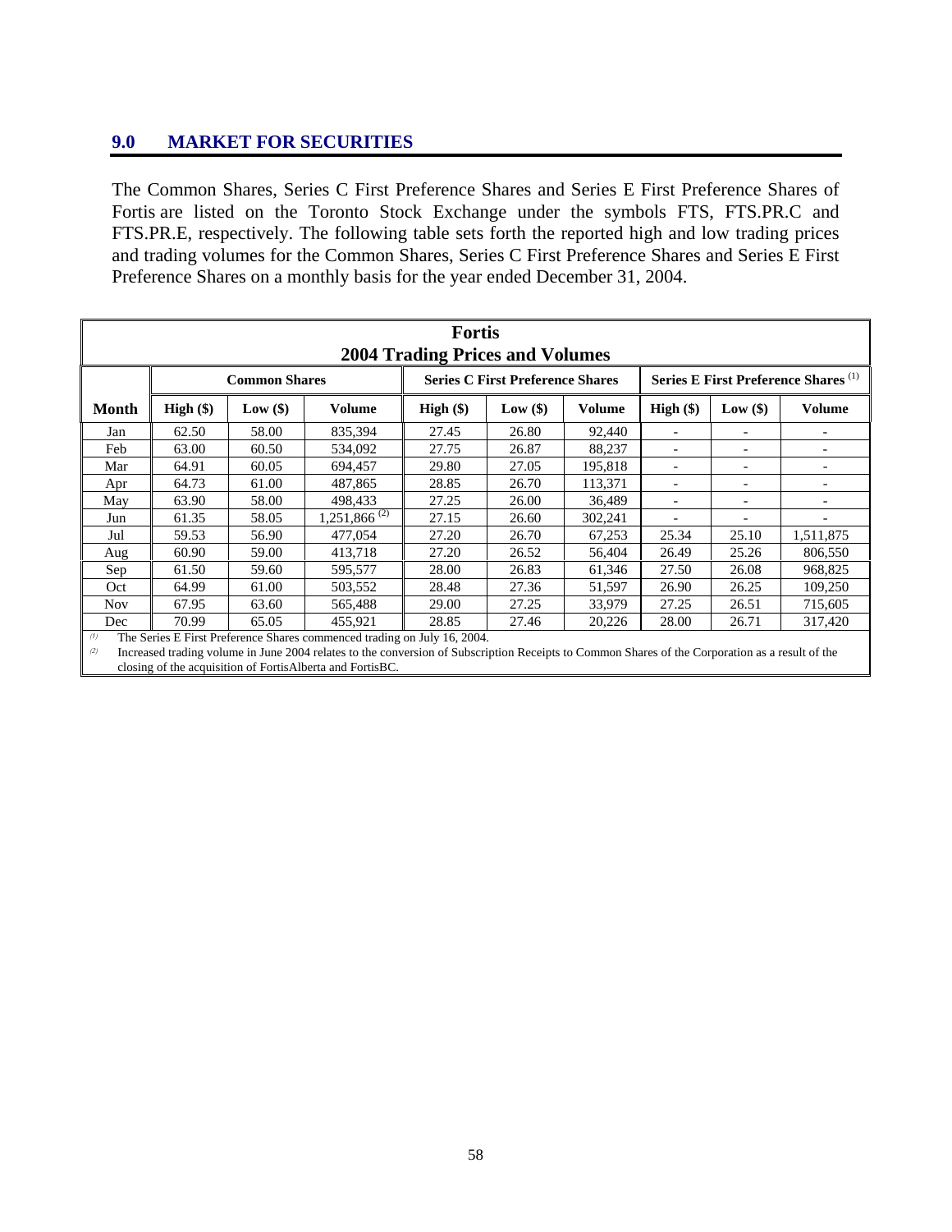## 9.0 MARKET FOR SECURITIES

The Common Shares, Series C First Preference Shares and Series E First Preference Shares of Fortis are listed on the Toronto Stock Exchange under the symbols FTS, FTS.PR.C and FTS.PR.E, respectively. The following table sets forth the reported high and low trading prices and trading volumes for the Common Shares, Series C First Preference Shares and Series E First Preference Shares on a monthly basis for the year ended December 31, 2004.

**Fortis**
**2004 Trading Prices and Volumes**

| | Common Shares | | | Series C First Preference Shares | | | Series E First Preference Shares [(1)] | | |
|---|---|---|---|---|---|---|---|---|---|
| **Month** | **High ($)** | **Low ($)** | **Volume** | **High ($)** | **Low ($)** | **Volume** | **High ($)** | **Low ($)** | **Volume** |
| Jan | 62.50 | 58.00 | 835,394 | 27.45 | 26.80 | 92,440 | - | - | - |
| Feb | 63.00 | 60.50 | 534,092 | 27.75 | 26.87 | 88,237 | - | - | - |
| Mar | 64.91 | 60.05 | 694,457 | 29.80 | 27.05 | 195,818 | - | - | - |
| Apr | 64.73 | 61.00 | 487,865 | 28.85 | 26.70 | 113,371 | - | - | - |
| May | 63.90 | 58.00 | 498,433 | 27.25 | 26.00 | 36,489 | - | - | - |
| Jun | 61.35 | 58.05 | 1,251,866 [(2)] | 27.15 | 26.60 | 302,241 | - | - | - |
| Jul | 59.53 | 56.90 | 477,054 | 27.20 | 26.70 | 67,253 | 25.34 | 25.10 | 1,511,875 |
| Aug | 60.90 | 59.00 | 413,718 | 27.20 | 26.52 | 56,404 | 26.49 | 25.26 | 806,550 |
| Sep | 61.50 | 59.60 | 595,577 | 28.00 | 26.83 | 61,346 | 27.50 | 26.08 | 968,825 |
| Oct | 64.99 | 61.00 | 503,552 | 28.48 | 27.36 | 51,597 | 26.90 | 26.25 | 109,250 |
| Nov | 67.95 | 63.60 | 565,488 | 29.00 | 27.25 | 33,979 | 27.25 | 26.51 | 715,605 |
| Dec | 70.99 | 65.05 | 455,921 | 28.85 | 27.46 | 20,226 | 28.00 | 26.71 | 317,420 |

(1) The Series E First Preference Shares commenced trading on July 16, 2004.

(2) Increased trading volume in June 2004 relates to the conversion of Subscription Receipts to Common Shares of the Corporation as a result of the closing of the acquisition of FortisAlberta and FortisBC.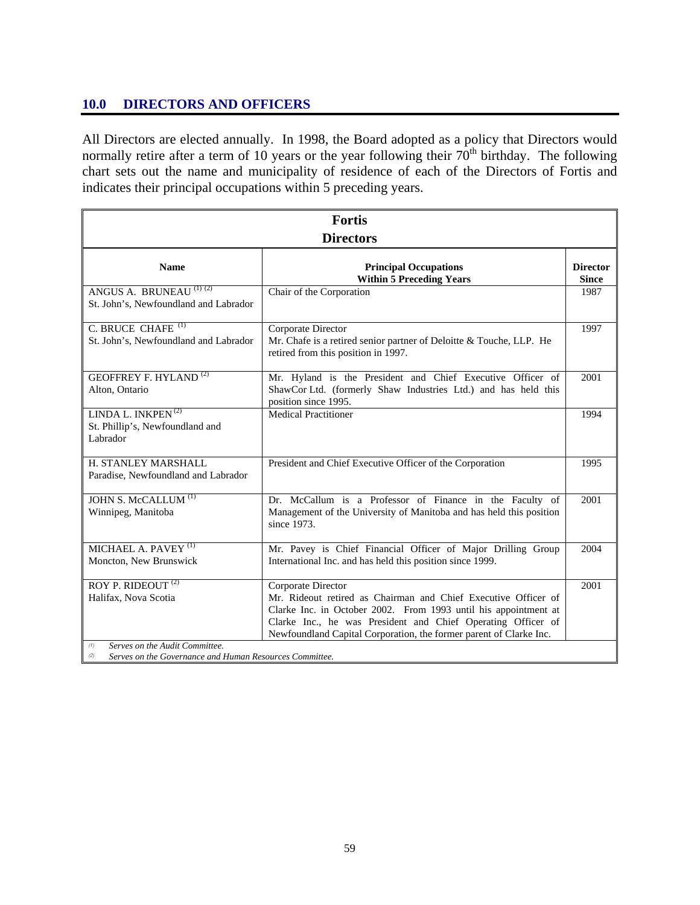## 10.0 DIRECTORS AND OFFICERS

All Directors are elected annually. In 1998, the Board adopted as a policy that Directors would normally retire after a term of 10 years or the year following their 70th birthday. The following chart sets out the name and municipality of residence of each of the Directors of Fortis and indicates their principal occupations within 5 preceding years.

| **Fortis Directors** | | |
|---|---|---|
| **Name** | **Principal Occupations Within 5 Preceding Years** | **Director Since** |
| ANGUS A. BRUNEAU (1) (2)<br>St. John's, Newfoundland and Labrador | Chair of the Corporation | 1987 |
| C. BRUCE CHAFE (1)<br>St. John's, Newfoundland and Labrador | Corporate Director<br>Mr. Chafe is a retired senior partner of Deloitte & Touche, LLP. He retired from this position in 1997. | 1997 |
| GEOFFREY F. HYLAND (2)<br>Alton, Ontario | Mr. Hyland is the President and Chief Executive Officer of ShawCor Ltd. (formerly Shaw Industries Ltd.) and has held this position since 1995. | 2001 |
| LINDA L. INKPEN (2)<br>St. Phillip's, Newfoundland and Labrador | Medical Practitioner | 1994 |
| H. STANLEY MARSHALL<br>Paradise, Newfoundland and Labrador | President and Chief Executive Officer of the Corporation | 1995 |
| JOHN S. McCALLUM (1)<br>Winnipeg, Manitoba | Dr. McCallum is a Professor of Finance in the Faculty of Management of the University of Manitoba and has held this position since 1973. | 2001 |
| MICHAEL A. PAVEY (1)<br>Moncton, New Brunswick | Mr. Pavey is Chief Financial Officer of Major Drilling Group International Inc. and has held this position since 1999. | 2004 |
| ROY P. RIDEOUT (2)<br>Halifax, Nova Scotia | Corporate Director<br>Mr. Rideout retired as Chairman and Chief Executive Officer of Clarke Inc. in October 2002. From 1993 until his appointment at Clarke Inc., he was President and Chief Operating Officer of Newfoundland Capital Corporation, the former parent of Clarke Inc. | 2001 |

(1) *Serves on the Audit Committee.*
(2) *Serves on the Governance and Human Resources Committee.*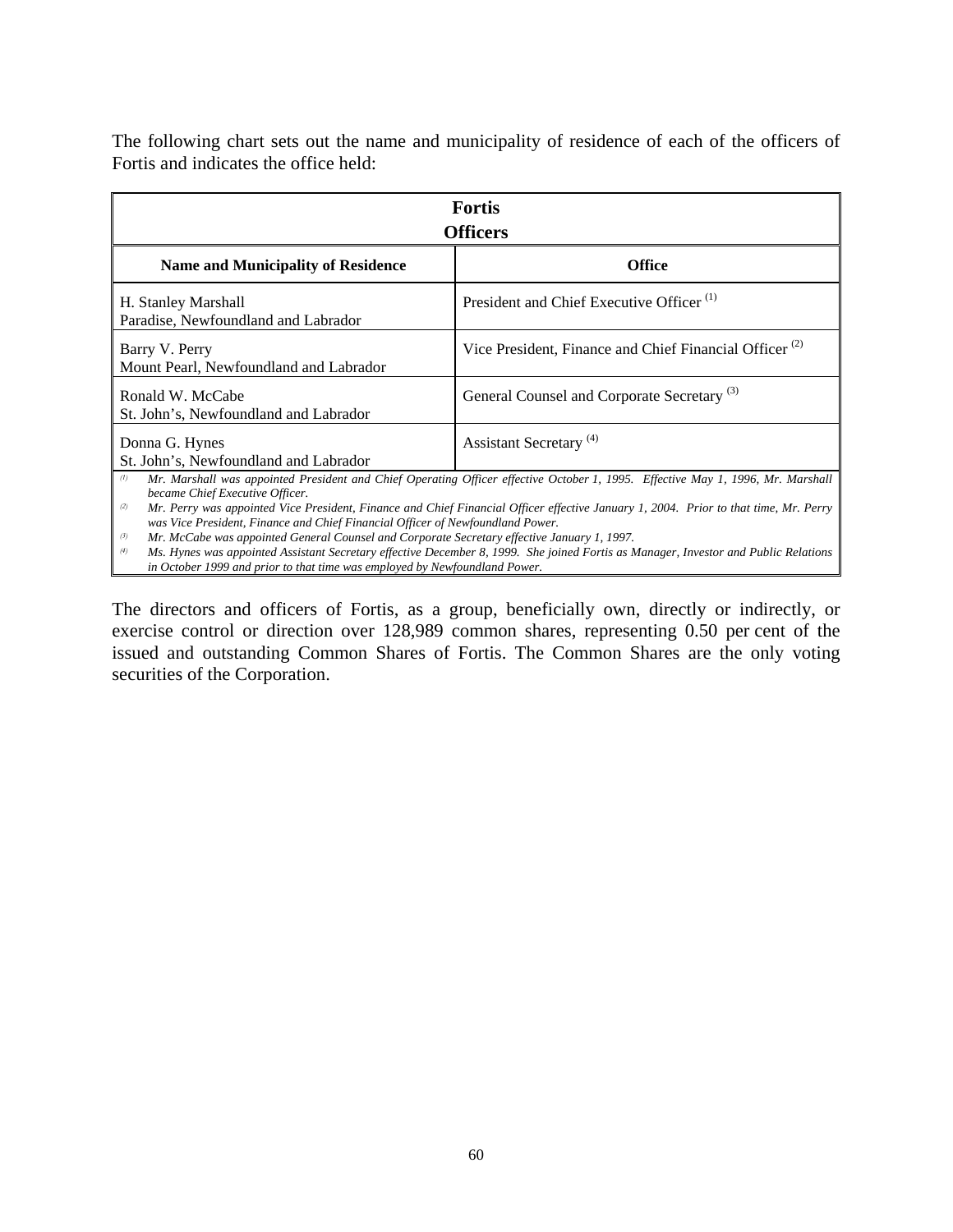The following chart sets out the name and municipality of residence of each of the officers of Fortis and indicates the office held:

| **Fortis Officers** | |
|---|---|
| **Name and Municipality of Residence** | **Office** |
| H. Stanley Marshall<br>Paradise, Newfoundland and Labrador | President and Chief Executive Officer [(1)] |
| Barry V. Perry<br>Mount Pearl, Newfoundland and Labrador | Vice President, Finance and Chief Financial Officer [(2)] |
| Ronald W. McCabe<br>St. John's, Newfoundland and Labrador | General Counsel and Corporate Secretary [(3)] |
| Donna G. Hynes<br>St. John's, Newfoundland and Labrador | Assistant Secretary [(4)] |

*(1) Mr. Marshall was appointed President and Chief Operating Officer effective October 1, 1995. Effective May 1, 1996, Mr. Marshall became Chief Executive Officer.*

*(2) Mr. Perry was appointed Vice President, Finance and Chief Financial Officer effective January 1, 2004. Prior to that time, Mr. Perry was Vice President, Finance and Chief Financial Officer of Newfoundland Power.*

*(3) Mr. McCabe was appointed General Counsel and Corporate Secretary effective January 1, 1997.*

*(4) Ms. Hynes was appointed Assistant Secretary effective December 8, 1999. She joined Fortis as Manager, Investor and Public Relations in October 1999 and prior to that time was employed by Newfoundland Power.*

The directors and officers of Fortis, as a group, beneficially own, directly or indirectly, or exercise control or direction over 128,989 common shares, representing 0.50 per cent of the issued and outstanding Common Shares of Fortis. The Common Shares are the only voting securities of the Corporation.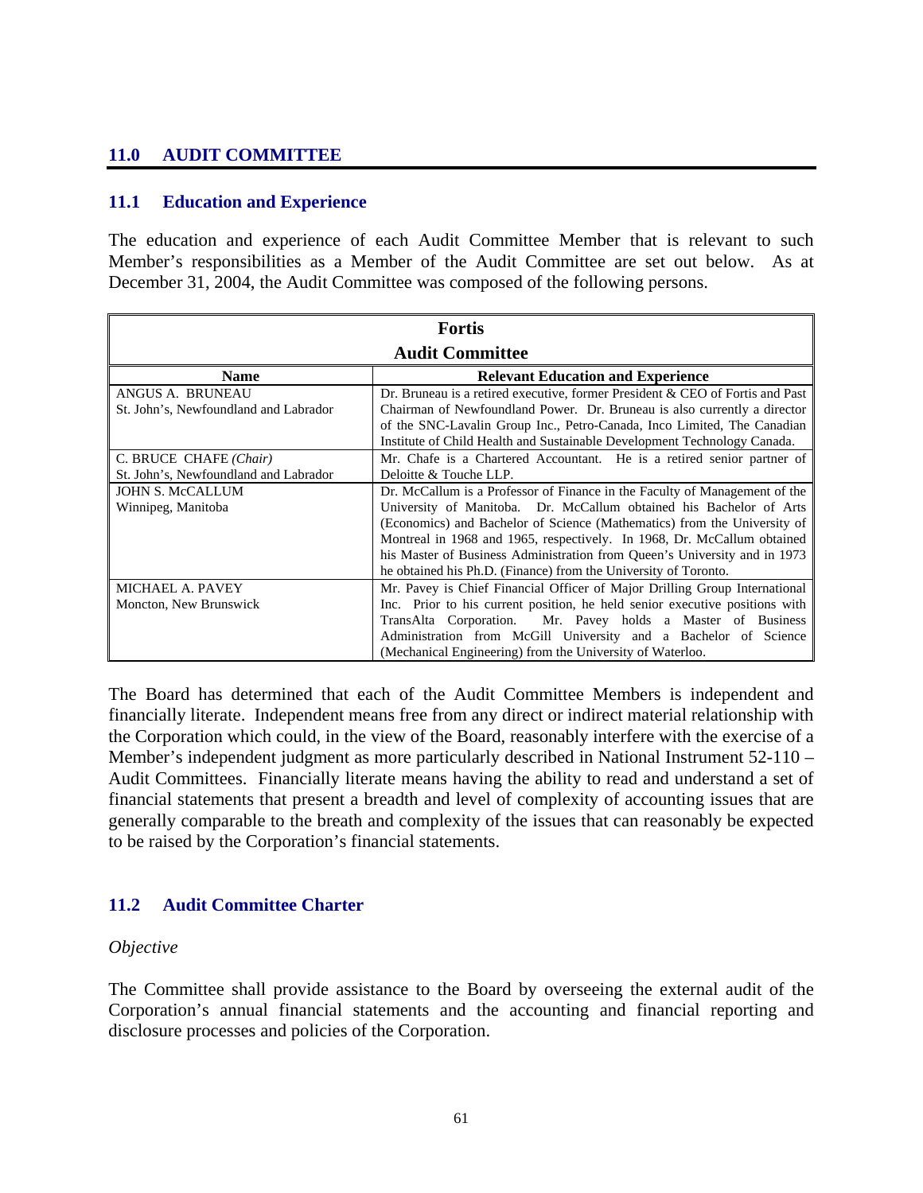## 11.0 AUDIT COMMITTEE

### 11.1 Education and Experience

The education and experience of each Audit Committee Member that is relevant to such Member's responsibilities as a Member of the Audit Committee are set out below. As at December 31, 2004, the Audit Committee was composed of the following persons.

| Fortis<br>Audit Committee | |
|---|---|
| **Name** | **Relevant Education and Experience** |
| ANGUS A. BRUNEAU<br>St. John's, Newfoundland and Labrador | Dr. Bruneau is a retired executive, former President & CEO of Fortis and Past Chairman of Newfoundland Power. Dr. Bruneau is also currently a director of the SNC-Lavalin Group Inc., Petro-Canada, Inco Limited, The Canadian Institute of Child Health and Sustainable Development Technology Canada. |
| C. BRUCE CHAFE *(Chair)*<br>St. John's, Newfoundland and Labrador | Mr. Chafe is a Chartered Accountant. He is a retired senior partner of Deloitte & Touche LLP. |
| JOHN S. McCALLUM<br>Winnipeg, Manitoba | Dr. McCallum is a Professor of Finance in the Faculty of Management of the University of Manitoba. Dr. McCallum obtained his Bachelor of Arts (Economics) and Bachelor of Science (Mathematics) from the University of Montreal in 1968 and 1965, respectively. In 1968, Dr. McCallum obtained his Master of Business Administration from Queen's University and in 1973 he obtained his Ph.D. (Finance) from the University of Toronto. |
| MICHAEL A. PAVEY<br>Moncton, New Brunswick | Mr. Pavey is Chief Financial Officer of Major Drilling Group International Inc. Prior to his current position, he held senior executive positions with TransAlta Corporation. Mr. Pavey holds a Master of Business Administration from McGill University and a Bachelor of Science (Mechanical Engineering) from the University of Waterloo. |

The Board has determined that each of the Audit Committee Members is independent and financially literate. Independent means free from any direct or indirect material relationship with the Corporation which could, in the view of the Board, reasonably interfere with the exercise of a Member's independent judgment as more particularly described in National Instrument 52-110 – Audit Committees. Financially literate means having the ability to read and understand a set of financial statements that present a breadth and level of complexity of accounting issues that are generally comparable to the breath and complexity of the issues that can reasonably be expected to be raised by the Corporation's financial statements.

### 11.2 Audit Committee Charter

*Objective*

The Committee shall provide assistance to the Board by overseeing the external audit of the Corporation's annual financial statements and the accounting and financial reporting and disclosure processes and policies of the Corporation.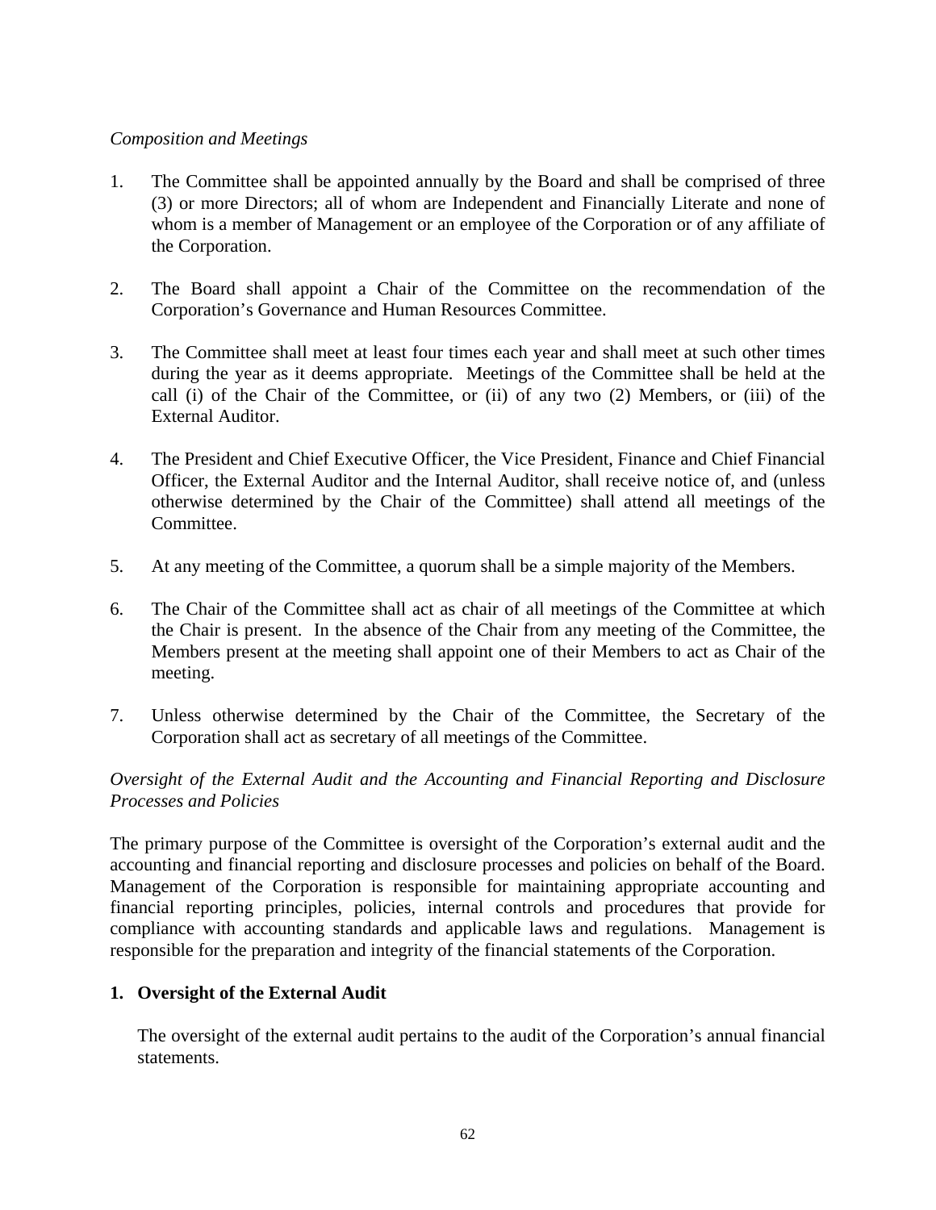*Composition and Meetings*

1. The Committee shall be appointed annually by the Board and shall be comprised of three (3) or more Directors; all of whom are Independent and Financially Literate and none of whom is a member of Management or an employee of the Corporation or of any affiliate of the Corporation.

2. The Board shall appoint a Chair of the Committee on the recommendation of the Corporation's Governance and Human Resources Committee.

3. The Committee shall meet at least four times each year and shall meet at such other times during the year as it deems appropriate. Meetings of the Committee shall be held at the call (i) of the Chair of the Committee, or (ii) of any two (2) Members, or (iii) of the External Auditor.

4. The President and Chief Executive Officer, the Vice President, Finance and Chief Financial Officer, the External Auditor and the Internal Auditor, shall receive notice of, and (unless otherwise determined by the Chair of the Committee) shall attend all meetings of the Committee.

5. At any meeting of the Committee, a quorum shall be a simple majority of the Members.

6. The Chair of the Committee shall act as chair of all meetings of the Committee at which the Chair is present. In the absence of the Chair from any meeting of the Committee, the Members present at the meeting shall appoint one of their Members to act as Chair of the meeting.

7. Unless otherwise determined by the Chair of the Committee, the Secretary of the Corporation shall act as secretary of all meetings of the Committee.

*Oversight of the External Audit and the Accounting and Financial Reporting and Disclosure Processes and Policies*

The primary purpose of the Committee is oversight of the Corporation's external audit and the accounting and financial reporting and disclosure processes and policies on behalf of the Board. Management of the Corporation is responsible for maintaining appropriate accounting and financial reporting principles, policies, internal controls and procedures that provide for compliance with accounting standards and applicable laws and regulations. Management is responsible for the preparation and integrity of the financial statements of the Corporation.

**1. Oversight of the External Audit**

The oversight of the external audit pertains to the audit of the Corporation's annual financial statements.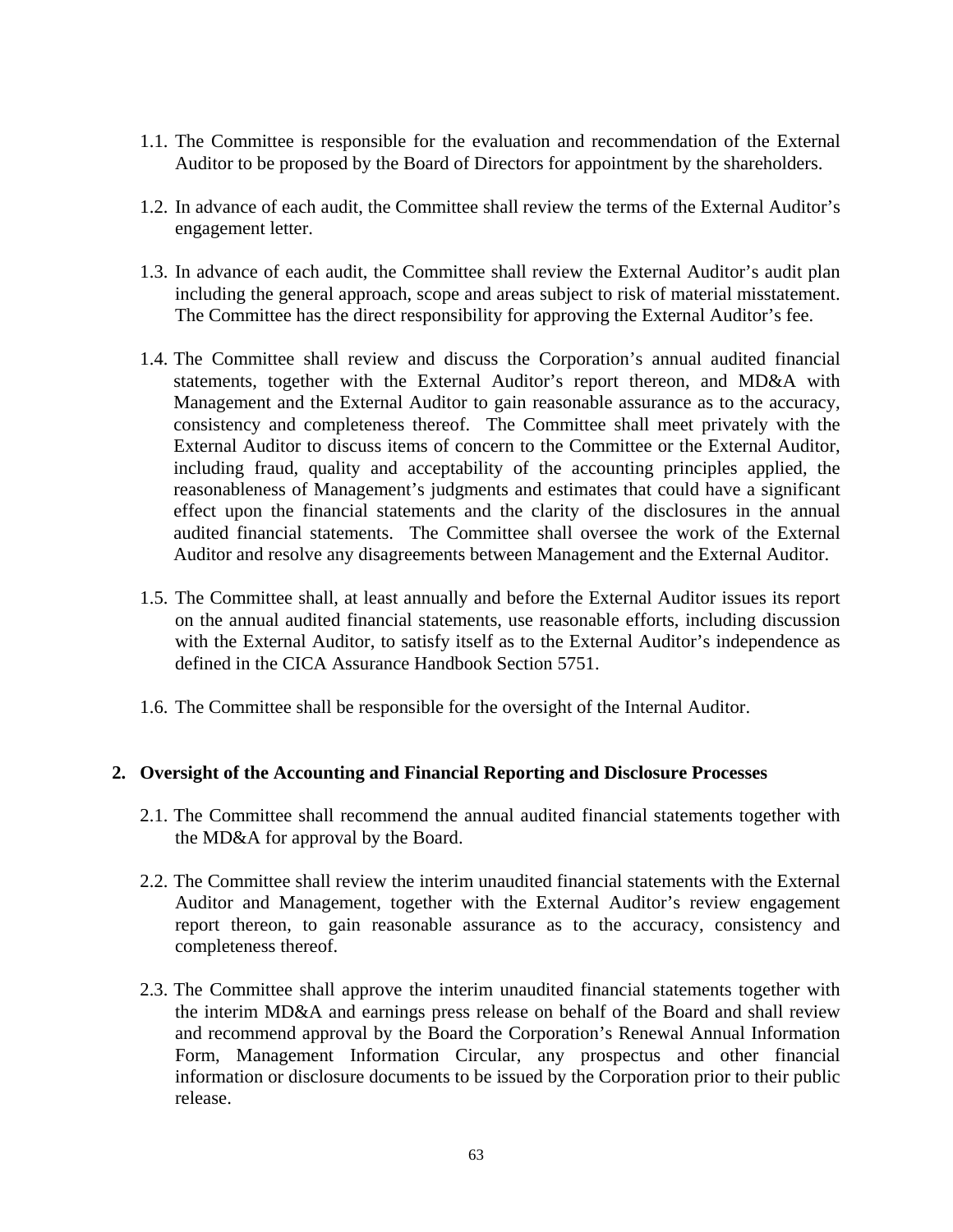1.1. The Committee is responsible for the evaluation and recommendation of the External Auditor to be proposed by the Board of Directors for appointment by the shareholders.

1.2. In advance of each audit, the Committee shall review the terms of the External Auditor's engagement letter.

1.3. In advance of each audit, the Committee shall review the External Auditor's audit plan including the general approach, scope and areas subject to risk of material misstatement. The Committee has the direct responsibility for approving the External Auditor's fee.

1.4. The Committee shall review and discuss the Corporation's annual audited financial statements, together with the External Auditor's report thereon, and MD&A with Management and the External Auditor to gain reasonable assurance as to the accuracy, consistency and completeness thereof. The Committee shall meet privately with the External Auditor to discuss items of concern to the Committee or the External Auditor, including fraud, quality and acceptability of the accounting principles applied, the reasonableness of Management's judgments and estimates that could have a significant effect upon the financial statements and the clarity of the disclosures in the annual audited financial statements. The Committee shall oversee the work of the External Auditor and resolve any disagreements between Management and the External Auditor.

1.5. The Committee shall, at least annually and before the External Auditor issues its report on the annual audited financial statements, use reasonable efforts, including discussion with the External Auditor, to satisfy itself as to the External Auditor's independence as defined in the CICA Assurance Handbook Section 5751.

1.6. The Committee shall be responsible for the oversight of the Internal Auditor.

## 2. Oversight of the Accounting and Financial Reporting and Disclosure Processes

2.1. The Committee shall recommend the annual audited financial statements together with the MD&A for approval by the Board.

2.2. The Committee shall review the interim unaudited financial statements with the External Auditor and Management, together with the External Auditor's review engagement report thereon, to gain reasonable assurance as to the accuracy, consistency and completeness thereof.

2.3. The Committee shall approve the interim unaudited financial statements together with the interim MD&A and earnings press release on behalf of the Board and shall review and recommend approval by the Board the Corporation's Renewal Annual Information Form, Management Information Circular, any prospectus and other financial information or disclosure documents to be issued by the Corporation prior to their public release.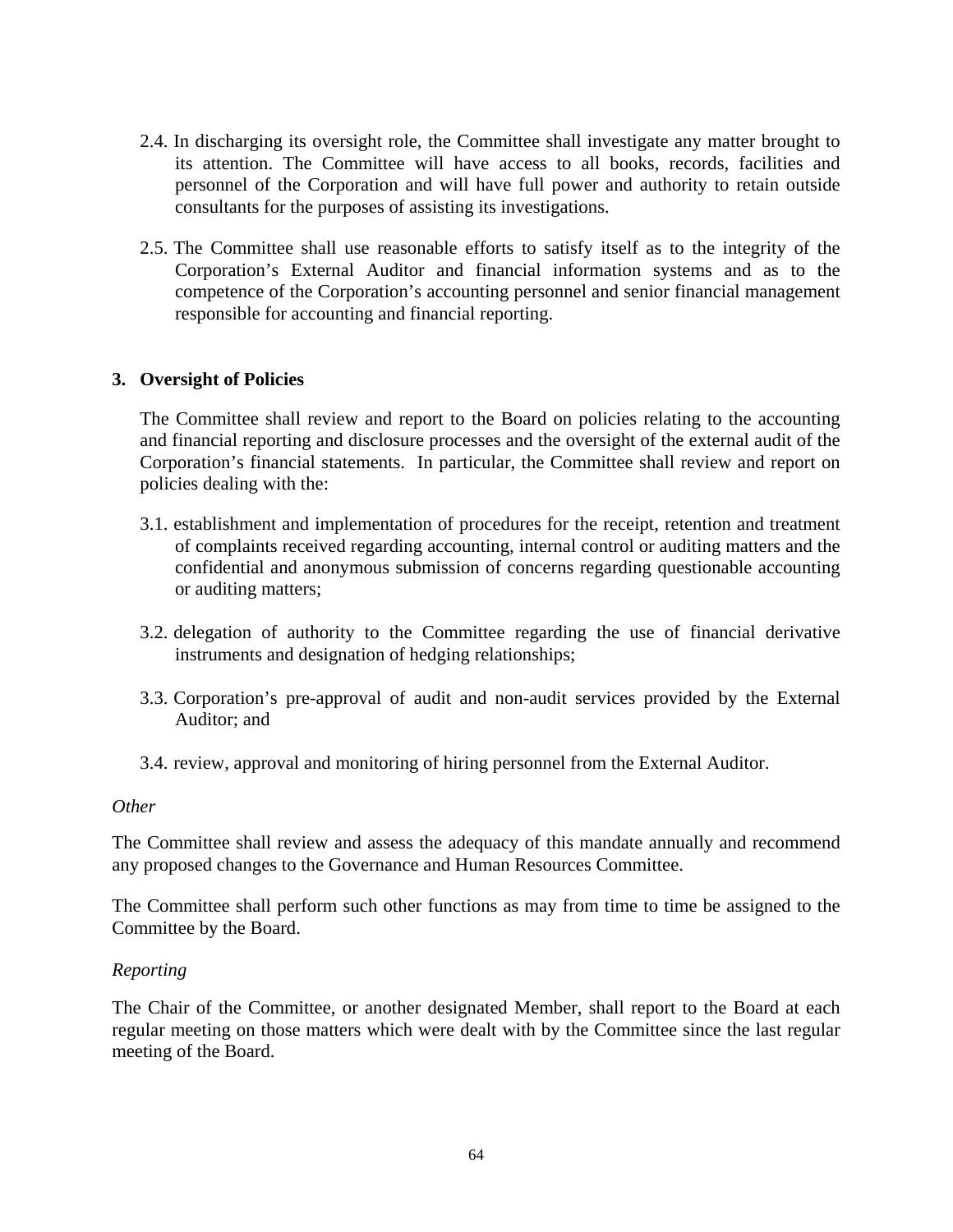2.4. In discharging its oversight role, the Committee shall investigate any matter brought to its attention. The Committee will have access to all books, records, facilities and personnel of the Corporation and will have full power and authority to retain outside consultants for the purposes of assisting its investigations.

2.5. The Committee shall use reasonable efforts to satisfy itself as to the integrity of the Corporation's External Auditor and financial information systems and as to the competence of the Corporation's accounting personnel and senior financial management responsible for accounting and financial reporting.

**3. Oversight of Policies**

The Committee shall review and report to the Board on policies relating to the accounting and financial reporting and disclosure processes and the oversight of the external audit of the Corporation's financial statements. In particular, the Committee shall review and report on policies dealing with the:

3.1. establishment and implementation of procedures for the receipt, retention and treatment of complaints received regarding accounting, internal control or auditing matters and the confidential and anonymous submission of concerns regarding questionable accounting or auditing matters;

3.2. delegation of authority to the Committee regarding the use of financial derivative instruments and designation of hedging relationships;

3.3. Corporation's pre-approval of audit and non-audit services provided by the External Auditor; and

3.4. review, approval and monitoring of hiring personnel from the External Auditor.

*Other*

The Committee shall review and assess the adequacy of this mandate annually and recommend any proposed changes to the Governance and Human Resources Committee.

The Committee shall perform such other functions as may from time to time be assigned to the Committee by the Board.

*Reporting*

The Chair of the Committee, or another designated Member, shall report to the Board at each regular meeting on those matters which were dealt with by the Committee since the last regular meeting of the Board.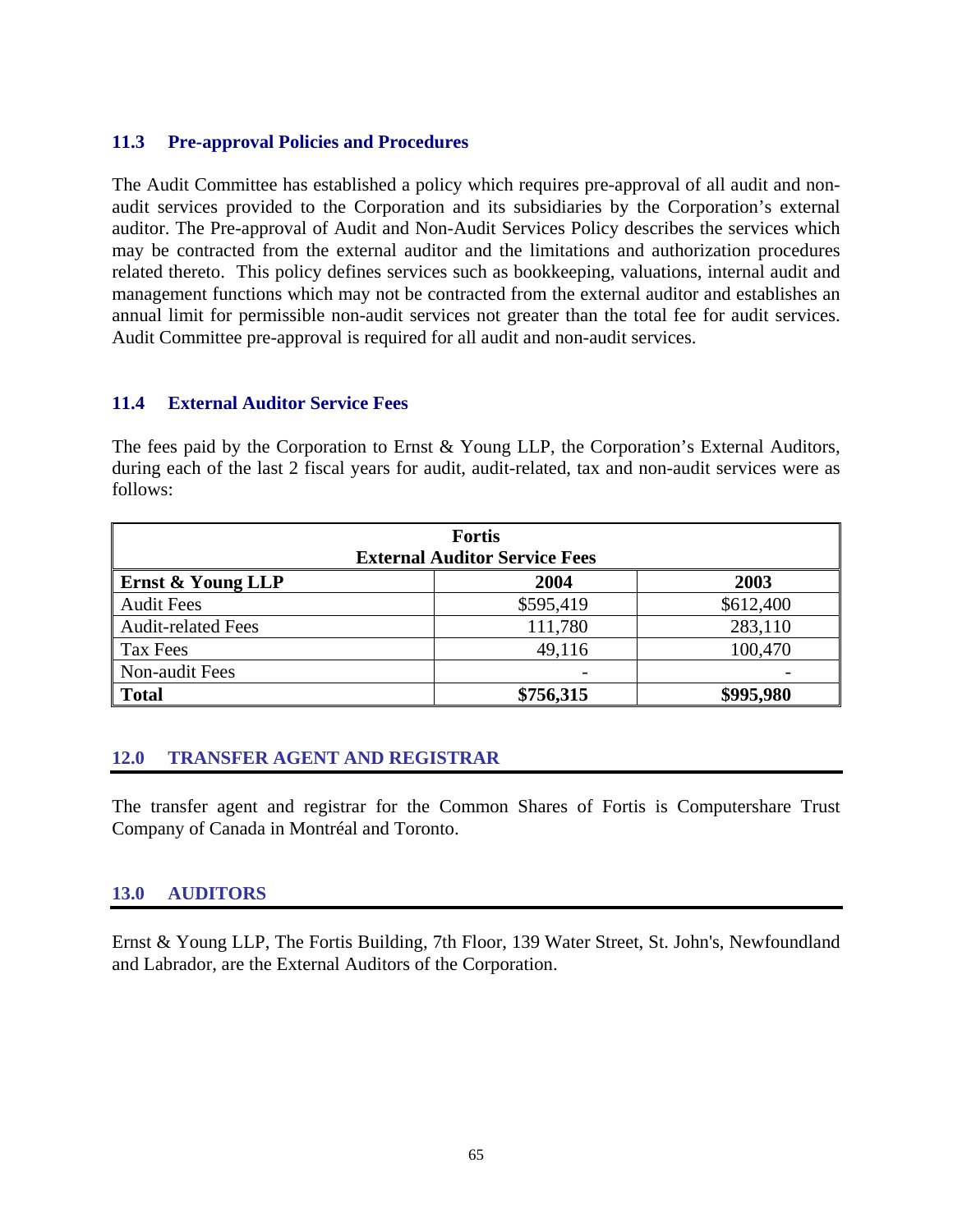### 11.3 Pre-approval Policies and Procedures

The Audit Committee has established a policy which requires pre-approval of all audit and non-audit services provided to the Corporation and its subsidiaries by the Corporation's external auditor. The Pre-approval of Audit and Non-Audit Services Policy describes the services which may be contracted from the external auditor and the limitations and authorization procedures related thereto. This policy defines services such as bookkeeping, valuations, internal audit and management functions which may not be contracted from the external auditor and establishes an annual limit for permissible non-audit services not greater than the total fee for audit services. Audit Committee pre-approval is required for all audit and non-audit services.

### 11.4 External Auditor Service Fees

The fees paid by the Corporation to Ernst & Young LLP, the Corporation's External Auditors, during each of the last 2 fiscal years for audit, audit-related, tax and non-audit services were as follows:

| **Fortis External Auditor Service Fees** | | |
|---|---|---|
| **Ernst & Young LLP** | **2004** | **2003** |
| Audit Fees | $595,419 | $612,400 |
| Audit-related Fees | 111,780 | 283,110 |
| Tax Fees | 49,116 | 100,470 |
| Non-audit Fees | - | - |
| **Total** | **$756,315** | **$995,980** |

## 12.0 TRANSFER AGENT AND REGISTRAR

The transfer agent and registrar for the Common Shares of Fortis is Computershare Trust Company of Canada in Montréal and Toronto.

## 13.0 AUDITORS

Ernst & Young LLP, The Fortis Building, 7th Floor, 139 Water Street, St. John's, Newfoundland and Labrador, are the External Auditors of the Corporation.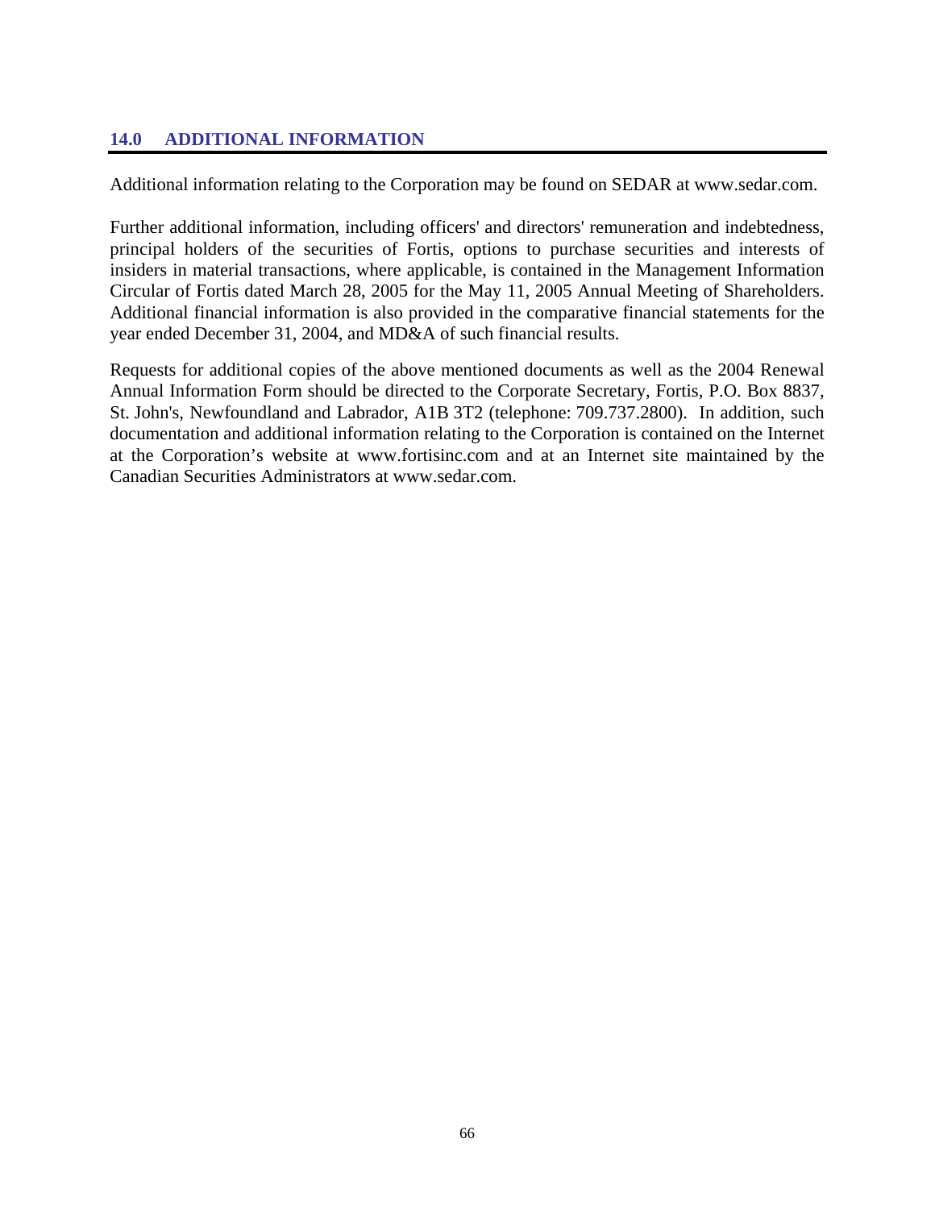## 14.0 ADDITIONAL INFORMATION

Additional information relating to the Corporation may be found on SEDAR at www.sedar.com.

Further additional information, including officers' and directors' remuneration and indebtedness, principal holders of the securities of Fortis, options to purchase securities and interests of insiders in material transactions, where applicable, is contained in the Management Information Circular of Fortis dated March 28, 2005 for the May 11, 2005 Annual Meeting of Shareholders. Additional financial information is also provided in the comparative financial statements for the year ended December 31, 2004, and MD&A of such financial results.

Requests for additional copies of the above mentioned documents as well as the 2004 Renewal Annual Information Form should be directed to the Corporate Secretary, Fortis, P.O. Box 8837, St. John's, Newfoundland and Labrador, A1B 3T2 (telephone: 709.737.2800). In addition, such documentation and additional information relating to the Corporation is contained on the Internet at the Corporation's website at www.fortisinc.com and at an Internet site maintained by the Canadian Securities Administrators at www.sedar.com.